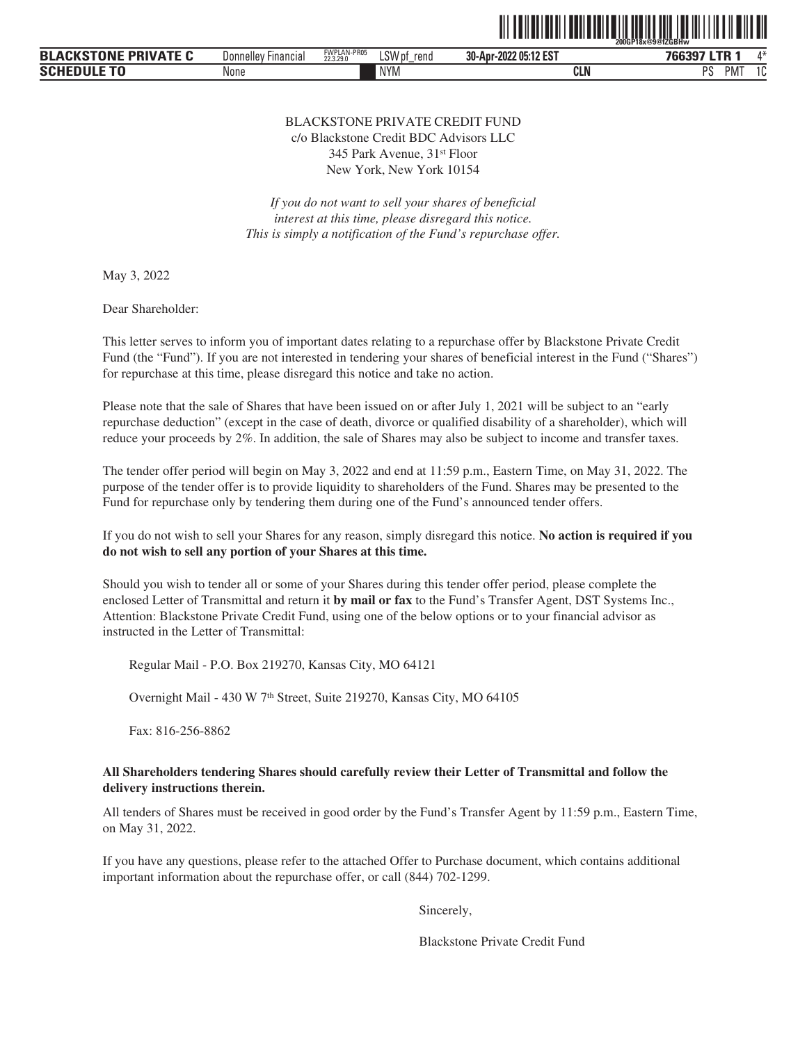BLACKSTONE PRIVATE CREDIT FUND
c/o Blackstone Credit BDC Advisors LLC
345 Park Avenue, 31st Floor
New York, New York 10154

*If you do not want to sell your shares of beneficial interest at this time, please disregard this notice. This is simply a notification of the Fund's repurchase offer.*

May 3, 2022

Dear Shareholder:

This letter serves to inform you of important dates relating to a repurchase offer by Blackstone Private Credit Fund (the "Fund"). If you are not interested in tendering your shares of beneficial interest in the Fund ("Shares") for repurchase at this time, please disregard this notice and take no action.

Please note that the sale of Shares that have been issued on or after July 1, 2021 will be subject to an "early repurchase deduction" (except in the case of death, divorce or qualified disability of a shareholder), which will reduce your proceeds by 2%. In addition, the sale of Shares may also be subject to income and transfer taxes.

The tender offer period will begin on May 3, 2022 and end at 11:59 p.m., Eastern Time, on May 31, 2022. The purpose of the tender offer is to provide liquidity to shareholders of the Fund. Shares may be presented to the Fund for repurchase only by tendering them during one of the Fund's announced tender offers.

If you do not wish to sell your Shares for any reason, simply disregard this notice. **No action is required if you do not wish to sell any portion of your Shares at this time.**

Should you wish to tender all or some of your Shares during this tender offer period, please complete the enclosed Letter of Transmittal and return it **by mail or fax** to the Fund's Transfer Agent, DST Systems Inc., Attention: Blackstone Private Credit Fund, using one of the below options or to your financial advisor as instructed in the Letter of Transmittal:

Regular Mail - P.O. Box 219270, Kansas City, MO 64121

Overnight Mail - 430 W 7th Street, Suite 219270, Kansas City, MO 64105

Fax: 816-256-8862

**All Shareholders tendering Shares should carefully review their Letter of Transmittal and follow the delivery instructions therein.**

All tenders of Shares must be received in good order by the Fund's Transfer Agent by 11:59 p.m., Eastern Time, on May 31, 2022.

If you have any questions, please refer to the attached Offer to Purchase document, which contains additional important information about the repurchase offer, or call (844) 702-1299.

Sincerely,

Blackstone Private Credit Fund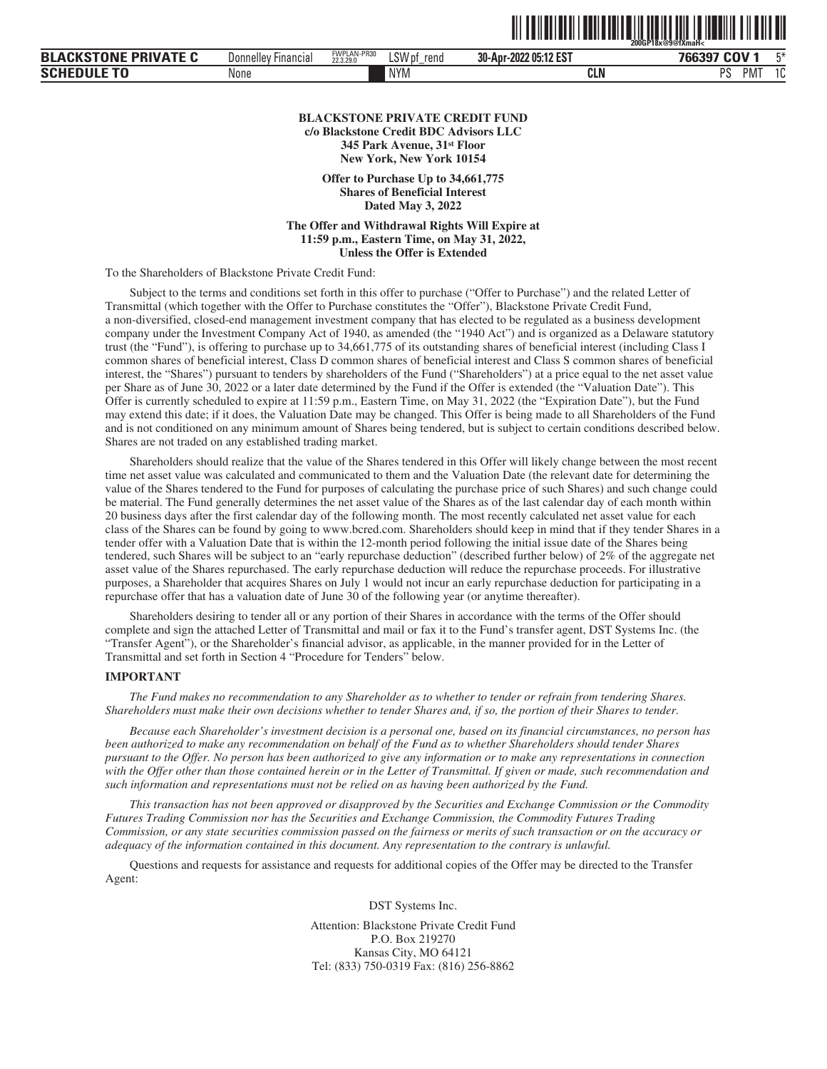**BLACKSTONE PRIVATE CREDIT FUND**
**c/o Blackstone Credit BDC Advisors LLC**
**345 Park Avenue, 31st Floor**
**New York, New York 10154**

**Offer to Purchase Up to 34,661,775**
**Shares of Beneficial Interest**
**Dated May 3, 2022**

**The Offer and Withdrawal Rights Will Expire at**
**11:59 p.m., Eastern Time, on May 31, 2022,**
**Unless the Offer is Extended**

To the Shareholders of Blackstone Private Credit Fund:

Subject to the terms and conditions set forth in this offer to purchase ("Offer to Purchase") and the related Letter of Transmittal (which together with the Offer to Purchase constitutes the "Offer"), Blackstone Private Credit Fund, a non-diversified, closed-end management investment company that has elected to be regulated as a business development company under the Investment Company Act of 1940, as amended (the "1940 Act") and is organized as a Delaware statutory trust (the "Fund"), is offering to purchase up to 34,661,775 of its outstanding shares of beneficial interest (including Class I common shares of beneficial interest, Class D common shares of beneficial interest and Class S common shares of beneficial interest, the "Shares") pursuant to tenders by shareholders of the Fund ("Shareholders") at a price equal to the net asset value per Share as of June 30, 2022 or a later date determined by the Fund if the Offer is extended (the "Valuation Date"). This Offer is currently scheduled to expire at 11:59 p.m., Eastern Time, on May 31, 2022 (the "Expiration Date"), but the Fund may extend this date; if it does, the Valuation Date may be changed. This Offer is being made to all Shareholders of the Fund and is not conditioned on any minimum amount of Shares being tendered, but is subject to certain conditions described below. Shares are not traded on any established trading market.

Shareholders should realize that the value of the Shares tendered in this Offer will likely change between the most recent time net asset value was calculated and communicated to them and the Valuation Date (the relevant date for determining the value of the Shares tendered to the Fund for purposes of calculating the purchase price of such Shares) and such change could be material. The Fund generally determines the net asset value of the Shares as of the last calendar day of each month within 20 business days after the first calendar day of the following month. The most recently calculated net asset value for each class of the Shares can be found by going to www.bcred.com. Shareholders should keep in mind that if they tender Shares in a tender offer with a Valuation Date that is within the 12-month period following the initial issue date of the Shares being tendered, such Shares will be subject to an "early repurchase deduction" (described further below) of 2% of the aggregate net asset value of the Shares repurchased. The early repurchase deduction will reduce the repurchase proceeds. For illustrative purposes, a Shareholder that acquires Shares on July 1 would not incur an early repurchase deduction for participating in a repurchase offer that has a valuation date of June 30 of the following year (or anytime thereafter).

Shareholders desiring to tender all or any portion of their Shares in accordance with the terms of the Offer should complete and sign the attached Letter of Transmittal and mail or fax it to the Fund's transfer agent, DST Systems Inc. (the "Transfer Agent"), or the Shareholder's financial advisor, as applicable, in the manner provided for in the Letter of Transmittal and set forth in Section 4 "Procedure for Tenders" below.

**IMPORTANT**

*The Fund makes no recommendation to any Shareholder as to whether to tender or refrain from tendering Shares. Shareholders must make their own decisions whether to tender Shares and, if so, the portion of their Shares to tender.*

*Because each Shareholder's investment decision is a personal one, based on its financial circumstances, no person has been authorized to make any recommendation on behalf of the Fund as to whether Shareholders should tender Shares pursuant to the Offer. No person has been authorized to give any information or to make any representations in connection with the Offer other than those contained herein or in the Letter of Transmittal. If given or made, such recommendation and such information and representations must not be relied on as having been authorized by the Fund.*

*This transaction has not been approved or disapproved by the Securities and Exchange Commission or the Commodity Futures Trading Commission nor has the Securities and Exchange Commission, the Commodity Futures Trading Commission, or any state securities commission passed on the fairness or merits of such transaction or on the accuracy or adequacy of the information contained in this document. Any representation to the contrary is unlawful.*

Questions and requests for assistance and requests for additional copies of the Offer may be directed to the Transfer Agent:

DST Systems Inc.

Attention: Blackstone Private Credit Fund
P.O. Box 219270
Kansas City, MO 64121
Tel: (833) 750-0319 Fax: (816) 256-8862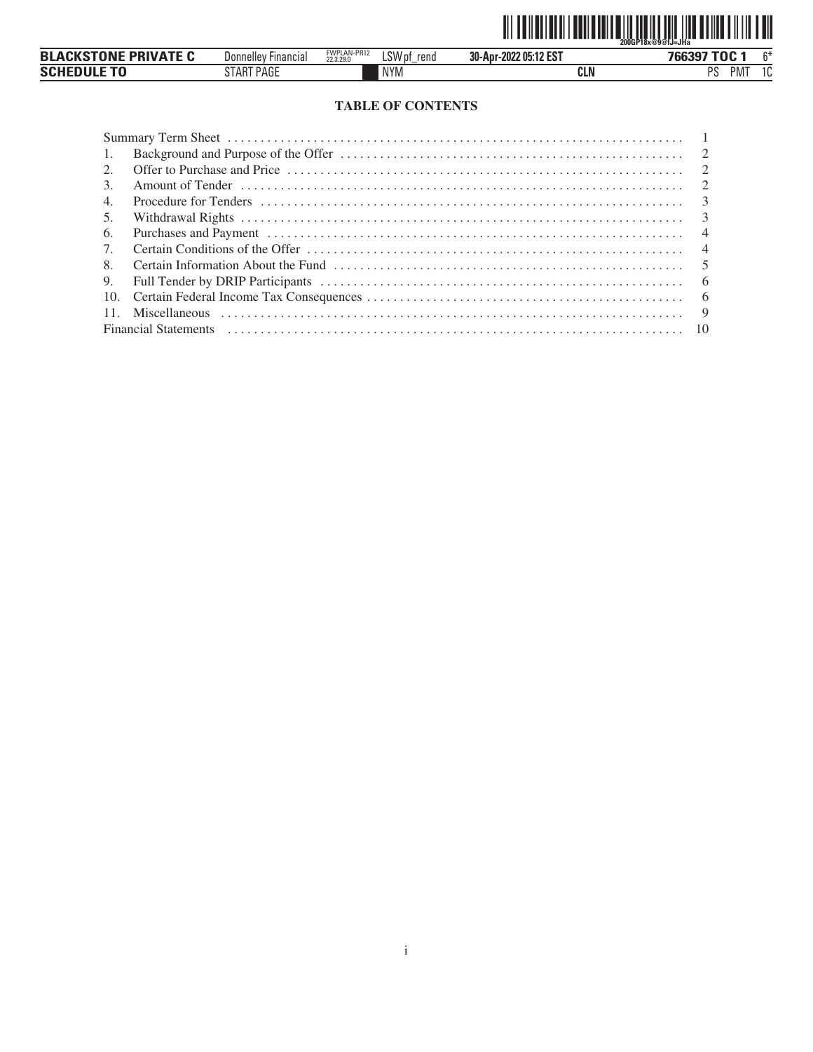## TABLE OF CONTENTS

| | | |
|---|---|---|
| Summary Term Sheet | | 1 |
| 1. | Background and Purpose of the Offer | 2 |
| 2. | Offer to Purchase and Price | 2 |
| 3. | Amount of Tender | 2 |
| 4. | Procedure for Tenders | 3 |
| 5. | Withdrawal Rights | 3 |
| 6. | Purchases and Payment | 4 |
| 7. | Certain Conditions of the Offer | 4 |
| 8. | Certain Information About the Fund | 5 |
| 9. | Full Tender by DRIP Participants | 6 |
| 10. | Certain Federal Income Tax Consequences | 6 |
| 11. | Miscellaneous | 9 |
| Financial Statements | | 10 |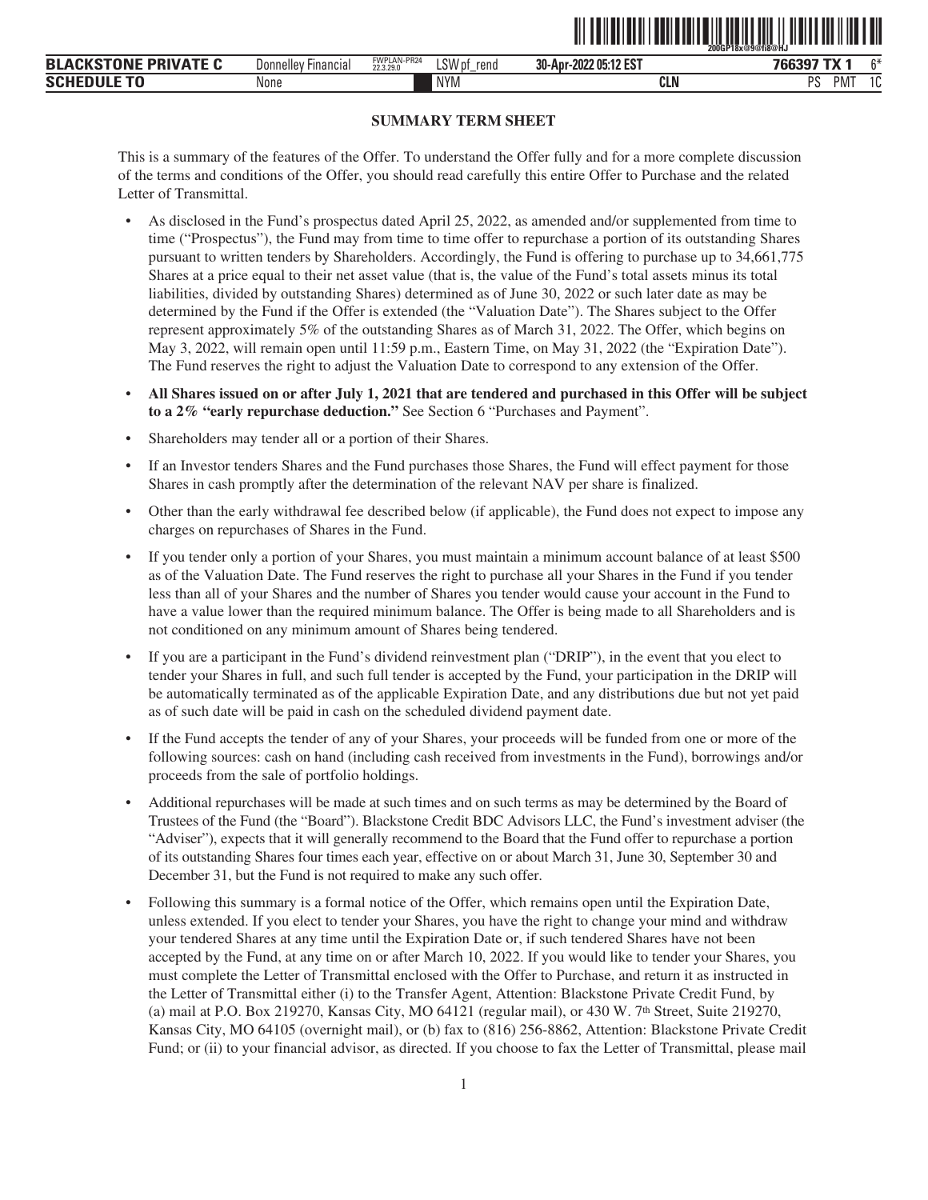# SUMMARY TERM SHEET

This is a summary of the features of the Offer. To understand the Offer fully and for a more complete discussion of the terms and conditions of the Offer, you should read carefully this entire Offer to Purchase and the related Letter of Transmittal.

- As disclosed in the Fund's prospectus dated April 25, 2022, as amended and/or supplemented from time to time ("Prospectus"), the Fund may from time to time offer to repurchase a portion of its outstanding Shares pursuant to written tenders by Shareholders. Accordingly, the Fund is offering to purchase up to 34,661,775 Shares at a price equal to their net asset value (that is, the value of the Fund's total assets minus its total liabilities, divided by outstanding Shares) determined as of June 30, 2022 or such later date as may be determined by the Fund if the Offer is extended (the "Valuation Date"). The Shares subject to the Offer represent approximately 5% of the outstanding Shares as of March 31, 2022. The Offer, which begins on May 3, 2022, will remain open until 11:59 p.m., Eastern Time, on May 31, 2022 (the "Expiration Date"). The Fund reserves the right to adjust the Valuation Date to correspond to any extension of the Offer.
- **All Shares issued on or after July 1, 2021 that are tendered and purchased in this Offer will be subject to a 2% "early repurchase deduction."** See Section 6 "Purchases and Payment".
- Shareholders may tender all or a portion of their Shares.
- If an Investor tenders Shares and the Fund purchases those Shares, the Fund will effect payment for those Shares in cash promptly after the determination of the relevant NAV per share is finalized.
- Other than the early withdrawal fee described below (if applicable), the Fund does not expect to impose any charges on repurchases of Shares in the Fund.
- If you tender only a portion of your Shares, you must maintain a minimum account balance of at least $500 as of the Valuation Date. The Fund reserves the right to purchase all your Shares in the Fund if you tender less than all of your Shares and the number of Shares you tender would cause your account in the Fund to have a value lower than the required minimum balance. The Offer is being made to all Shareholders and is not conditioned on any minimum amount of Shares being tendered.
- If you are a participant in the Fund's dividend reinvestment plan ("DRIP"), in the event that you elect to tender your Shares in full, and such full tender is accepted by the Fund, your participation in the DRIP will be automatically terminated as of the applicable Expiration Date, and any distributions due but not yet paid as of such date will be paid in cash on the scheduled dividend payment date.
- If the Fund accepts the tender of any of your Shares, your proceeds will be funded from one or more of the following sources: cash on hand (including cash received from investments in the Fund), borrowings and/or proceeds from the sale of portfolio holdings.
- Additional repurchases will be made at such times and on such terms as may be determined by the Board of Trustees of the Fund (the "Board"). Blackstone Credit BDC Advisors LLC, the Fund's investment adviser (the "Adviser"), expects that it will generally recommend to the Board that the Fund offer to repurchase a portion of its outstanding Shares four times each year, effective on or about March 31, June 30, September 30 and December 31, but the Fund is not required to make any such offer.
- Following this summary is a formal notice of the Offer, which remains open until the Expiration Date, unless extended. If you elect to tender your Shares, you have the right to change your mind and withdraw your tendered Shares at any time until the Expiration Date or, if such tendered Shares have not been accepted by the Fund, at any time on or after March 10, 2022. If you would like to tender your Shares, you must complete the Letter of Transmittal enclosed with the Offer to Purchase, and return it as instructed in the Letter of Transmittal either (i) to the Transfer Agent, Attention: Blackstone Private Credit Fund, by (a) mail at P.O. Box 219270, Kansas City, MO 64121 (regular mail), or 430 W. 7th Street, Suite 219270, Kansas City, MO 64105 (overnight mail), or (b) fax to (816) 256-8862, Attention: Blackstone Private Credit Fund; or (ii) to your financial advisor, as directed. If you choose to fax the Letter of Transmittal, please mail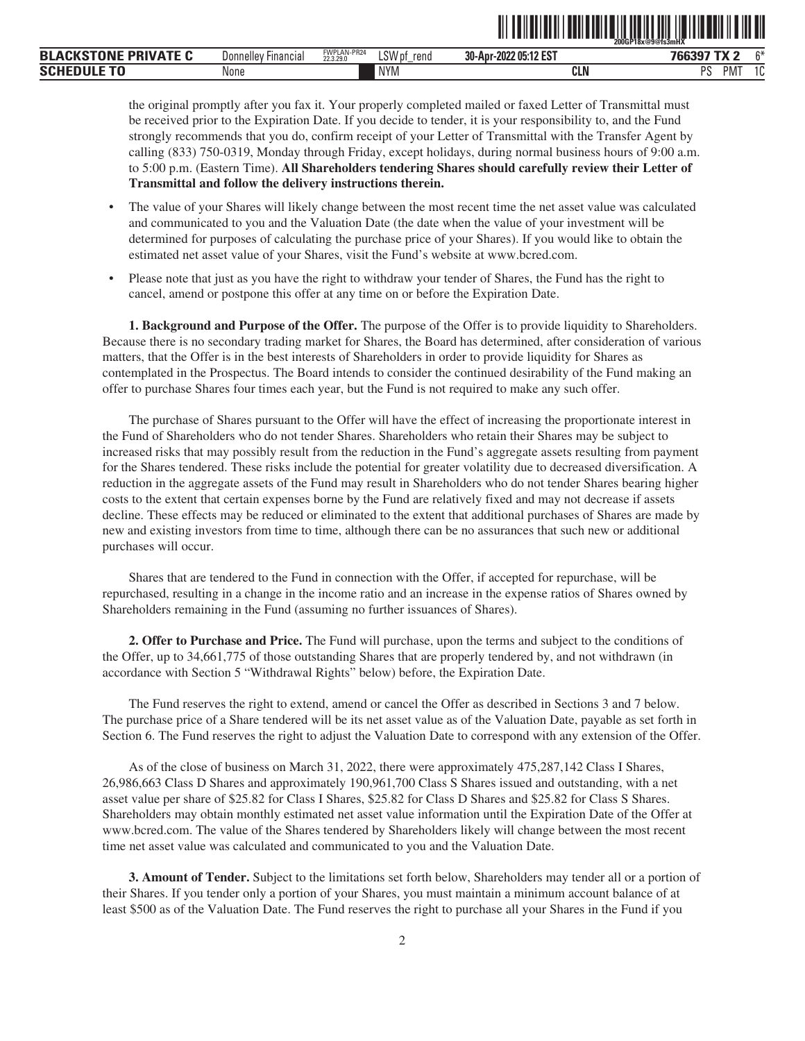the original promptly after you fax it. Your properly completed mailed or faxed Letter of Transmittal must be received prior to the Expiration Date. If you decide to tender, it is your responsibility to, and the Fund strongly recommends that you do, confirm receipt of your Letter of Transmittal with the Transfer Agent by calling (833) 750-0319, Monday through Friday, except holidays, during normal business hours of 9:00 a.m. to 5:00 p.m. (Eastern Time). **All Shareholders tendering Shares should carefully review their Letter of Transmittal and follow the delivery instructions therein.**

- The value of your Shares will likely change between the most recent time the net asset value was calculated and communicated to you and the Valuation Date (the date when the value of your investment will be determined for purposes of calculating the purchase price of your Shares). If you would like to obtain the estimated net asset value of your Shares, visit the Fund's website at www.bcred.com.
- Please note that just as you have the right to withdraw your tender of Shares, the Fund has the right to cancel, amend or postpone this offer at any time on or before the Expiration Date.

**1. Background and Purpose of the Offer.** The purpose of the Offer is to provide liquidity to Shareholders. Because there is no secondary trading market for Shares, the Board has determined, after consideration of various matters, that the Offer is in the best interests of Shareholders in order to provide liquidity for Shares as contemplated in the Prospectus. The Board intends to consider the continued desirability of the Fund making an offer to purchase Shares four times each year, but the Fund is not required to make any such offer.

The purchase of Shares pursuant to the Offer will have the effect of increasing the proportionate interest in the Fund of Shareholders who do not tender Shares. Shareholders who retain their Shares may be subject to increased risks that may possibly result from the reduction in the Fund's aggregate assets resulting from payment for the Shares tendered. These risks include the potential for greater volatility due to decreased diversification. A reduction in the aggregate assets of the Fund may result in Shareholders who do not tender Shares bearing higher costs to the extent that certain expenses borne by the Fund are relatively fixed and may not decrease if assets decline. These effects may be reduced or eliminated to the extent that additional purchases of Shares are made by new and existing investors from time to time, although there can be no assurances that such new or additional purchases will occur.

Shares that are tendered to the Fund in connection with the Offer, if accepted for repurchase, will be repurchased, resulting in a change in the income ratio and an increase in the expense ratios of Shares owned by Shareholders remaining in the Fund (assuming no further issuances of Shares).

**2. Offer to Purchase and Price.** The Fund will purchase, upon the terms and subject to the conditions of the Offer, up to 34,661,775 of those outstanding Shares that are properly tendered by, and not withdrawn (in accordance with Section 5 "Withdrawal Rights" below) before, the Expiration Date.

The Fund reserves the right to extend, amend or cancel the Offer as described in Sections 3 and 7 below. The purchase price of a Share tendered will be its net asset value as of the Valuation Date, payable as set forth in Section 6. The Fund reserves the right to adjust the Valuation Date to correspond with any extension of the Offer.

As of the close of business on March 31, 2022, there were approximately 475,287,142 Class I Shares, 26,986,663 Class D Shares and approximately 190,961,700 Class S Shares issued and outstanding, with a net asset value per share of $25.82 for Class I Shares, $25.82 for Class D Shares and $25.82 for Class S Shares. Shareholders may obtain monthly estimated net asset value information until the Expiration Date of the Offer at www.bcred.com. The value of the Shares tendered by Shareholders likely will change between the most recent time net asset value was calculated and communicated to you and the Valuation Date.

**3. Amount of Tender.** Subject to the limitations set forth below, Shareholders may tender all or a portion of their Shares. If you tender only a portion of your Shares, you must maintain a minimum account balance of at least $500 as of the Valuation Date. The Fund reserves the right to purchase all your Shares in the Fund if you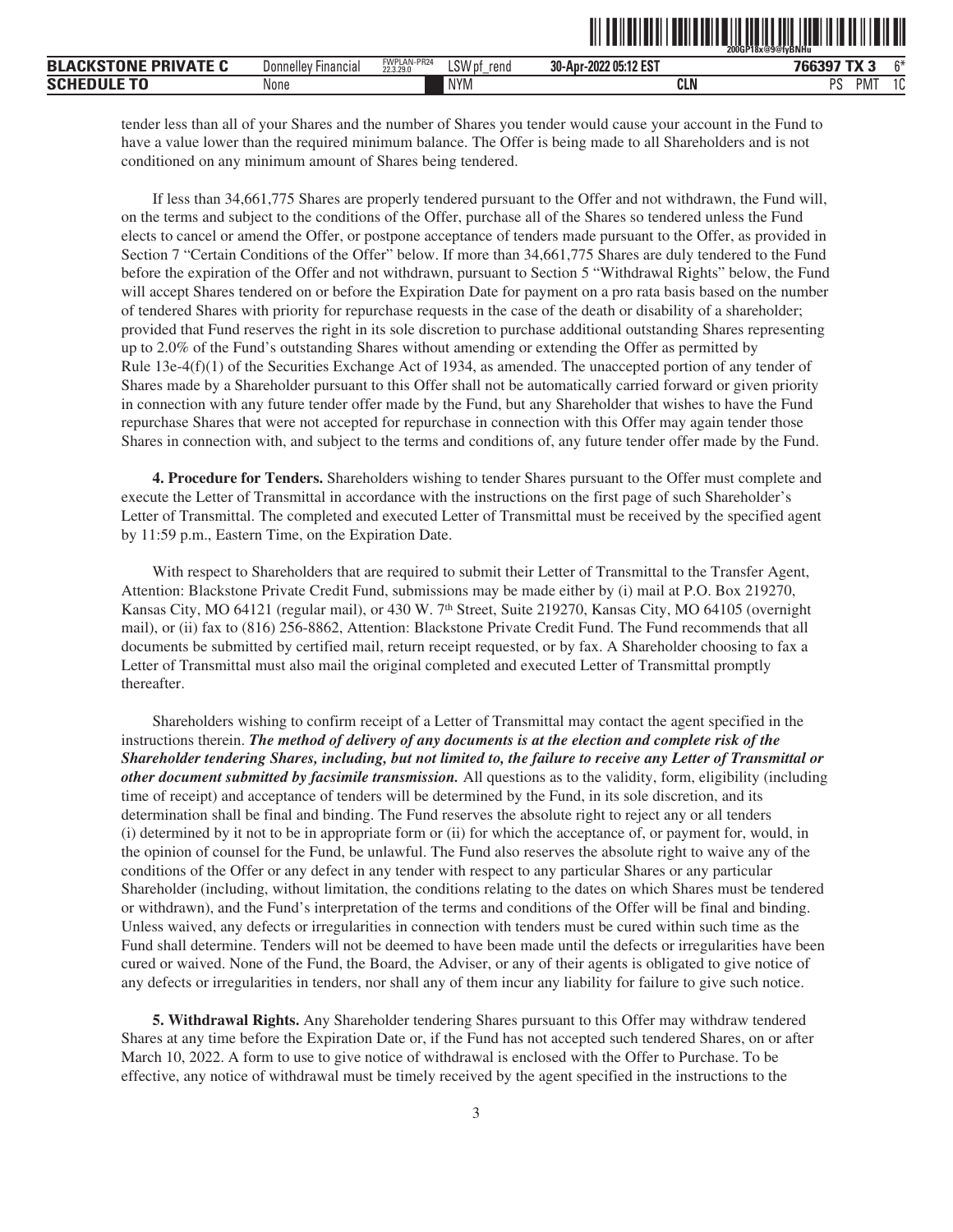tender less than all of your Shares and the number of Shares you tender would cause your account in the Fund to have a value lower than the required minimum balance. The Offer is being made to all Shareholders and is not conditioned on any minimum amount of Shares being tendered.

If less than 34,661,775 Shares are properly tendered pursuant to the Offer and not withdrawn, the Fund will, on the terms and subject to the conditions of the Offer, purchase all of the Shares so tendered unless the Fund elects to cancel or amend the Offer, or postpone acceptance of tenders made pursuant to the Offer, as provided in Section 7 "Certain Conditions of the Offer" below. If more than 34,661,775 Shares are duly tendered to the Fund before the expiration of the Offer and not withdrawn, pursuant to Section 5 "Withdrawal Rights" below, the Fund will accept Shares tendered on or before the Expiration Date for payment on a pro rata basis based on the number of tendered Shares with priority for repurchase requests in the case of the death or disability of a shareholder; provided that Fund reserves the right in its sole discretion to purchase additional outstanding Shares representing up to 2.0% of the Fund's outstanding Shares without amending or extending the Offer as permitted by Rule 13e-4(f)(1) of the Securities Exchange Act of 1934, as amended. The unaccepted portion of any tender of Shares made by a Shareholder pursuant to this Offer shall not be automatically carried forward or given priority in connection with any future tender offer made by the Fund, but any Shareholder that wishes to have the Fund repurchase Shares that were not accepted for repurchase in connection with this Offer may again tender those Shares in connection with, and subject to the terms and conditions of, any future tender offer made by the Fund.

**4. Procedure for Tenders.** Shareholders wishing to tender Shares pursuant to the Offer must complete and execute the Letter of Transmittal in accordance with the instructions on the first page of such Shareholder's Letter of Transmittal. The completed and executed Letter of Transmittal must be received by the specified agent by 11:59 p.m., Eastern Time, on the Expiration Date.

With respect to Shareholders that are required to submit their Letter of Transmittal to the Transfer Agent, Attention: Blackstone Private Credit Fund, submissions may be made either by (i) mail at P.O. Box 219270, Kansas City, MO 64121 (regular mail), or 430 W. 7th Street, Suite 219270, Kansas City, MO 64105 (overnight mail), or (ii) fax to (816) 256-8862, Attention: Blackstone Private Credit Fund. The Fund recommends that all documents be submitted by certified mail, return receipt requested, or by fax. A Shareholder choosing to fax a Letter of Transmittal must also mail the original completed and executed Letter of Transmittal promptly thereafter.

Shareholders wishing to confirm receipt of a Letter of Transmittal may contact the agent specified in the instructions therein. ***The method of delivery of any documents is at the election and complete risk of the Shareholder tendering Shares, including, but not limited to, the failure to receive any Letter of Transmittal or other document submitted by facsimile transmission.*** All questions as to the validity, form, eligibility (including time of receipt) and acceptance of tenders will be determined by the Fund, in its sole discretion, and its determination shall be final and binding. The Fund reserves the absolute right to reject any or all tenders (i) determined by it not to be in appropriate form or (ii) for which the acceptance of, or payment for, would, in the opinion of counsel for the Fund, be unlawful. The Fund also reserves the absolute right to waive any of the conditions of the Offer or any defect in any tender with respect to any particular Shares or any particular Shareholder (including, without limitation, the conditions relating to the dates on which Shares must be tendered or withdrawn), and the Fund's interpretation of the terms and conditions of the Offer will be final and binding. Unless waived, any defects or irregularities in connection with tenders must be cured within such time as the Fund shall determine. Tenders will not be deemed to have been made until the defects or irregularities have been cured or waived. None of the Fund, the Board, the Adviser, or any of their agents is obligated to give notice of any defects or irregularities in tenders, nor shall any of them incur any liability for failure to give such notice.

**5. Withdrawal Rights.** Any Shareholder tendering Shares pursuant to this Offer may withdraw tendered Shares at any time before the Expiration Date or, if the Fund has not accepted such tendered Shares, on or after March 10, 2022. A form to use to give notice of withdrawal is enclosed with the Offer to Purchase. To be effective, any notice of withdrawal must be timely received by the agent specified in the instructions to the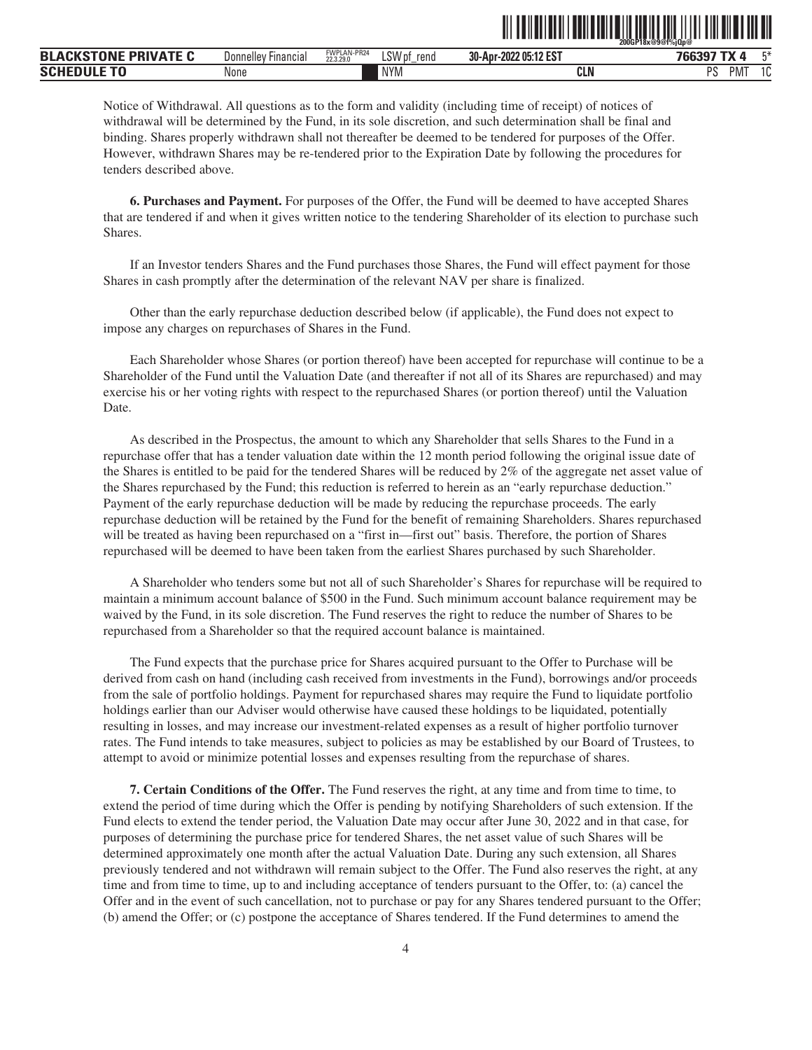Notice of Withdrawal. All questions as to the form and validity (including time of receipt) of notices of withdrawal will be determined by the Fund, in its sole discretion, and such determination shall be final and binding. Shares properly withdrawn shall not thereafter be deemed to be tendered for purposes of the Offer. However, withdrawn Shares may be re-tendered prior to the Expiration Date by following the procedures for tenders described above.

**6. Purchases and Payment.** For purposes of the Offer, the Fund will be deemed to have accepted Shares that are tendered if and when it gives written notice to the tendering Shareholder of its election to purchase such Shares.

If an Investor tenders Shares and the Fund purchases those Shares, the Fund will effect payment for those Shares in cash promptly after the determination of the relevant NAV per share is finalized.

Other than the early repurchase deduction described below (if applicable), the Fund does not expect to impose any charges on repurchases of Shares in the Fund.

Each Shareholder whose Shares (or portion thereof) have been accepted for repurchase will continue to be a Shareholder of the Fund until the Valuation Date (and thereafter if not all of its Shares are repurchased) and may exercise his or her voting rights with respect to the repurchased Shares (or portion thereof) until the Valuation Date.

As described in the Prospectus, the amount to which any Shareholder that sells Shares to the Fund in a repurchase offer that has a tender valuation date within the 12 month period following the original issue date of the Shares is entitled to be paid for the tendered Shares will be reduced by 2% of the aggregate net asset value of the Shares repurchased by the Fund; this reduction is referred to herein as an "early repurchase deduction." Payment of the early repurchase deduction will be made by reducing the repurchase proceeds. The early repurchase deduction will be retained by the Fund for the benefit of remaining Shareholders. Shares repurchased will be treated as having been repurchased on a "first in—first out" basis. Therefore, the portion of Shares repurchased will be deemed to have been taken from the earliest Shares purchased by such Shareholder.

A Shareholder who tenders some but not all of such Shareholder's Shares for repurchase will be required to maintain a minimum account balance of $500 in the Fund. Such minimum account balance requirement may be waived by the Fund, in its sole discretion. The Fund reserves the right to reduce the number of Shares to be repurchased from a Shareholder so that the required account balance is maintained.

The Fund expects that the purchase price for Shares acquired pursuant to the Offer to Purchase will be derived from cash on hand (including cash received from investments in the Fund), borrowings and/or proceeds from the sale of portfolio holdings. Payment for repurchased shares may require the Fund to liquidate portfolio holdings earlier than our Adviser would otherwise have caused these holdings to be liquidated, potentially resulting in losses, and may increase our investment-related expenses as a result of higher portfolio turnover rates. The Fund intends to take measures, subject to policies as may be established by our Board of Trustees, to attempt to avoid or minimize potential losses and expenses resulting from the repurchase of shares.

**7. Certain Conditions of the Offer.** The Fund reserves the right, at any time and from time to time, to extend the period of time during which the Offer is pending by notifying Shareholders of such extension. If the Fund elects to extend the tender period, the Valuation Date may occur after June 30, 2022 and in that case, for purposes of determining the purchase price for tendered Shares, the net asset value of such Shares will be determined approximately one month after the actual Valuation Date. During any such extension, all Shares previously tendered and not withdrawn will remain subject to the Offer. The Fund also reserves the right, at any time and from time to time, up to and including acceptance of tenders pursuant to the Offer, to: (a) cancel the Offer and in the event of such cancellation, not to purchase or pay for any Shares tendered pursuant to the Offer; (b) amend the Offer; or (c) postpone the acceptance of Shares tendered. If the Fund determines to amend the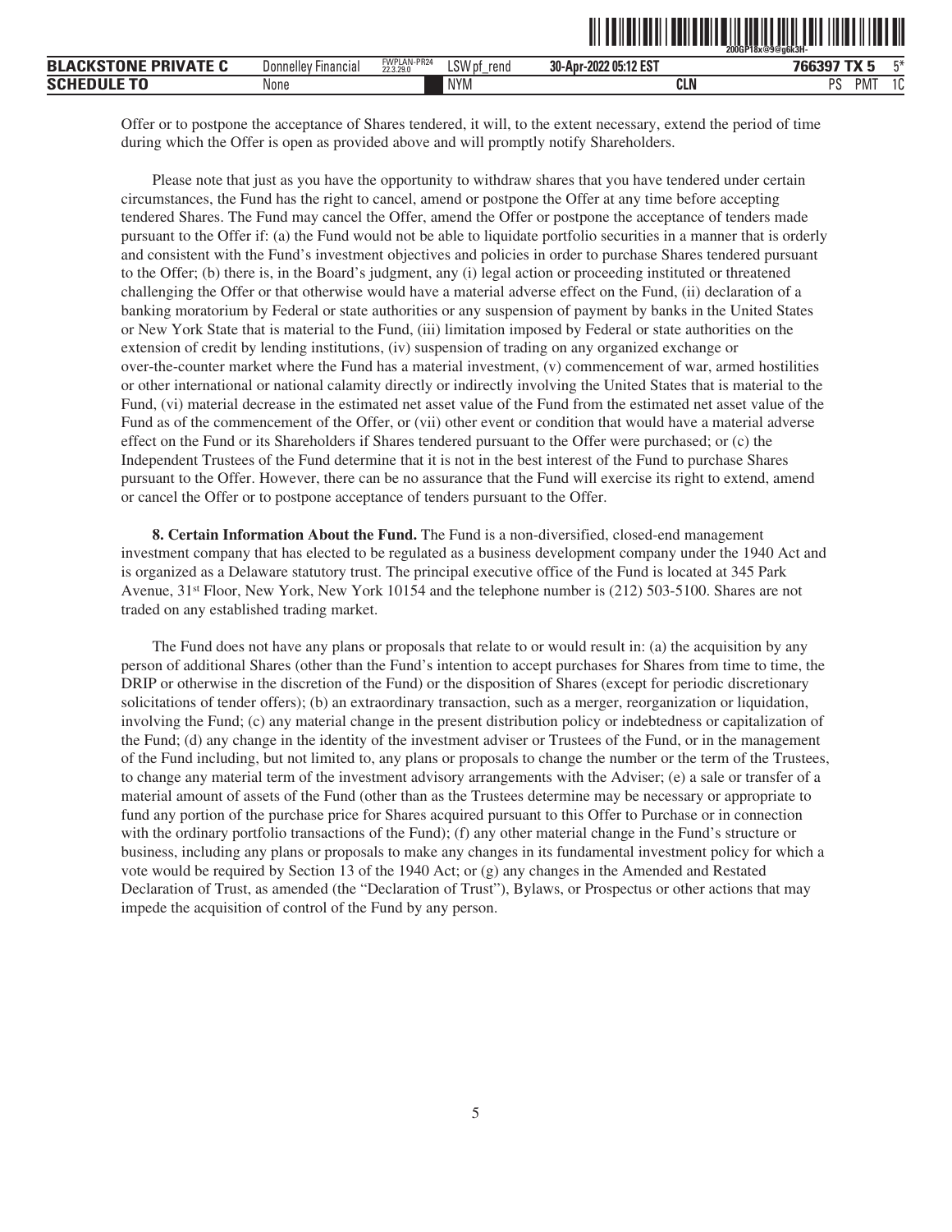Offer or to postpone the acceptance of Shares tendered, it will, to the extent necessary, extend the period of time during which the Offer is open as provided above and will promptly notify Shareholders.

Please note that just as you have the opportunity to withdraw shares that you have tendered under certain circumstances, the Fund has the right to cancel, amend or postpone the Offer at any time before accepting tendered Shares. The Fund may cancel the Offer, amend the Offer or postpone the acceptance of tenders made pursuant to the Offer if: (a) the Fund would not be able to liquidate portfolio securities in a manner that is orderly and consistent with the Fund's investment objectives and policies in order to purchase Shares tendered pursuant to the Offer; (b) there is, in the Board's judgment, any (i) legal action or proceeding instituted or threatened challenging the Offer or that otherwise would have a material adverse effect on the Fund, (ii) declaration of a banking moratorium by Federal or state authorities or any suspension of payment by banks in the United States or New York State that is material to the Fund, (iii) limitation imposed by Federal or state authorities on the extension of credit by lending institutions, (iv) suspension of trading on any organized exchange or over-the-counter market where the Fund has a material investment, (v) commencement of war, armed hostilities or other international or national calamity directly or indirectly involving the United States that is material to the Fund, (vi) material decrease in the estimated net asset value of the Fund from the estimated net asset value of the Fund as of the commencement of the Offer, or (vii) other event or condition that would have a material adverse effect on the Fund or its Shareholders if Shares tendered pursuant to the Offer were purchased; or (c) the Independent Trustees of the Fund determine that it is not in the best interest of the Fund to purchase Shares pursuant to the Offer. However, there can be no assurance that the Fund will exercise its right to extend, amend or cancel the Offer or to postpone acceptance of tenders pursuant to the Offer.

**8. Certain Information About the Fund.** The Fund is a non-diversified, closed-end management investment company that has elected to be regulated as a business development company under the 1940 Act and is organized as a Delaware statutory trust. The principal executive office of the Fund is located at 345 Park Avenue, 31st Floor, New York, New York 10154 and the telephone number is (212) 503-5100. Shares are not traded on any established trading market.

The Fund does not have any plans or proposals that relate to or would result in: (a) the acquisition by any person of additional Shares (other than the Fund's intention to accept purchases for Shares from time to time, the DRIP or otherwise in the discretion of the Fund) or the disposition of Shares (except for periodic discretionary solicitations of tender offers); (b) an extraordinary transaction, such as a merger, reorganization or liquidation, involving the Fund; (c) any material change in the present distribution policy or indebtedness or capitalization of the Fund; (d) any change in the identity of the investment adviser or Trustees of the Fund, or in the management of the Fund including, but not limited to, any plans or proposals to change the number or the term of the Trustees, to change any material term of the investment advisory arrangements with the Adviser; (e) a sale or transfer of a material amount of assets of the Fund (other than as the Trustees determine may be necessary or appropriate to fund any portion of the purchase price for Shares acquired pursuant to this Offer to Purchase or in connection with the ordinary portfolio transactions of the Fund); (f) any other material change in the Fund's structure or business, including any plans or proposals to make any changes in its fundamental investment policy for which a vote would be required by Section 13 of the 1940 Act; or (g) any changes in the Amended and Restated Declaration of Trust, as amended (the "Declaration of Trust"), Bylaws, or Prospectus or other actions that may impede the acquisition of control of the Fund by any person.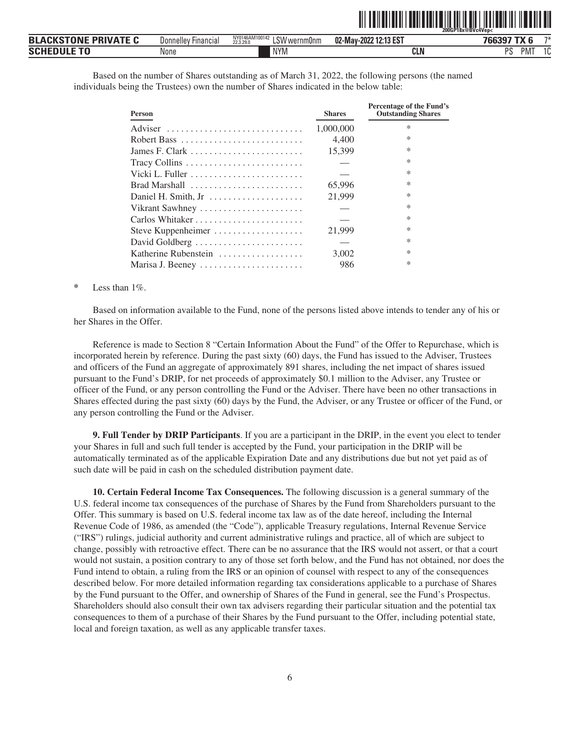Based on the number of Shares outstanding as of March 31, 2022, the following persons (the named individuals being the Trustees) own the number of Shares indicated in the below table:

| Person | Shares | Percentage of the Fund's Outstanding Shares |
|---|---|---|
| Adviser | 1,000,000 | * |
| Robert Bass | 4,400 | * |
| James F. Clark | 15,399 | * |
| Tracy Collins | — | * |
| Vicki L. Fuller | — | * |
| Brad Marshall | 65,996 | * |
| Daniel H. Smith, Jr | 21,999 | * |
| Vikrant Sawhney | — | * |
| Carlos Whitaker | — | * |
| Steve Kuppenheimer | 21,999 | * |
| David Goldberg | — | * |
| Katherine Rubenstein | 3,002 | * |
| Marisa J. Beeney | 986 | * |

\* Less than 1%.

Based on information available to the Fund, none of the persons listed above intends to tender any of his or her Shares in the Offer.

Reference is made to Section 8 "Certain Information About the Fund" of the Offer to Repurchase, which is incorporated herein by reference. During the past sixty (60) days, the Fund has issued to the Adviser, Trustees and officers of the Fund an aggregate of approximately 891 shares, including the net impact of shares issued pursuant to the Fund's DRIP, for net proceeds of approximately $0.1 million to the Adviser, any Trustee or officer of the Fund, or any person controlling the Fund or the Adviser. There have been no other transactions in Shares effected during the past sixty (60) days by the Fund, the Adviser, or any Trustee or officer of the Fund, or any person controlling the Fund or the Adviser.

**9. Full Tender by DRIP Participants**. If you are a participant in the DRIP, in the event you elect to tender your Shares in full and such full tender is accepted by the Fund, your participation in the DRIP will be automatically terminated as of the applicable Expiration Date and any distributions due but not yet paid as of such date will be paid in cash on the scheduled distribution payment date.

**10. Certain Federal Income Tax Consequences.** The following discussion is a general summary of the U.S. federal income tax consequences of the purchase of Shares by the Fund from Shareholders pursuant to the Offer. This summary is based on U.S. federal income tax law as of the date hereof, including the Internal Revenue Code of 1986, as amended (the "Code"), applicable Treasury regulations, Internal Revenue Service ("IRS") rulings, judicial authority and current administrative rulings and practice, all of which are subject to change, possibly with retroactive effect. There can be no assurance that the IRS would not assert, or that a court would not sustain, a position contrary to any of those set forth below, and the Fund has not obtained, nor does the Fund intend to obtain, a ruling from the IRS or an opinion of counsel with respect to any of the consequences described below. For more detailed information regarding tax considerations applicable to a purchase of Shares by the Fund pursuant to the Offer, and ownership of Shares of the Fund in general, see the Fund's Prospectus. Shareholders should also consult their own tax advisers regarding their particular situation and the potential tax consequences to them of a purchase of their Shares by the Fund pursuant to the Offer, including potential state, local and foreign taxation, as well as any applicable transfer taxes.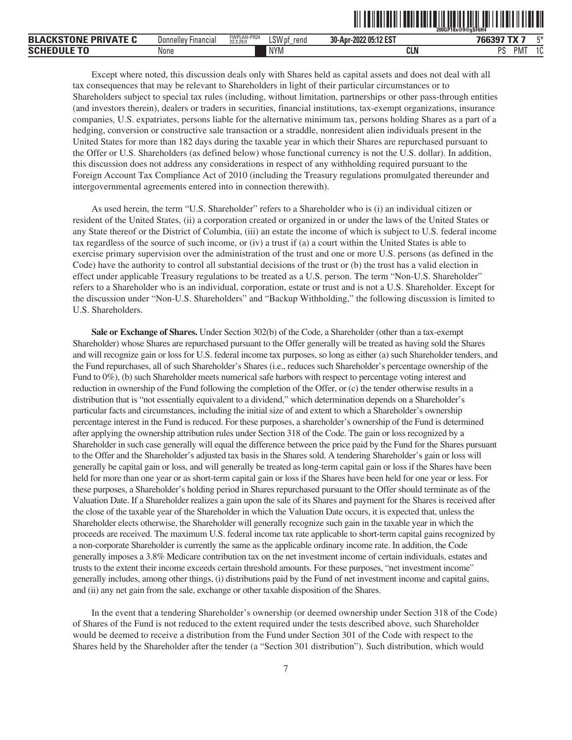Except where noted, this discussion deals only with Shares held as capital assets and does not deal with all tax consequences that may be relevant to Shareholders in light of their particular circumstances or to Shareholders subject to special tax rules (including, without limitation, partnerships or other pass-through entities (and investors therein), dealers or traders in securities, financial institutions, tax-exempt organizations, insurance companies, U.S. expatriates, persons liable for the alternative minimum tax, persons holding Shares as a part of a hedging, conversion or constructive sale transaction or a straddle, nonresident alien individuals present in the United States for more than 182 days during the taxable year in which their Shares are repurchased pursuant to the Offer or U.S. Shareholders (as defined below) whose functional currency is not the U.S. dollar). In addition, this discussion does not address any considerations in respect of any withholding required pursuant to the Foreign Account Tax Compliance Act of 2010 (including the Treasury regulations promulgated thereunder and intergovernmental agreements entered into in connection therewith).

As used herein, the term "U.S. Shareholder" refers to a Shareholder who is (i) an individual citizen or resident of the United States, (ii) a corporation created or organized in or under the laws of the United States or any State thereof or the District of Columbia, (iii) an estate the income of which is subject to U.S. federal income tax regardless of the source of such income, or (iv) a trust if (a) a court within the United States is able to exercise primary supervision over the administration of the trust and one or more U.S. persons (as defined in the Code) have the authority to control all substantial decisions of the trust or (b) the trust has a valid election in effect under applicable Treasury regulations to be treated as a U.S. person. The term "Non-U.S. Shareholder" refers to a Shareholder who is an individual, corporation, estate or trust and is not a U.S. Shareholder. Except for the discussion under "Non-U.S. Shareholders" and "Backup Withholding," the following discussion is limited to U.S. Shareholders.

**Sale or Exchange of Shares.** Under Section 302(b) of the Code, a Shareholder (other than a tax-exempt Shareholder) whose Shares are repurchased pursuant to the Offer generally will be treated as having sold the Shares and will recognize gain or loss for U.S. federal income tax purposes, so long as either (a) such Shareholder tenders, and the Fund repurchases, all of such Shareholder's Shares (i.e., reduces such Shareholder's percentage ownership of the Fund to 0%), (b) such Shareholder meets numerical safe harbors with respect to percentage voting interest and reduction in ownership of the Fund following the completion of the Offer, or (c) the tender otherwise results in a distribution that is "not essentially equivalent to a dividend," which determination depends on a Shareholder's particular facts and circumstances, including the initial size of and extent to which a Shareholder's ownership percentage interest in the Fund is reduced. For these purposes, a shareholder's ownership of the Fund is determined after applying the ownership attribution rules under Section 318 of the Code. The gain or loss recognized by a Shareholder in such case generally will equal the difference between the price paid by the Fund for the Shares pursuant to the Offer and the Shareholder's adjusted tax basis in the Shares sold. A tendering Shareholder's gain or loss will generally be capital gain or loss, and will generally be treated as long-term capital gain or loss if the Shares have been held for more than one year or as short-term capital gain or loss if the Shares have been held for one year or less. For these purposes, a Shareholder's holding period in Shares repurchased pursuant to the Offer should terminate as of the Valuation Date. If a Shareholder realizes a gain upon the sale of its Shares and payment for the Shares is received after the close of the taxable year of the Shareholder in which the Valuation Date occurs, it is expected that, unless the Shareholder elects otherwise, the Shareholder will generally recognize such gain in the taxable year in which the proceeds are received. The maximum U.S. federal income tax rate applicable to short-term capital gains recognized by a non-corporate Shareholder is currently the same as the applicable ordinary income rate. In addition, the Code generally imposes a 3.8% Medicare contribution tax on the net investment income of certain individuals, estates and trusts to the extent their income exceeds certain threshold amounts. For these purposes, "net investment income" generally includes, among other things, (i) distributions paid by the Fund of net investment income and capital gains, and (ii) any net gain from the sale, exchange or other taxable disposition of the Shares.

In the event that a tendering Shareholder's ownership (or deemed ownership under Section 318 of the Code) of Shares of the Fund is not reduced to the extent required under the tests described above, such Shareholder would be deemed to receive a distribution from the Fund under Section 301 of the Code with respect to the Shares held by the Shareholder after the tender (a "Section 301 distribution"). Such distribution, which would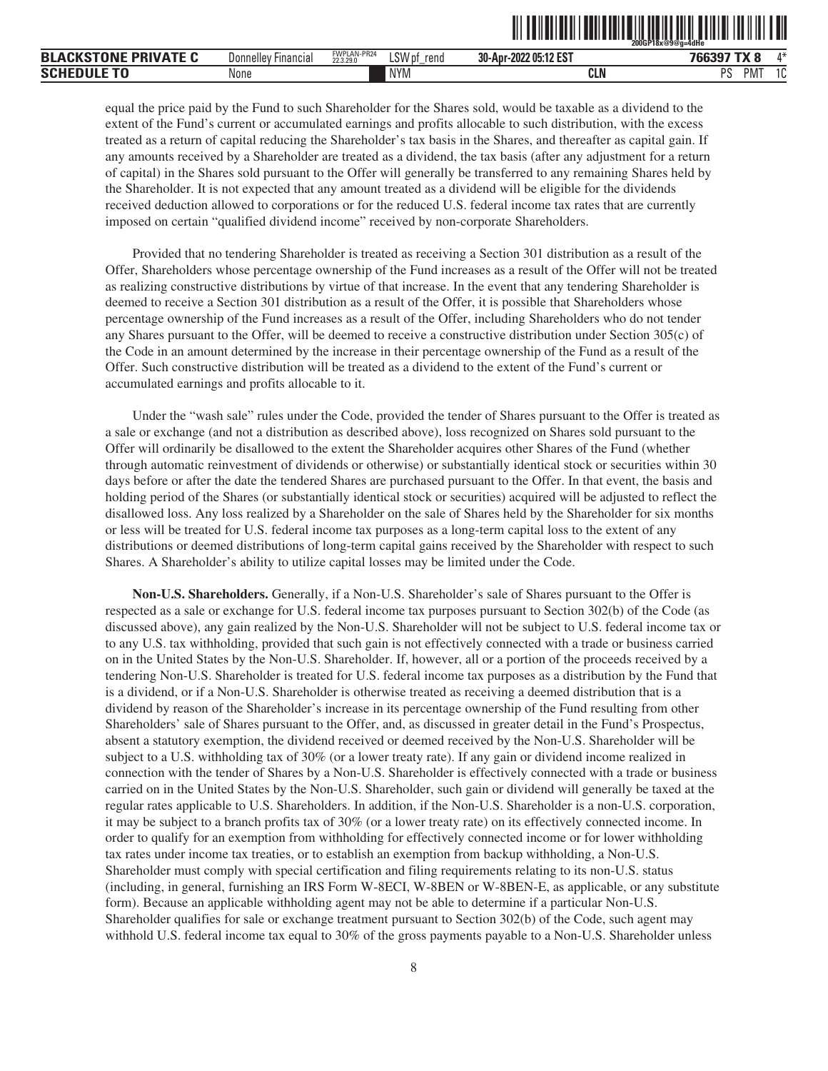equal the price paid by the Fund to such Shareholder for the Shares sold, would be taxable as a dividend to the extent of the Fund's current or accumulated earnings and profits allocable to such distribution, with the excess treated as a return of capital reducing the Shareholder's tax basis in the Shares, and thereafter as capital gain. If any amounts received by a Shareholder are treated as a dividend, the tax basis (after any adjustment for a return of capital) in the Shares sold pursuant to the Offer will generally be transferred to any remaining Shares held by the Shareholder. It is not expected that any amount treated as a dividend will be eligible for the dividends received deduction allowed to corporations or for the reduced U.S. federal income tax rates that are currently imposed on certain "qualified dividend income" received by non-corporate Shareholders.

Provided that no tendering Shareholder is treated as receiving a Section 301 distribution as a result of the Offer, Shareholders whose percentage ownership of the Fund increases as a result of the Offer will not be treated as realizing constructive distributions by virtue of that increase. In the event that any tendering Shareholder is deemed to receive a Section 301 distribution as a result of the Offer, it is possible that Shareholders whose percentage ownership of the Fund increases as a result of the Offer, including Shareholders who do not tender any Shares pursuant to the Offer, will be deemed to receive a constructive distribution under Section 305(c) of the Code in an amount determined by the increase in their percentage ownership of the Fund as a result of the Offer. Such constructive distribution will be treated as a dividend to the extent of the Fund's current or accumulated earnings and profits allocable to it.

Under the "wash sale" rules under the Code, provided the tender of Shares pursuant to the Offer is treated as a sale or exchange (and not a distribution as described above), loss recognized on Shares sold pursuant to the Offer will ordinarily be disallowed to the extent the Shareholder acquires other Shares of the Fund (whether through automatic reinvestment of dividends or otherwise) or substantially identical stock or securities within 30 days before or after the date the tendered Shares are purchased pursuant to the Offer. In that event, the basis and holding period of the Shares (or substantially identical stock or securities) acquired will be adjusted to reflect the disallowed loss. Any loss realized by a Shareholder on the sale of Shares held by the Shareholder for six months or less will be treated for U.S. federal income tax purposes as a long-term capital loss to the extent of any distributions or deemed distributions of long-term capital gains received by the Shareholder with respect to such Shares. A Shareholder's ability to utilize capital losses may be limited under the Code.

**Non-U.S. Shareholders.** Generally, if a Non-U.S. Shareholder's sale of Shares pursuant to the Offer is respected as a sale or exchange for U.S. federal income tax purposes pursuant to Section 302(b) of the Code (as discussed above), any gain realized by the Non-U.S. Shareholder will not be subject to U.S. federal income tax or to any U.S. tax withholding, provided that such gain is not effectively connected with a trade or business carried on in the United States by the Non-U.S. Shareholder. If, however, all or a portion of the proceeds received by a tendering Non-U.S. Shareholder is treated for U.S. federal income tax purposes as a distribution by the Fund that is a dividend, or if a Non-U.S. Shareholder is otherwise treated as receiving a deemed distribution that is a dividend by reason of the Shareholder's increase in its percentage ownership of the Fund resulting from other Shareholders' sale of Shares pursuant to the Offer, and, as discussed in greater detail in the Fund's Prospectus, absent a statutory exemption, the dividend received or deemed received by the Non-U.S. Shareholder will be subject to a U.S. withholding tax of 30% (or a lower treaty rate). If any gain or dividend income realized in connection with the tender of Shares by a Non-U.S. Shareholder is effectively connected with a trade or business carried on in the United States by the Non-U.S. Shareholder, such gain or dividend will generally be taxed at the regular rates applicable to U.S. Shareholders. In addition, if the Non-U.S. Shareholder is a non-U.S. corporation, it may be subject to a branch profits tax of 30% (or a lower treaty rate) on its effectively connected income. In order to qualify for an exemption from withholding for effectively connected income or for lower withholding tax rates under income tax treaties, or to establish an exemption from backup withholding, a Non-U.S. Shareholder must comply with special certification and filing requirements relating to its non-U.S. status (including, in general, furnishing an IRS Form W-8ECI, W-8BEN or W-8BEN-E, as applicable, or any substitute form). Because an applicable withholding agent may not be able to determine if a particular Non-U.S. Shareholder qualifies for sale or exchange treatment pursuant to Section 302(b) of the Code, such agent may withhold U.S. federal income tax equal to 30% of the gross payments payable to a Non-U.S. Shareholder unless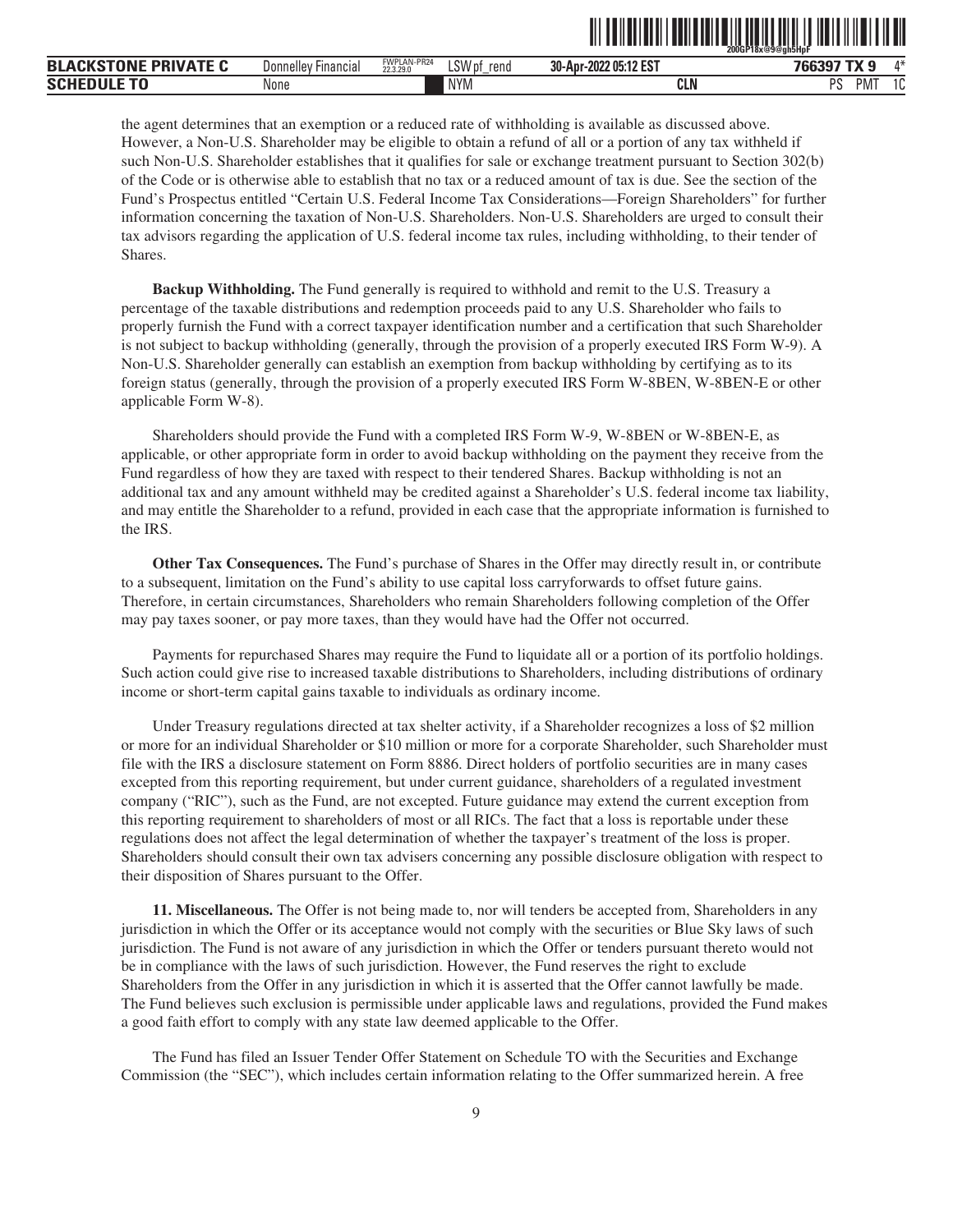the agent determines that an exemption or a reduced rate of withholding is available as discussed above. However, a Non-U.S. Shareholder may be eligible to obtain a refund of all or a portion of any tax withheld if such Non-U.S. Shareholder establishes that it qualifies for sale or exchange treatment pursuant to Section 302(b) of the Code or is otherwise able to establish that no tax or a reduced amount of tax is due. See the section of the Fund's Prospectus entitled "Certain U.S. Federal Income Tax Considerations—Foreign Shareholders" for further information concerning the taxation of Non-U.S. Shareholders. Non-U.S. Shareholders are urged to consult their tax advisors regarding the application of U.S. federal income tax rules, including withholding, to their tender of Shares.

**Backup Withholding.** The Fund generally is required to withhold and remit to the U.S. Treasury a percentage of the taxable distributions and redemption proceeds paid to any U.S. Shareholder who fails to properly furnish the Fund with a correct taxpayer identification number and a certification that such Shareholder is not subject to backup withholding (generally, through the provision of a properly executed IRS Form W-9). A Non-U.S. Shareholder generally can establish an exemption from backup withholding by certifying as to its foreign status (generally, through the provision of a properly executed IRS Form W-8BEN, W-8BEN-E or other applicable Form W-8).

Shareholders should provide the Fund with a completed IRS Form W-9, W-8BEN or W-8BEN-E, as applicable, or other appropriate form in order to avoid backup withholding on the payment they receive from the Fund regardless of how they are taxed with respect to their tendered Shares. Backup withholding is not an additional tax and any amount withheld may be credited against a Shareholder's U.S. federal income tax liability, and may entitle the Shareholder to a refund, provided in each case that the appropriate information is furnished to the IRS.

**Other Tax Consequences.** The Fund's purchase of Shares in the Offer may directly result in, or contribute to a subsequent, limitation on the Fund's ability to use capital loss carryforwards to offset future gains. Therefore, in certain circumstances, Shareholders who remain Shareholders following completion of the Offer may pay taxes sooner, or pay more taxes, than they would have had the Offer not occurred.

Payments for repurchased Shares may require the Fund to liquidate all or a portion of its portfolio holdings. Such action could give rise to increased taxable distributions to Shareholders, including distributions of ordinary income or short-term capital gains taxable to individuals as ordinary income.

Under Treasury regulations directed at tax shelter activity, if a Shareholder recognizes a loss of $2 million or more for an individual Shareholder or $10 million or more for a corporate Shareholder, such Shareholder must file with the IRS a disclosure statement on Form 8886. Direct holders of portfolio securities are in many cases excepted from this reporting requirement, but under current guidance, shareholders of a regulated investment company ("RIC"), such as the Fund, are not excepted. Future guidance may extend the current exception from this reporting requirement to shareholders of most or all RICs. The fact that a loss is reportable under these regulations does not affect the legal determination of whether the taxpayer's treatment of the loss is proper. Shareholders should consult their own tax advisers concerning any possible disclosure obligation with respect to their disposition of Shares pursuant to the Offer.

**11. Miscellaneous.** The Offer is not being made to, nor will tenders be accepted from, Shareholders in any jurisdiction in which the Offer or its acceptance would not comply with the securities or Blue Sky laws of such jurisdiction. The Fund is not aware of any jurisdiction in which the Offer or tenders pursuant thereto would not be in compliance with the laws of such jurisdiction. However, the Fund reserves the right to exclude Shareholders from the Offer in any jurisdiction in which it is asserted that the Offer cannot lawfully be made. The Fund believes such exclusion is permissible under applicable laws and regulations, provided the Fund makes a good faith effort to comply with any state law deemed applicable to the Offer.

The Fund has filed an Issuer Tender Offer Statement on Schedule TO with the Securities and Exchange Commission (the "SEC"), which includes certain information relating to the Offer summarized herein. A free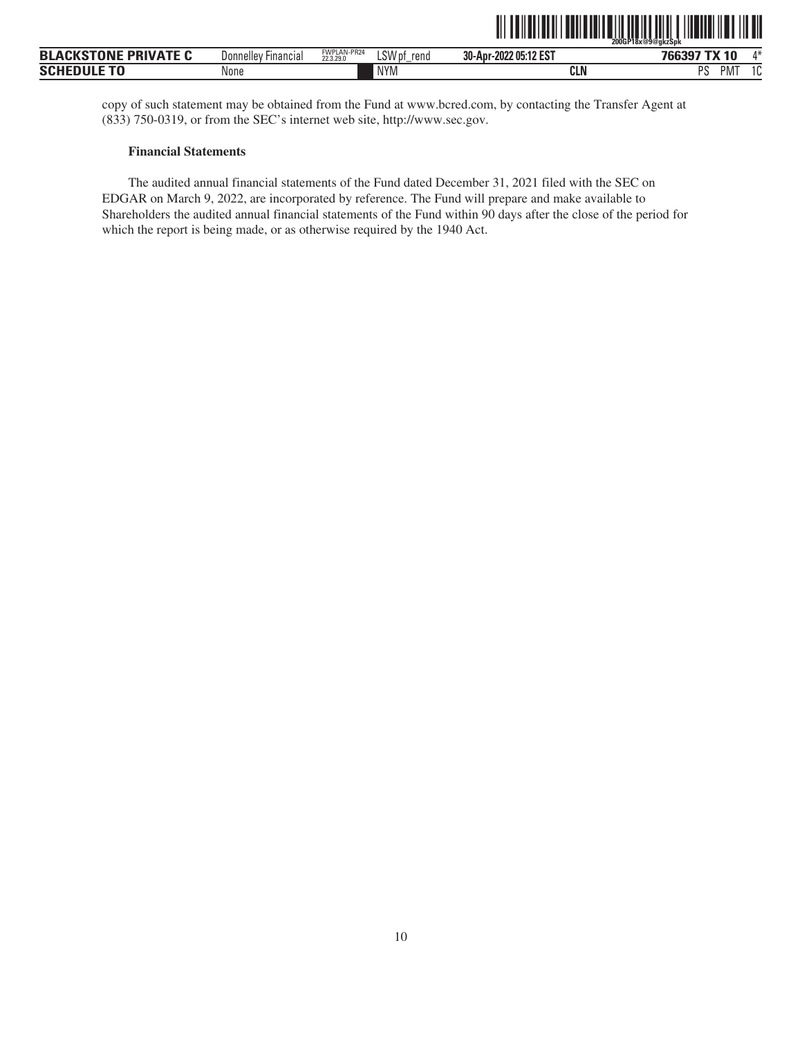copy of such statement may be obtained from the Fund at www.bcred.com, by contacting the Transfer Agent at (833) 750-0319, or from the SEC's internet web site, http://www.sec.gov.

**Financial Statements**

The audited annual financial statements of the Fund dated December 31, 2021 filed with the SEC on EDGAR on March 9, 2022, are incorporated by reference. The Fund will prepare and make available to Shareholders the audited annual financial statements of the Fund within 90 days after the close of the period for which the report is being made, or as otherwise required by the 1940 Act.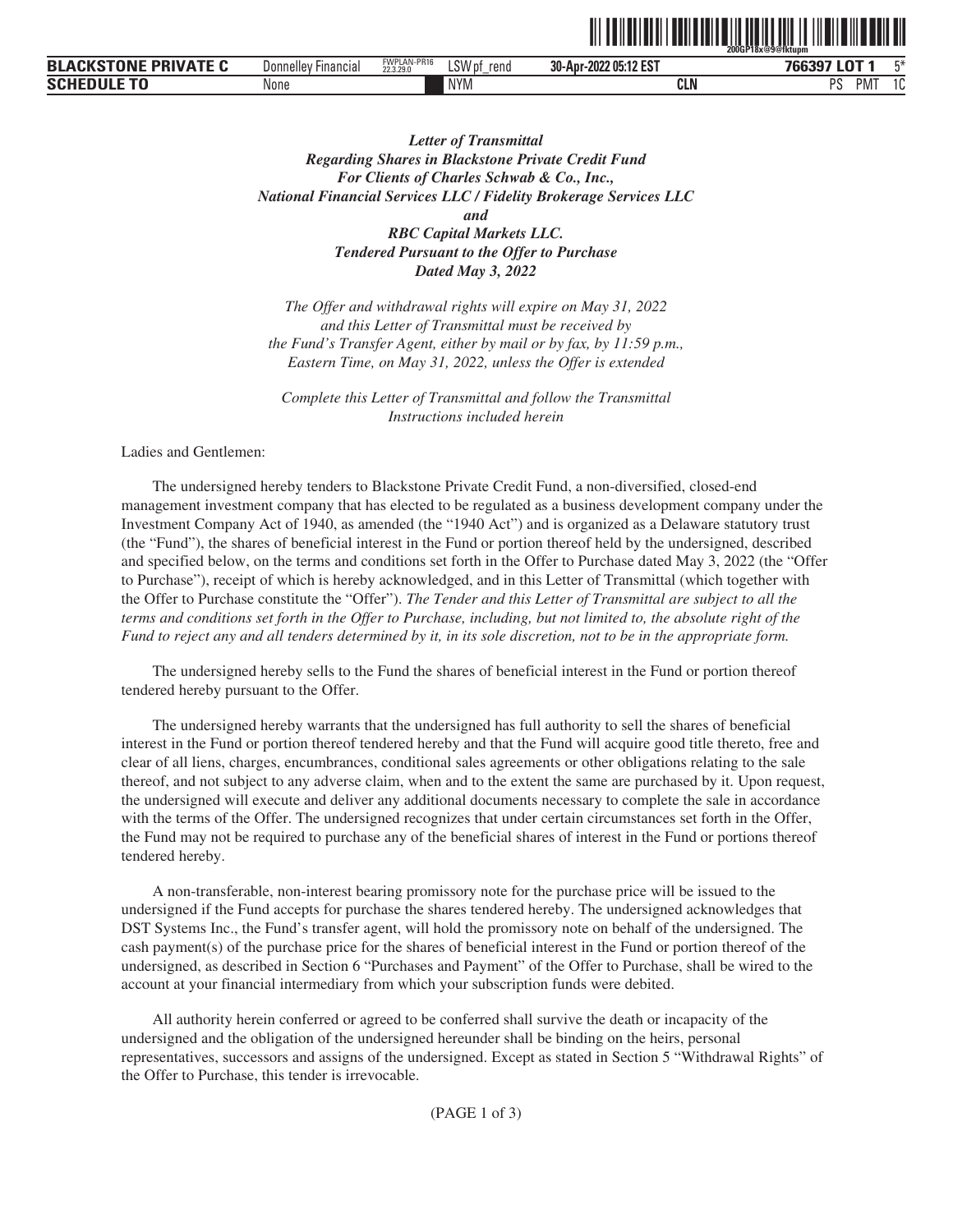*Letter of Transmittal*
*Regarding Shares in Blackstone Private Credit Fund*
*For Clients of Charles Schwab & Co., Inc.,*
*National Financial Services LLC / Fidelity Brokerage Services LLC*
*and*
*RBC Capital Markets LLC.*
*Tendered Pursuant to the Offer to Purchase*
*Dated May 3, 2022*

*The Offer and withdrawal rights will expire on May 31, 2022 and this Letter of Transmittal must be received by the Fund's Transfer Agent, either by mail or by fax, by 11:59 p.m., Eastern Time, on May 31, 2022, unless the Offer is extended*

*Complete this Letter of Transmittal and follow the Transmittal Instructions included herein*

Ladies and Gentlemen:

The undersigned hereby tenders to Blackstone Private Credit Fund, a non-diversified, closed-end management investment company that has elected to be regulated as a business development company under the Investment Company Act of 1940, as amended (the "1940 Act") and is organized as a Delaware statutory trust (the "Fund"), the shares of beneficial interest in the Fund or portion thereof held by the undersigned, described and specified below, on the terms and conditions set forth in the Offer to Purchase dated May 3, 2022 (the "Offer to Purchase"), receipt of which is hereby acknowledged, and in this Letter of Transmittal (which together with the Offer to Purchase constitute the "Offer"). *The Tender and this Letter of Transmittal are subject to all the terms and conditions set forth in the Offer to Purchase, including, but not limited to, the absolute right of the Fund to reject any and all tenders determined by it, in its sole discretion, not to be in the appropriate form.*

The undersigned hereby sells to the Fund the shares of beneficial interest in the Fund or portion thereof tendered hereby pursuant to the Offer.

The undersigned hereby warrants that the undersigned has full authority to sell the shares of beneficial interest in the Fund or portion thereof tendered hereby and that the Fund will acquire good title thereto, free and clear of all liens, charges, encumbrances, conditional sales agreements or other obligations relating to the sale thereof, and not subject to any adverse claim, when and to the extent the same are purchased by it. Upon request, the undersigned will execute and deliver any additional documents necessary to complete the sale in accordance with the terms of the Offer. The undersigned recognizes that under certain circumstances set forth in the Offer, the Fund may not be required to purchase any of the beneficial shares of interest in the Fund or portions thereof tendered hereby.

A non-transferable, non-interest bearing promissory note for the purchase price will be issued to the undersigned if the Fund accepts for purchase the shares tendered hereby. The undersigned acknowledges that DST Systems Inc., the Fund's transfer agent, will hold the promissory note on behalf of the undersigned. The cash payment(s) of the purchase price for the shares of beneficial interest in the Fund or portion thereof of the undersigned, as described in Section 6 "Purchases and Payment" of the Offer to Purchase, shall be wired to the account at your financial intermediary from which your subscription funds were debited.

All authority herein conferred or agreed to be conferred shall survive the death or incapacity of the undersigned and the obligation of the undersigned hereunder shall be binding on the heirs, personal representatives, successors and assigns of the undersigned. Except as stated in Section 5 "Withdrawal Rights" of the Offer to Purchase, this tender is irrevocable.

(PAGE 1 of 3)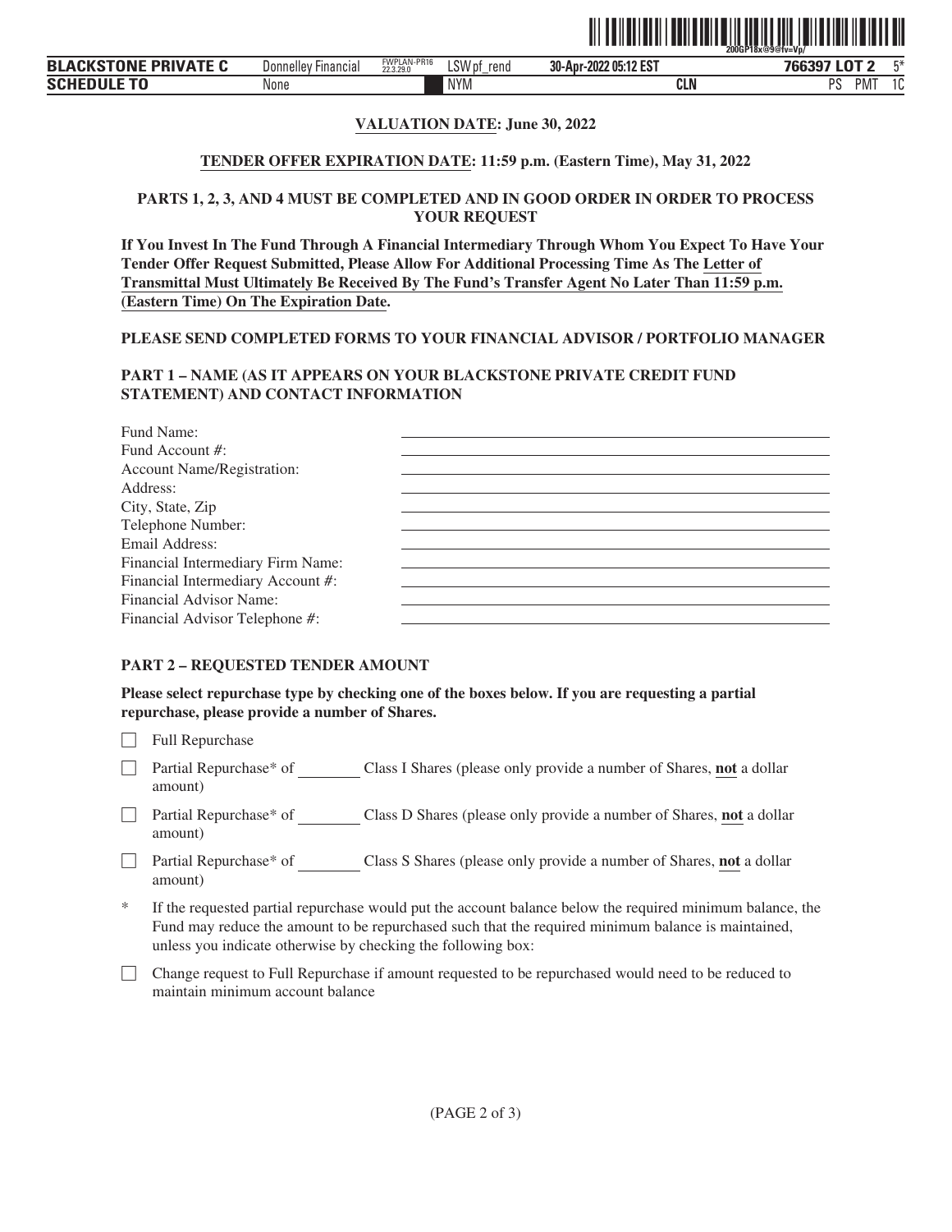**VALUATION DATE: June 30, 2022**

**TENDER OFFER EXPIRATION DATE: 11:59 p.m. (Eastern Time), May 31, 2022**

**PARTS 1, 2, 3, AND 4 MUST BE COMPLETED AND IN GOOD ORDER IN ORDER TO PROCESS YOUR REQUEST**

**If You Invest In The Fund Through A Financial Intermediary Through Whom You Expect To Have Your Tender Offer Request Submitted, Please Allow For Additional Processing Time As The Letter of Transmittal Must Ultimately Be Received By The Fund's Transfer Agent No Later Than 11:59 p.m. (Eastern Time) On The Expiration Date.**

**PLEASE SEND COMPLETED FORMS TO YOUR FINANCIAL ADVISOR / PORTFOLIO MANAGER**

**PART 1 – NAME (AS IT APPEARS ON YOUR BLACKSTONE PRIVATE CREDIT FUND STATEMENT) AND CONTACT INFORMATION**

Fund Name: ______________________

Fund Account #: ______________________

Account Name/Registration: ______________________

Address: ______________________

City, State, Zip ______________________

Telephone Number: ______________________

Email Address: ______________________

Financial Intermediary Firm Name: ______________________

Financial Intermediary Account #: ______________________

Financial Advisor Name: ______________________

Financial Advisor Telephone #: ______________________

**PART 2 – REQUESTED TENDER AMOUNT**

**Please select repurchase type by checking one of the boxes below. If you are requesting a partial repurchase, please provide a number of Shares.**

☐ Full Repurchase

☐ Partial Repurchase* of ________ Class I Shares (please only provide a number of Shares, **not** a dollar amount)

☐ Partial Repurchase* of ________ Class D Shares (please only provide a number of Shares, **not** a dollar amount)

☐ Partial Repurchase* of ________ Class S Shares (please only provide a number of Shares, **not** a dollar amount)

\* If the requested partial repurchase would put the account balance below the required minimum balance, the Fund may reduce the amount to be repurchased such that the required minimum balance is maintained, unless you indicate otherwise by checking the following box:

☐ Change request to Full Repurchase if amount requested to be repurchased would need to be reduced to maintain minimum account balance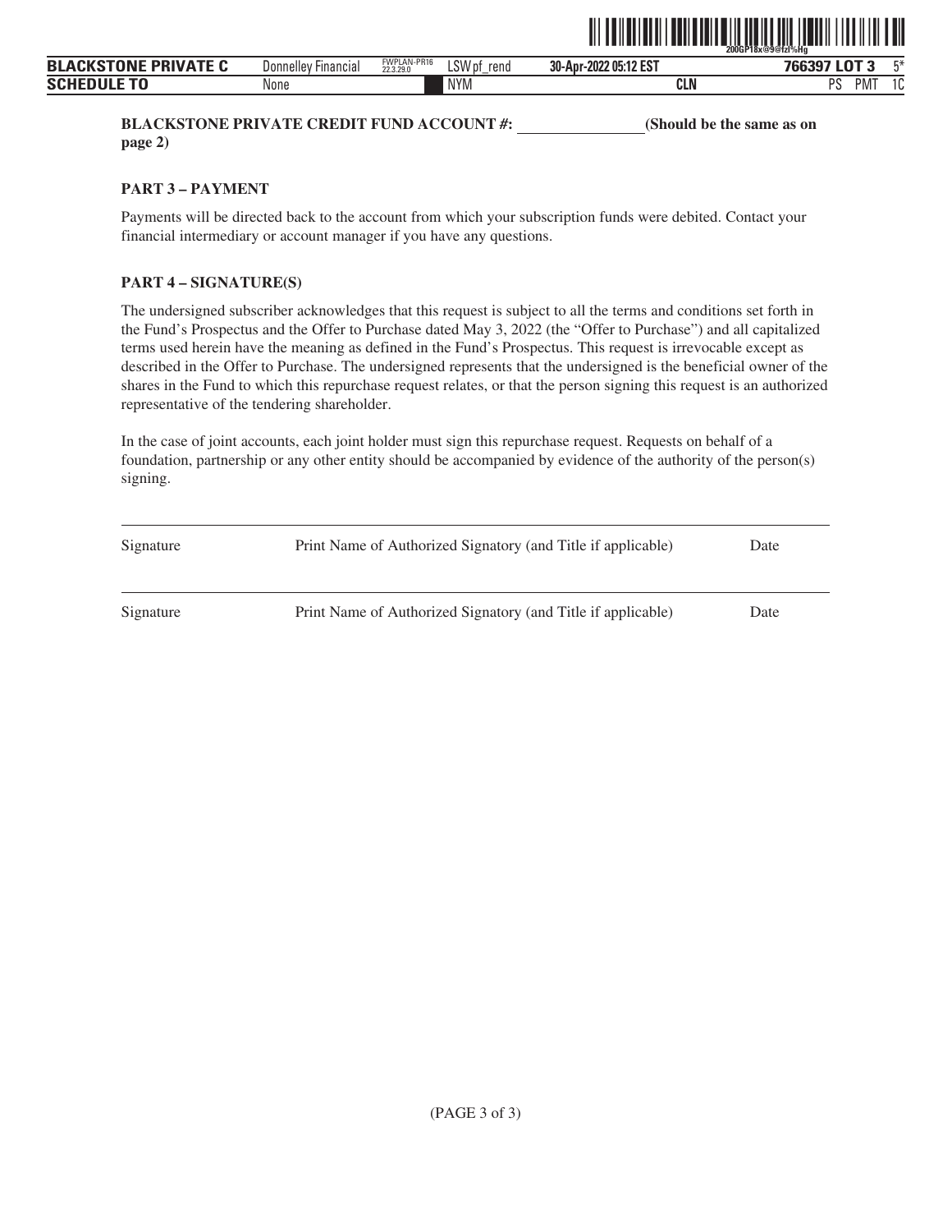**BLACKSTONE PRIVATE CREDIT FUND ACCOUNT #: ________________ (Should be the same as on page 2)**

**PART 3 – PAYMENT**

Payments will be directed back to the account from which your subscription funds were debited. Contact your financial intermediary or account manager if you have any questions.

**PART 4 – SIGNATURE(S)**

The undersigned subscriber acknowledges that this request is subject to all the terms and conditions set forth in the Fund's Prospectus and the Offer to Purchase dated May 3, 2022 (the "Offer to Purchase") and all capitalized terms used herein have the meaning as defined in the Fund's Prospectus. This request is irrevocable except as described in the Offer to Purchase. The undersigned represents that the undersigned is the beneficial owner of the shares in the Fund to which this repurchase request relates, or that the person signing this request is an authorized representative of the tendering shareholder.

In the case of joint accounts, each joint holder must sign this repurchase request. Requests on behalf of a foundation, partnership or any other entity should be accompanied by evidence of the authority of the person(s) signing.

| Signature | Print Name of Authorized Signatory (and Title if applicable) | Date |
|---|---|---|

| Signature | Print Name of Authorized Signatory (and Title if applicable) | Date |
|---|---|---|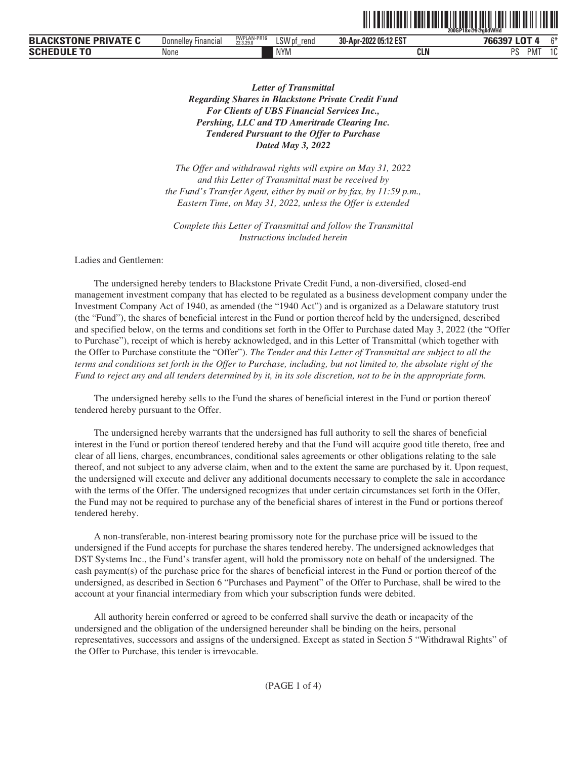***Letter of Transmittal***
***Regarding Shares in Blackstone Private Credit Fund***
***For Clients of UBS Financial Services Inc.,***
***Pershing, LLC and TD Ameritrade Clearing Inc.***
***Tendered Pursuant to the Offer to Purchase***
***Dated May 3, 2022***

*The Offer and withdrawal rights will expire on May 31, 2022*
*and this Letter of Transmittal must be received by*
*the Fund's Transfer Agent, either by mail or by fax, by 11:59 p.m.,*
*Eastern Time, on May 31, 2022, unless the Offer is extended*

*Complete this Letter of Transmittal and follow the Transmittal*
*Instructions included herein*

Ladies and Gentlemen:

The undersigned hereby tenders to Blackstone Private Credit Fund, a non-diversified, closed-end management investment company that has elected to be regulated as a business development company under the Investment Company Act of 1940, as amended (the "1940 Act") and is organized as a Delaware statutory trust (the "Fund"), the shares of beneficial interest in the Fund or portion thereof held by the undersigned, described and specified below, on the terms and conditions set forth in the Offer to Purchase dated May 3, 2022 (the "Offer to Purchase"), receipt of which is hereby acknowledged, and in this Letter of Transmittal (which together with the Offer to Purchase constitute the "Offer"). *The Tender and this Letter of Transmittal are subject to all the terms and conditions set forth in the Offer to Purchase, including, but not limited to, the absolute right of the Fund to reject any and all tenders determined by it, in its sole discretion, not to be in the appropriate form.*

The undersigned hereby sells to the Fund the shares of beneficial interest in the Fund or portion thereof tendered hereby pursuant to the Offer.

The undersigned hereby warrants that the undersigned has full authority to sell the shares of beneficial interest in the Fund or portion thereof tendered hereby and that the Fund will acquire good title thereto, free and clear of all liens, charges, encumbrances, conditional sales agreements or other obligations relating to the sale thereof, and not subject to any adverse claim, when and to the extent the same are purchased by it. Upon request, the undersigned will execute and deliver any additional documents necessary to complete the sale in accordance with the terms of the Offer. The undersigned recognizes that under certain circumstances set forth in the Offer, the Fund may not be required to purchase any of the beneficial shares of interest in the Fund or portions thereof tendered hereby.

A non-transferable, non-interest bearing promissory note for the purchase price will be issued to the undersigned if the Fund accepts for purchase the shares tendered hereby. The undersigned acknowledges that DST Systems Inc., the Fund's transfer agent, will hold the promissory note on behalf of the undersigned. The cash payment(s) of the purchase price for the shares of beneficial interest in the Fund or portion thereof of the undersigned, as described in Section 6 "Purchases and Payment" of the Offer to Purchase, shall be wired to the account at your financial intermediary from which your subscription funds were debited.

All authority herein conferred or agreed to be conferred shall survive the death or incapacity of the undersigned and the obligation of the undersigned hereunder shall be binding on the heirs, personal representatives, successors and assigns of the undersigned. Except as stated in Section 5 "Withdrawal Rights" of the Offer to Purchase, this tender is irrevocable.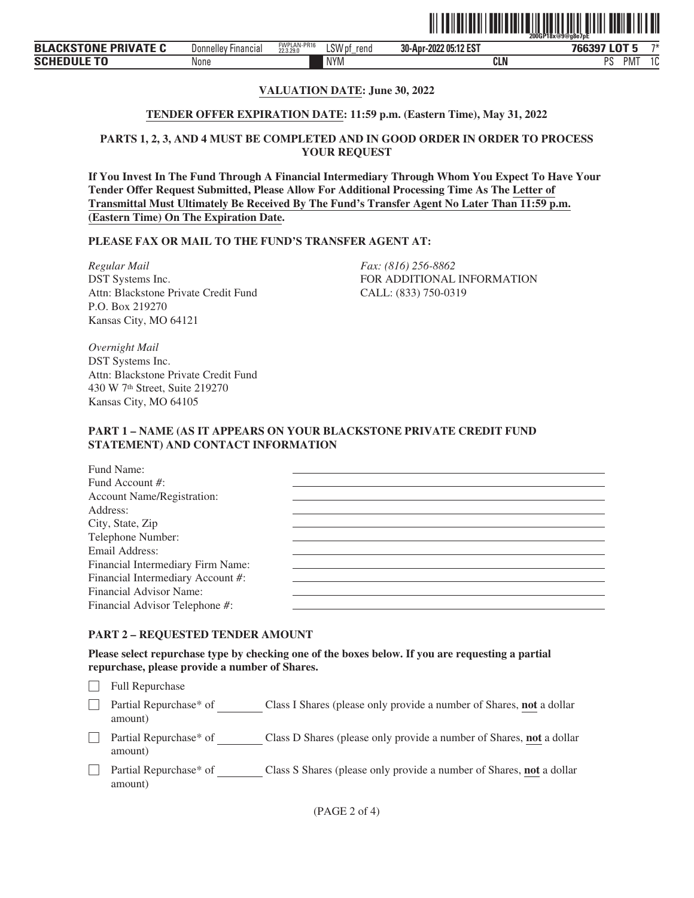**VALUATION DATE: June 30, 2022**

**TENDER OFFER EXPIRATION DATE: 11:59 p.m. (Eastern Time), May 31, 2022**

**PARTS 1, 2, 3, AND 4 MUST BE COMPLETED AND IN GOOD ORDER IN ORDER TO PROCESS YOUR REQUEST**

**If You Invest In The Fund Through A Financial Intermediary Through Whom You Expect To Have Your Tender Offer Request Submitted, Please Allow For Additional Processing Time As The Letter of Transmittal Must Ultimately Be Received By The Fund's Transfer Agent No Later Than 11:59 p.m. (Eastern Time) On The Expiration Date.**

**PLEASE FAX OR MAIL TO THE FUND'S TRANSFER AGENT AT:**

*Regular Mail*
DST Systems Inc.
Attn: Blackstone Private Credit Fund
P.O. Box 219270
Kansas City, MO 64121

*Fax: (816) 256-8862*
FOR ADDITIONAL INFORMATION
CALL: (833) 750-0319

*Overnight Mail*
DST Systems Inc.
Attn: Blackstone Private Credit Fund
430 W 7th Street, Suite 219270
Kansas City, MO 64105

**PART 1 – NAME (AS IT APPEARS ON YOUR BLACKSTONE PRIVATE CREDIT FUND STATEMENT) AND CONTACT INFORMATION**

Fund Name: ______________________
Fund Account #: ______________________
Account Name/Registration: ______________________
Address: ______________________
City, State, Zip ______________________
Telephone Number: ______________________
Email Address: ______________________
Financial Intermediary Firm Name: ______________________
Financial Intermediary Account #: ______________________
Financial Advisor Name: ______________________
Financial Advisor Telephone #: ______________________

**PART 2 – REQUESTED TENDER AMOUNT**

**Please select repurchase type by checking one of the boxes below. If you are requesting a partial repurchase, please provide a number of Shares.**

☐ Full Repurchase

☐ Partial Repurchase* of ________ Class I Shares (please only provide a number of Shares, **not** a dollar amount)

☐ Partial Repurchase* of ________ Class D Shares (please only provide a number of Shares, **not** a dollar amount)

☐ Partial Repurchase* of ________ Class S Shares (please only provide a number of Shares, **not** a dollar amount)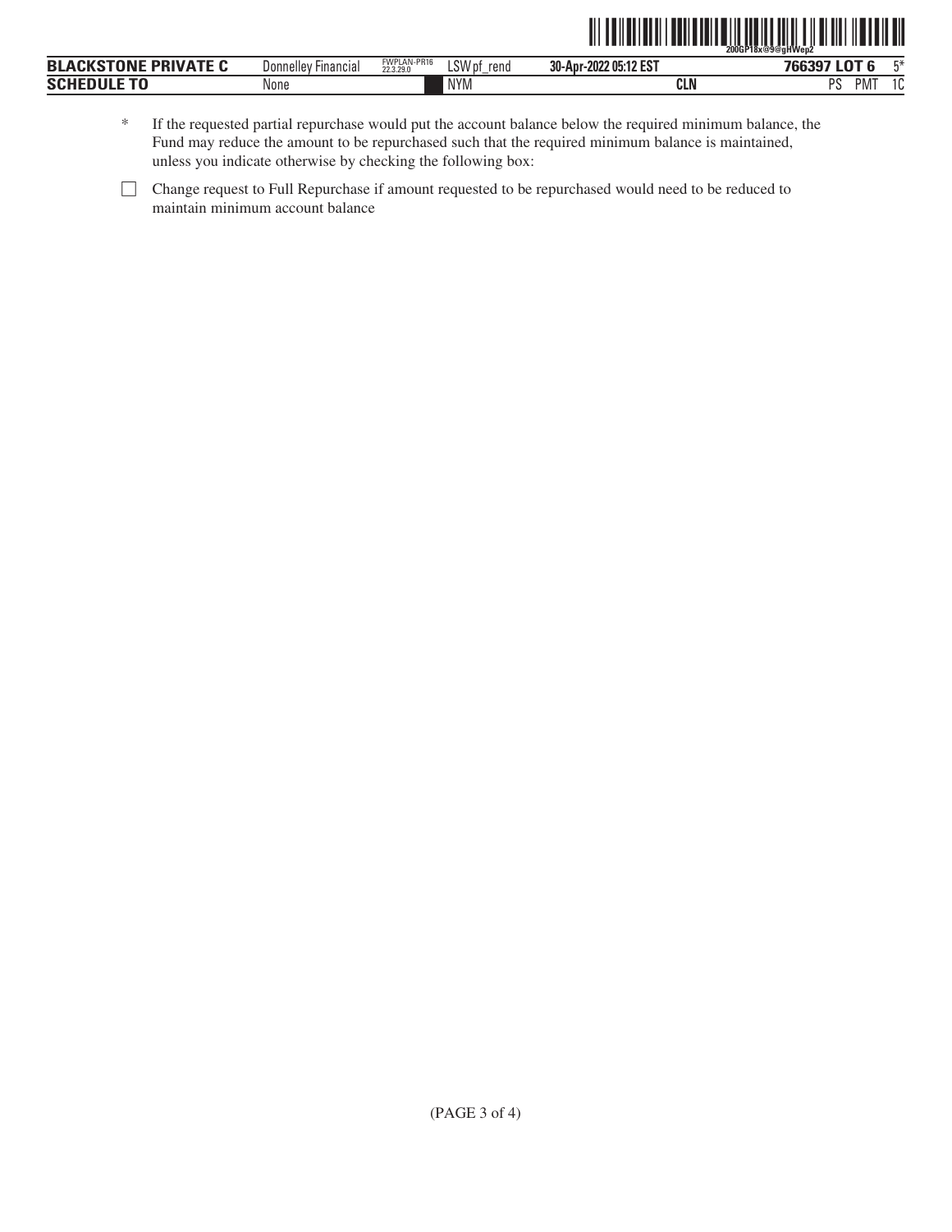\* If the requested partial repurchase would put the account balance below the required minimum balance, the Fund may reduce the amount to be repurchased such that the required minimum balance is maintained, unless you indicate otherwise by checking the following box:

☐ Change request to Full Repurchase if amount requested to be repurchased would need to be reduced to maintain minimum account balance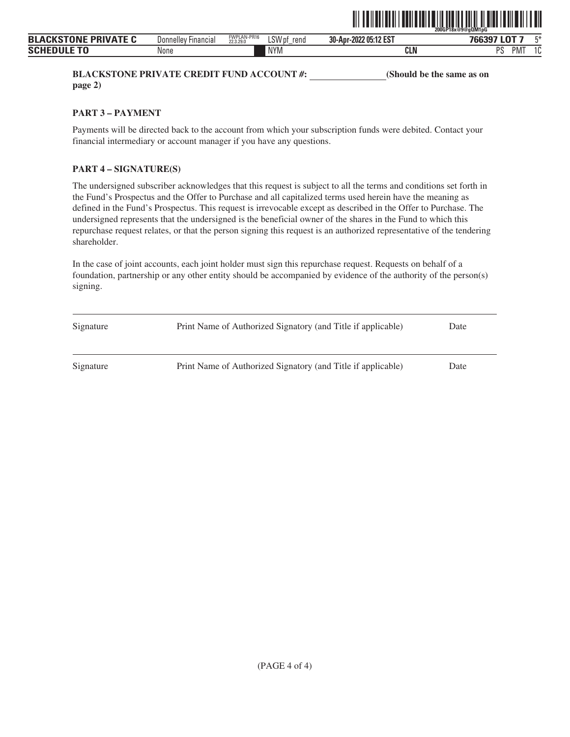**BLACKSTONE PRIVATE CREDIT FUND ACCOUNT #: ________________ (Should be the same as on page 2)**

**PART 3 – PAYMENT**

Payments will be directed back to the account from which your subscription funds were debited. Contact your financial intermediary or account manager if you have any questions.

**PART 4 – SIGNATURE(S)**

The undersigned subscriber acknowledges that this request is subject to all the terms and conditions set forth in the Fund's Prospectus and the Offer to Purchase and all capitalized terms used herein have the meaning as defined in the Fund's Prospectus. This request is irrevocable except as described in the Offer to Purchase. The undersigned represents that the undersigned is the beneficial owner of the shares in the Fund to which this repurchase request relates, or that the person signing this request is an authorized representative of the tendering shareholder.

In the case of joint accounts, each joint holder must sign this repurchase request. Requests on behalf of a foundation, partnership or any other entity should be accompanied by evidence of the authority of the person(s) signing.

| Signature | Print Name of Authorized Signatory (and Title if applicable) | Date |
|---|---|---|
| Signature | Print Name of Authorized Signatory (and Title if applicable) | Date |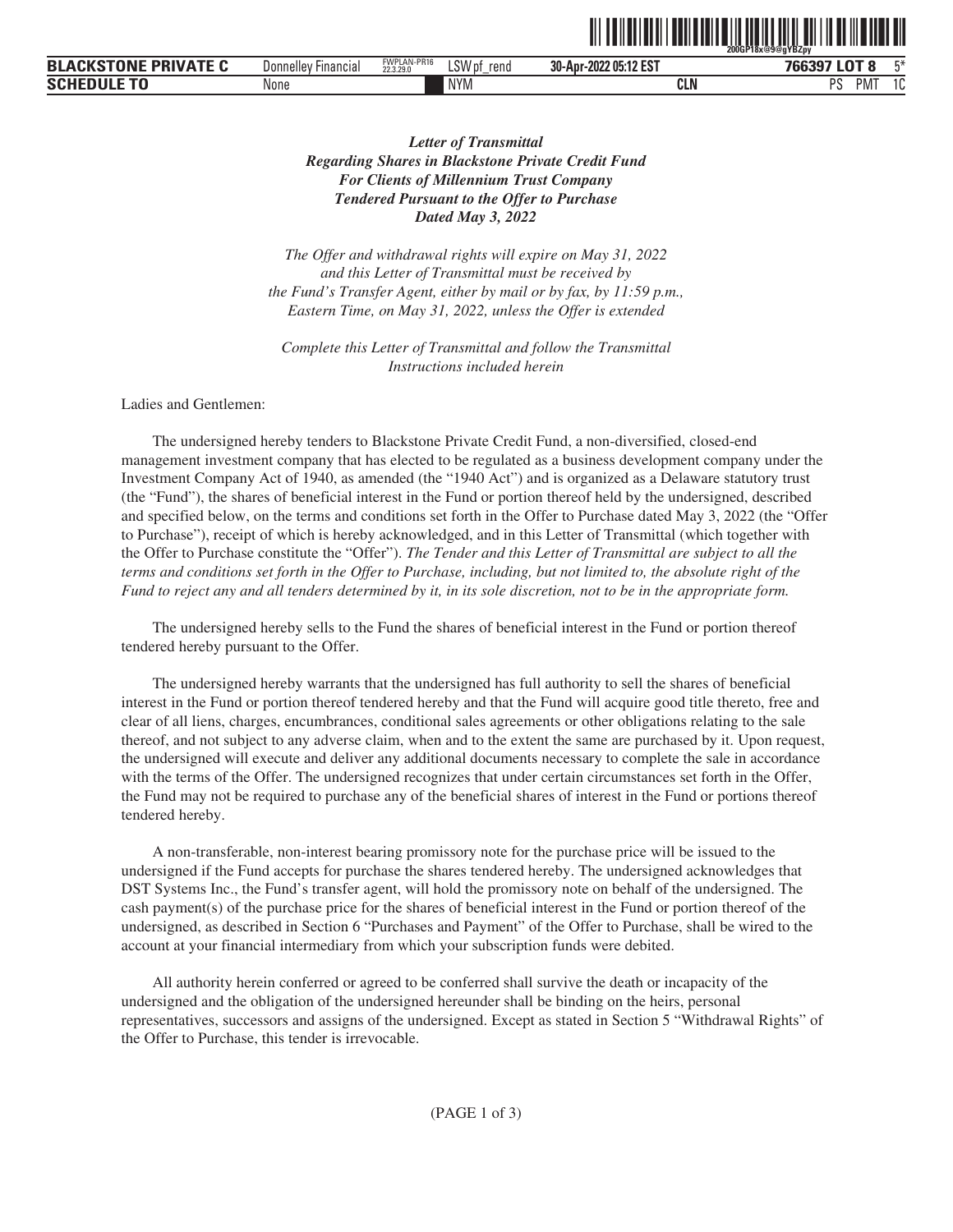***Letter of Transmittal***
***Regarding Shares in Blackstone Private Credit Fund***
***For Clients of Millennium Trust Company***
***Tendered Pursuant to the Offer to Purchase***
***Dated May 3, 2022***

*The Offer and withdrawal rights will expire on May 31, 2022 and this Letter of Transmittal must be received by the Fund's Transfer Agent, either by mail or by fax, by 11:59 p.m., Eastern Time, on May 31, 2022, unless the Offer is extended*

*Complete this Letter of Transmittal and follow the Transmittal Instructions included herein*

Ladies and Gentlemen:

The undersigned hereby tenders to Blackstone Private Credit Fund, a non-diversified, closed-end management investment company that has elected to be regulated as a business development company under the Investment Company Act of 1940, as amended (the "1940 Act") and is organized as a Delaware statutory trust (the "Fund"), the shares of beneficial interest in the Fund or portion thereof held by the undersigned, described and specified below, on the terms and conditions set forth in the Offer to Purchase dated May 3, 2022 (the "Offer to Purchase"), receipt of which is hereby acknowledged, and in this Letter of Transmittal (which together with the Offer to Purchase constitute the "Offer"). *The Tender and this Letter of Transmittal are subject to all the terms and conditions set forth in the Offer to Purchase, including, but not limited to, the absolute right of the Fund to reject any and all tenders determined by it, in its sole discretion, not to be in the appropriate form.*

The undersigned hereby sells to the Fund the shares of beneficial interest in the Fund or portion thereof tendered hereby pursuant to the Offer.

The undersigned hereby warrants that the undersigned has full authority to sell the shares of beneficial interest in the Fund or portion thereof tendered hereby and that the Fund will acquire good title thereto, free and clear of all liens, charges, encumbrances, conditional sales agreements or other obligations relating to the sale thereof, and not subject to any adverse claim, when and to the extent the same are purchased by it. Upon request, the undersigned will execute and deliver any additional documents necessary to complete the sale in accordance with the terms of the Offer. The undersigned recognizes that under certain circumstances set forth in the Offer, the Fund may not be required to purchase any of the beneficial shares of interest in the Fund or portions thereof tendered hereby.

A non-transferable, non-interest bearing promissory note for the purchase price will be issued to the undersigned if the Fund accepts for purchase the shares tendered hereby. The undersigned acknowledges that DST Systems Inc., the Fund's transfer agent, will hold the promissory note on behalf of the undersigned. The cash payment(s) of the purchase price for the shares of beneficial interest in the Fund or portion thereof of the undersigned, as described in Section 6 "Purchases and Payment" of the Offer to Purchase, shall be wired to the account at your financial intermediary from which your subscription funds were debited.

All authority herein conferred or agreed to be conferred shall survive the death or incapacity of the undersigned and the obligation of the undersigned hereunder shall be binding on the heirs, personal representatives, successors and assigns of the undersigned. Except as stated in Section 5 "Withdrawal Rights" of the Offer to Purchase, this tender is irrevocable.

(PAGE 1 of 3)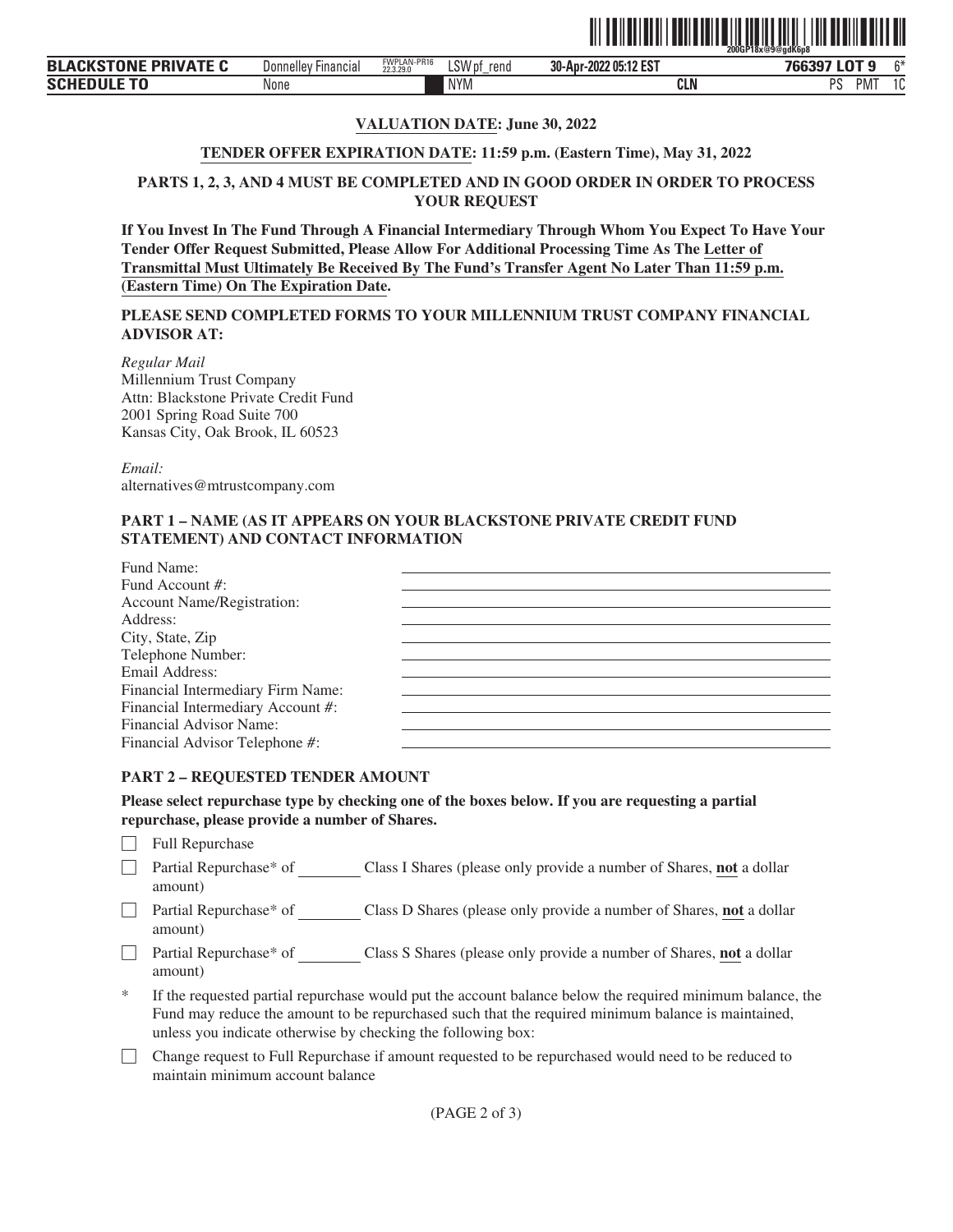**VALUATION DATE: June 30, 2022**

**TENDER OFFER EXPIRATION DATE: 11:59 p.m. (Eastern Time), May 31, 2022**

**PARTS 1, 2, 3, AND 4 MUST BE COMPLETED AND IN GOOD ORDER IN ORDER TO PROCESS YOUR REQUEST**

**If You Invest In The Fund Through A Financial Intermediary Through Whom You Expect To Have Your Tender Offer Request Submitted, Please Allow For Additional Processing Time As The Letter of Transmittal Must Ultimately Be Received By The Fund's Transfer Agent No Later Than 11:59 p.m. (Eastern Time) On The Expiration Date.**

**PLEASE SEND COMPLETED FORMS TO YOUR MILLENNIUM TRUST COMPANY FINANCIAL ADVISOR AT:**

*Regular Mail*
Millennium Trust Company
Attn: Blackstone Private Credit Fund
2001 Spring Road Suite 700
Kansas City, Oak Brook, IL 60523

*Email:*
alternatives@mtrustcompany.com

**PART 1 – NAME (AS IT APPEARS ON YOUR BLACKSTONE PRIVATE CREDIT FUND STATEMENT) AND CONTACT INFORMATION**

Fund Name: ______________________
Fund Account #: ______________________
Account Name/Registration: ______________________
Address: ______________________
City, State, Zip ______________________
Telephone Number: ______________________
Email Address: ______________________
Financial Intermediary Firm Name: ______________________
Financial Intermediary Account #: ______________________
Financial Advisor Name: ______________________
Financial Advisor Telephone #: ______________________

**PART 2 – REQUESTED TENDER AMOUNT**

**Please select repurchase type by checking one of the boxes below. If you are requesting a partial repurchase, please provide a number of Shares.**

☐ Full Repurchase

☐ Partial Repurchase* of ________ Class I Shares (please only provide a number of Shares, **not** a dollar amount)

☐ Partial Repurchase* of ________ Class D Shares (please only provide a number of Shares, **not** a dollar amount)

☐ Partial Repurchase* of ________ Class S Shares (please only provide a number of Shares, **not** a dollar amount)

\* If the requested partial repurchase would put the account balance below the required minimum balance, the Fund may reduce the amount to be repurchased such that the required minimum balance is maintained, unless you indicate otherwise by checking the following box:

☐ Change request to Full Repurchase if amount requested to be repurchased would need to be reduced to maintain minimum account balance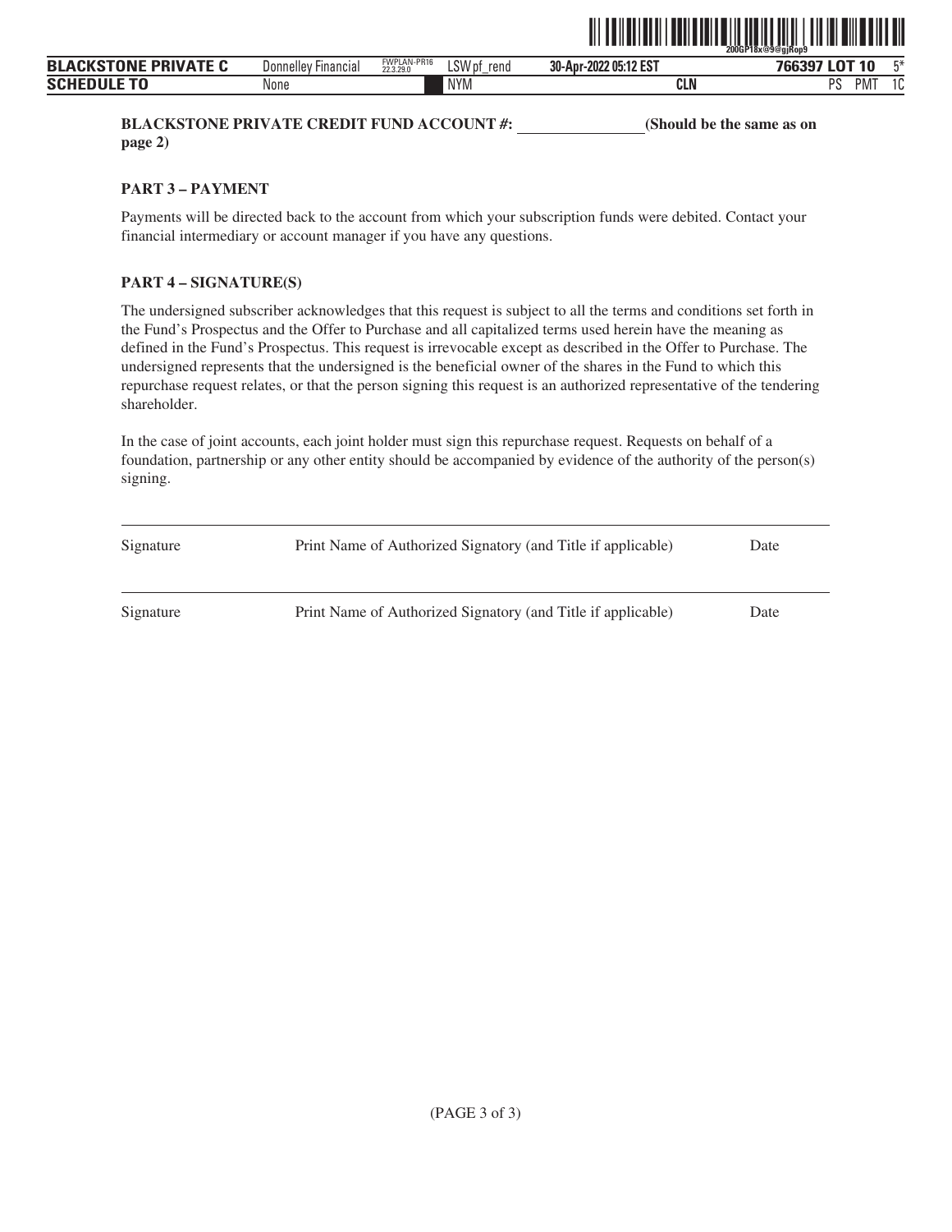**BLACKSTONE PRIVATE CREDIT FUND ACCOUNT #: \_\_\_\_\_\_\_\_\_\_\_\_\_\_\_\_ (Should be the same as on page 2)**

**PART 3 – PAYMENT**

Payments will be directed back to the account from which your subscription funds were debited. Contact your financial intermediary or account manager if you have any questions.

**PART 4 – SIGNATURE(S)**

The undersigned subscriber acknowledges that this request is subject to all the terms and conditions set forth in the Fund's Prospectus and the Offer to Purchase and all capitalized terms used herein have the meaning as defined in the Fund's Prospectus. This request is irrevocable except as described in the Offer to Purchase. The undersigned represents that the undersigned is the beneficial owner of the shares in the Fund to which this repurchase request relates, or that the person signing this request is an authorized representative of the tendering shareholder.

In the case of joint accounts, each joint holder must sign this repurchase request. Requests on behalf of a foundation, partnership or any other entity should be accompanied by evidence of the authority of the person(s) signing.

| Signature | Print Name of Authorized Signatory (and Title if applicable) | Date |
|---|---|---|
| Signature | Print Name of Authorized Signatory (and Title if applicable) | Date |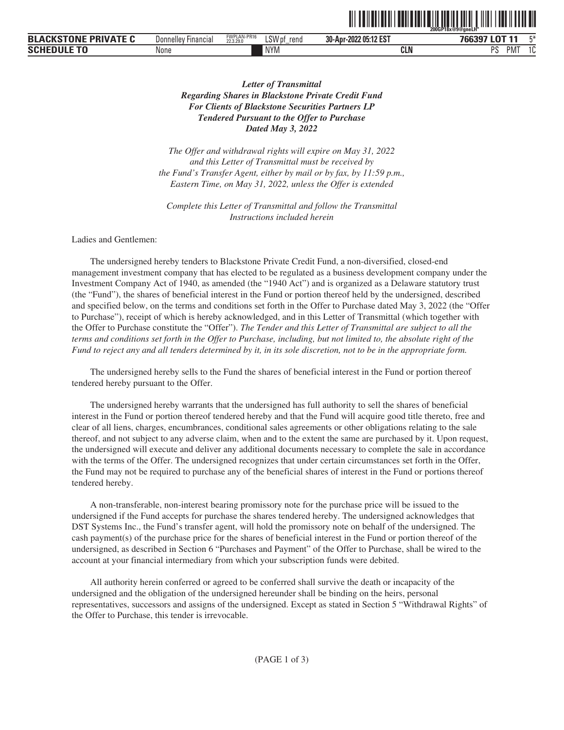***Letter of Transmittal***
***Regarding Shares in Blackstone Private Credit Fund***
***For Clients of Blackstone Securities Partners LP***
***Tendered Pursuant to the Offer to Purchase***
***Dated May 3, 2022***

*The Offer and withdrawal rights will expire on May 31, 2022 and this Letter of Transmittal must be received by the Fund's Transfer Agent, either by mail or by fax, by 11:59 p.m., Eastern Time, on May 31, 2022, unless the Offer is extended*

*Complete this Letter of Transmittal and follow the Transmittal Instructions included herein*

Ladies and Gentlemen:

The undersigned hereby tenders to Blackstone Private Credit Fund, a non-diversified, closed-end management investment company that has elected to be regulated as a business development company under the Investment Company Act of 1940, as amended (the "1940 Act") and is organized as a Delaware statutory trust (the "Fund"), the shares of beneficial interest in the Fund or portion thereof held by the undersigned, described and specified below, on the terms and conditions set forth in the Offer to Purchase dated May 3, 2022 (the "Offer to Purchase"), receipt of which is hereby acknowledged, and in this Letter of Transmittal (which together with the Offer to Purchase constitute the "Offer"). *The Tender and this Letter of Transmittal are subject to all the terms and conditions set forth in the Offer to Purchase, including, but not limited to, the absolute right of the Fund to reject any and all tenders determined by it, in its sole discretion, not to be in the appropriate form.*

The undersigned hereby sells to the Fund the shares of beneficial interest in the Fund or portion thereof tendered hereby pursuant to the Offer.

The undersigned hereby warrants that the undersigned has full authority to sell the shares of beneficial interest in the Fund or portion thereof tendered hereby and that the Fund will acquire good title thereto, free and clear of all liens, charges, encumbrances, conditional sales agreements or other obligations relating to the sale thereof, and not subject to any adverse claim, when and to the extent the same are purchased by it. Upon request, the undersigned will execute and deliver any additional documents necessary to complete the sale in accordance with the terms of the Offer. The undersigned recognizes that under certain circumstances set forth in the Offer, the Fund may not be required to purchase any of the beneficial shares of interest in the Fund or portions thereof tendered hereby.

A non-transferable, non-interest bearing promissory note for the purchase price will be issued to the undersigned if the Fund accepts for purchase the shares tendered hereby. The undersigned acknowledges that DST Systems Inc., the Fund's transfer agent, will hold the promissory note on behalf of the undersigned. The cash payment(s) of the purchase price for the shares of beneficial interest in the Fund or portion thereof of the undersigned, as described in Section 6 "Purchases and Payment" of the Offer to Purchase, shall be wired to the account at your financial intermediary from which your subscription funds were debited.

All authority herein conferred or agreed to be conferred shall survive the death or incapacity of the undersigned and the obligation of the undersigned hereunder shall be binding on the heirs, personal representatives, successors and assigns of the undersigned. Except as stated in Section 5 "Withdrawal Rights" of the Offer to Purchase, this tender is irrevocable.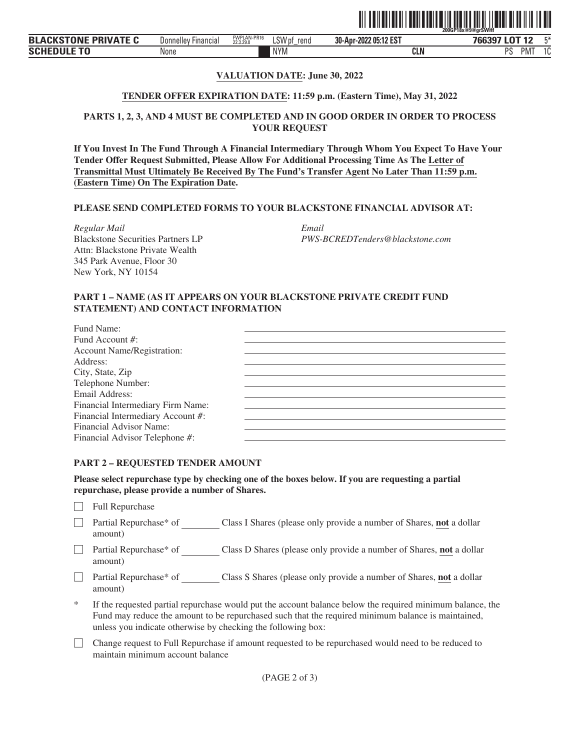**VALUATION DATE: June 30, 2022**

**TENDER OFFER EXPIRATION DATE: 11:59 p.m. (Eastern Time), May 31, 2022**

**PARTS 1, 2, 3, AND 4 MUST BE COMPLETED AND IN GOOD ORDER IN ORDER TO PROCESS YOUR REQUEST**

**If You Invest In The Fund Through A Financial Intermediary Through Whom You Expect To Have Your Tender Offer Request Submitted, Please Allow For Additional Processing Time As The Letter of Transmittal Must Ultimately Be Received By The Fund's Transfer Agent No Later Than 11:59 p.m. (Eastern Time) On The Expiration Date.**

**PLEASE SEND COMPLETED FORMS TO YOUR BLACKSTONE FINANCIAL ADVISOR AT:**

*Regular Mail*
Blackstone Securities Partners LP
Attn: Blackstone Private Wealth
345 Park Avenue, Floor 30
New York, NY 10154

*Email*
*PWS-BCREDTenders@blackstone.com*

**PART 1 – NAME (AS IT APPEARS ON YOUR BLACKSTONE PRIVATE CREDIT FUND STATEMENT) AND CONTACT INFORMATION**

Fund Name: \_\_\_\_\_\_\_\_\_\_\_\_\_\_\_\_\_\_\_\_
Fund Account #: \_\_\_\_\_\_\_\_\_\_\_\_\_\_\_\_\_\_\_\_
Account Name/Registration: \_\_\_\_\_\_\_\_\_\_\_\_\_\_\_\_\_\_\_\_
Address: \_\_\_\_\_\_\_\_\_\_\_\_\_\_\_\_\_\_\_\_
City, State, Zip \_\_\_\_\_\_\_\_\_\_\_\_\_\_\_\_\_\_\_\_
Telephone Number: \_\_\_\_\_\_\_\_\_\_\_\_\_\_\_\_\_\_\_\_
Email Address: \_\_\_\_\_\_\_\_\_\_\_\_\_\_\_\_\_\_\_\_
Financial Intermediary Firm Name: \_\_\_\_\_\_\_\_\_\_\_\_\_\_\_\_\_\_\_\_
Financial Intermediary Account #: \_\_\_\_\_\_\_\_\_\_\_\_\_\_\_\_\_\_\_\_
Financial Advisor Name: \_\_\_\_\_\_\_\_\_\_\_\_\_\_\_\_\_\_\_\_
Financial Advisor Telephone #: \_\_\_\_\_\_\_\_\_\_\_\_\_\_\_\_\_\_\_\_

**PART 2 – REQUESTED TENDER AMOUNT**

**Please select repurchase type by checking one of the boxes below. If you are requesting a partial repurchase, please provide a number of Shares.**

☐ Full Repurchase

☐ Partial Repurchase* of \_\_\_\_\_\_\_\_ Class I Shares (please only provide a number of Shares, **not** a dollar amount)

☐ Partial Repurchase* of \_\_\_\_\_\_\_\_ Class D Shares (please only provide a number of Shares, **not** a dollar amount)

☐ Partial Repurchase* of \_\_\_\_\_\_\_\_ Class S Shares (please only provide a number of Shares, **not** a dollar amount)

\* If the requested partial repurchase would put the account balance below the required minimum balance, the Fund may reduce the amount to be repurchased such that the required minimum balance is maintained, unless you indicate otherwise by checking the following box:

☐ Change request to Full Repurchase if amount requested to be repurchased would need to be reduced to maintain minimum account balance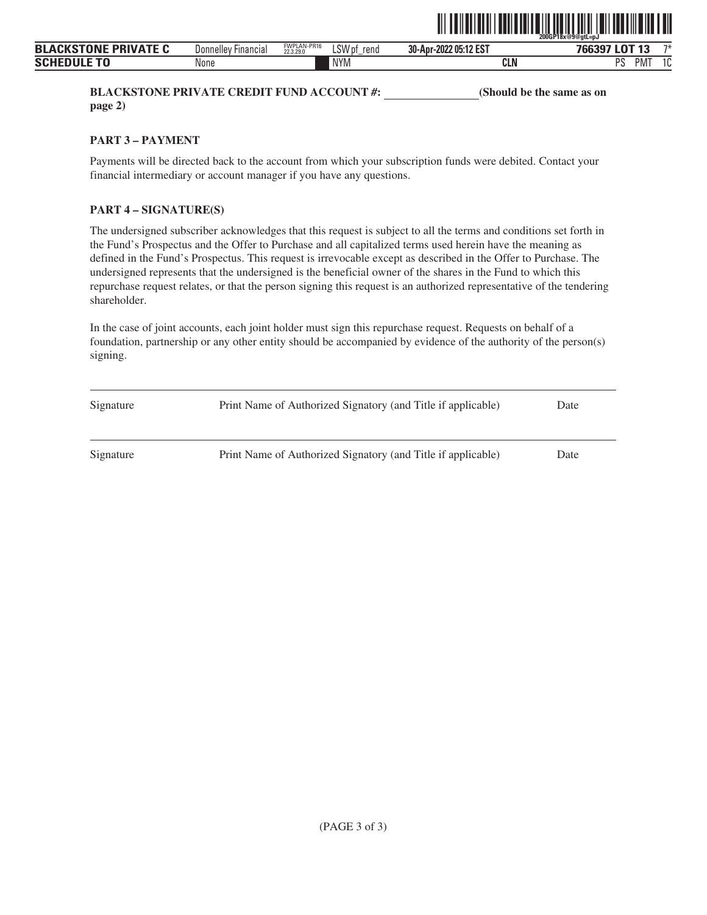**BLACKSTONE PRIVATE CREDIT FUND ACCOUNT #: \_\_\_\_\_\_\_\_\_\_\_\_\_\_\_\_ (Should be the same as on page 2)**

**PART 3 – PAYMENT**

Payments will be directed back to the account from which your subscription funds were debited. Contact your financial intermediary or account manager if you have any questions.

**PART 4 – SIGNATURE(S)**

The undersigned subscriber acknowledges that this request is subject to all the terms and conditions set forth in the Fund's Prospectus and the Offer to Purchase and all capitalized terms used herein have the meaning as defined in the Fund's Prospectus. This request is irrevocable except as described in the Offer to Purchase. The undersigned represents that the undersigned is the beneficial owner of the shares in the Fund to which this repurchase request relates, or that the person signing this request is an authorized representative of the tendering shareholder.

In the case of joint accounts, each joint holder must sign this repurchase request. Requests on behalf of a foundation, partnership or any other entity should be accompanied by evidence of the authority of the person(s) signing.

| Signature | Print Name of Authorized Signatory (and Title if applicable) | Date |
|---|---|---|
| Signature | Print Name of Authorized Signatory (and Title if applicable) | Date |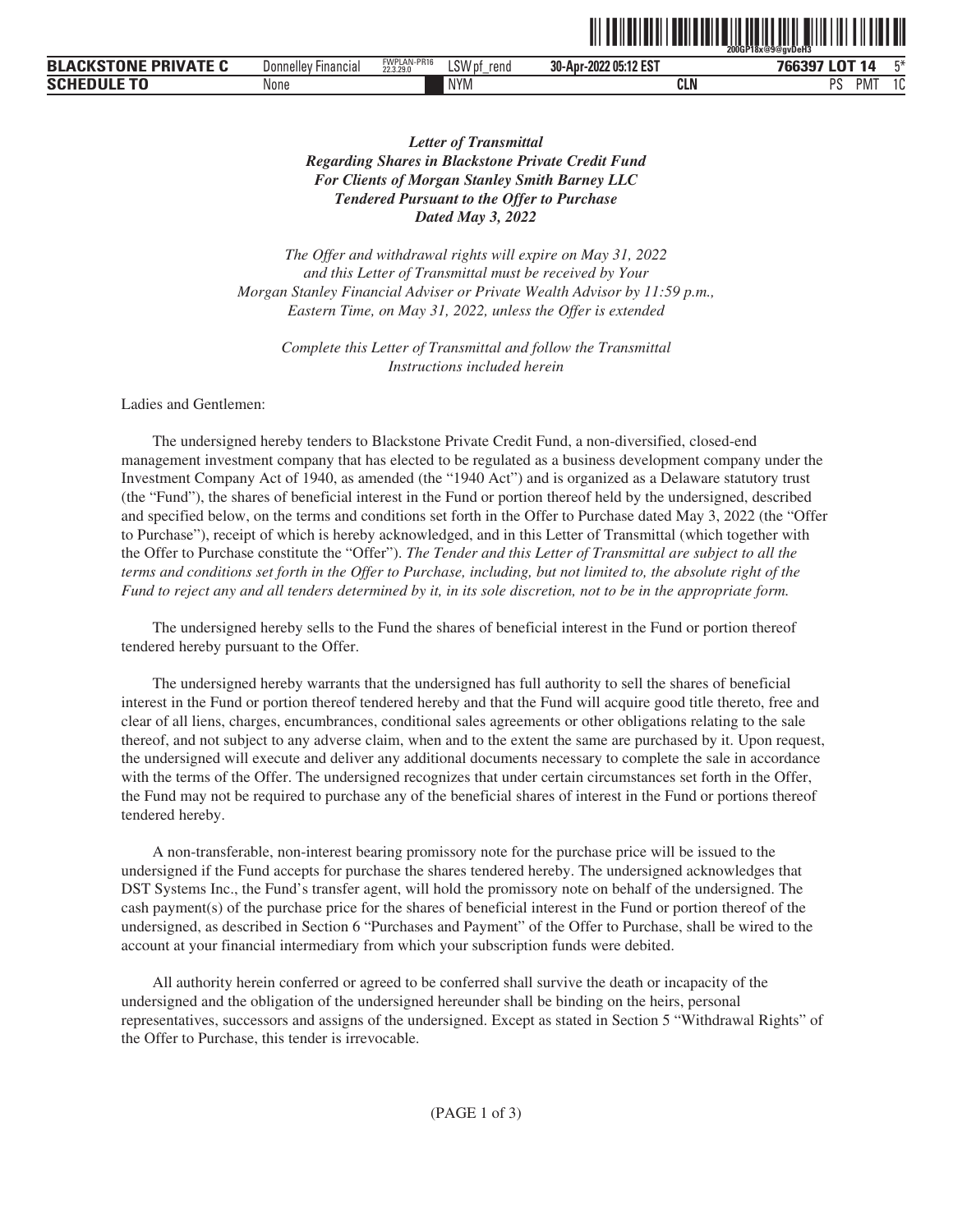***Letter of Transmittal***
***Regarding Shares in Blackstone Private Credit Fund***
***For Clients of Morgan Stanley Smith Barney LLC***
***Tendered Pursuant to the Offer to Purchase***
***Dated May 3, 2022***

*The Offer and withdrawal rights will expire on May 31, 2022 and this Letter of Transmittal must be received by Your Morgan Stanley Financial Adviser or Private Wealth Advisor by 11:59 p.m., Eastern Time, on May 31, 2022, unless the Offer is extended*

*Complete this Letter of Transmittal and follow the Transmittal Instructions included herein*

Ladies and Gentlemen:

The undersigned hereby tenders to Blackstone Private Credit Fund, a non-diversified, closed-end management investment company that has elected to be regulated as a business development company under the Investment Company Act of 1940, as amended (the "1940 Act") and is organized as a Delaware statutory trust (the "Fund"), the shares of beneficial interest in the Fund or portion thereof held by the undersigned, described and specified below, on the terms and conditions set forth in the Offer to Purchase dated May 3, 2022 (the "Offer to Purchase"), receipt of which is hereby acknowledged, and in this Letter of Transmittal (which together with the Offer to Purchase constitute the "Offer"). *The Tender and this Letter of Transmittal are subject to all the terms and conditions set forth in the Offer to Purchase, including, but not limited to, the absolute right of the Fund to reject any and all tenders determined by it, in its sole discretion, not to be in the appropriate form.*

The undersigned hereby sells to the Fund the shares of beneficial interest in the Fund or portion thereof tendered hereby pursuant to the Offer.

The undersigned hereby warrants that the undersigned has full authority to sell the shares of beneficial interest in the Fund or portion thereof tendered hereby and that the Fund will acquire good title thereto, free and clear of all liens, charges, encumbrances, conditional sales agreements or other obligations relating to the sale thereof, and not subject to any adverse claim, when and to the extent the same are purchased by it. Upon request, the undersigned will execute and deliver any additional documents necessary to complete the sale in accordance with the terms of the Offer. The undersigned recognizes that under certain circumstances set forth in the Offer, the Fund may not be required to purchase any of the beneficial shares of interest in the Fund or portions thereof tendered hereby.

A non-transferable, non-interest bearing promissory note for the purchase price will be issued to the undersigned if the Fund accepts for purchase the shares tendered hereby. The undersigned acknowledges that DST Systems Inc., the Fund's transfer agent, will hold the promissory note on behalf of the undersigned. The cash payment(s) of the purchase price for the shares of beneficial interest in the Fund or portion thereof of the undersigned, as described in Section 6 "Purchases and Payment" of the Offer to Purchase, shall be wired to the account at your financial intermediary from which your subscription funds were debited.

All authority herein conferred or agreed to be conferred shall survive the death or incapacity of the undersigned and the obligation of the undersigned hereunder shall be binding on the heirs, personal representatives, successors and assigns of the undersigned. Except as stated in Section 5 "Withdrawal Rights" of the Offer to Purchase, this tender is irrevocable.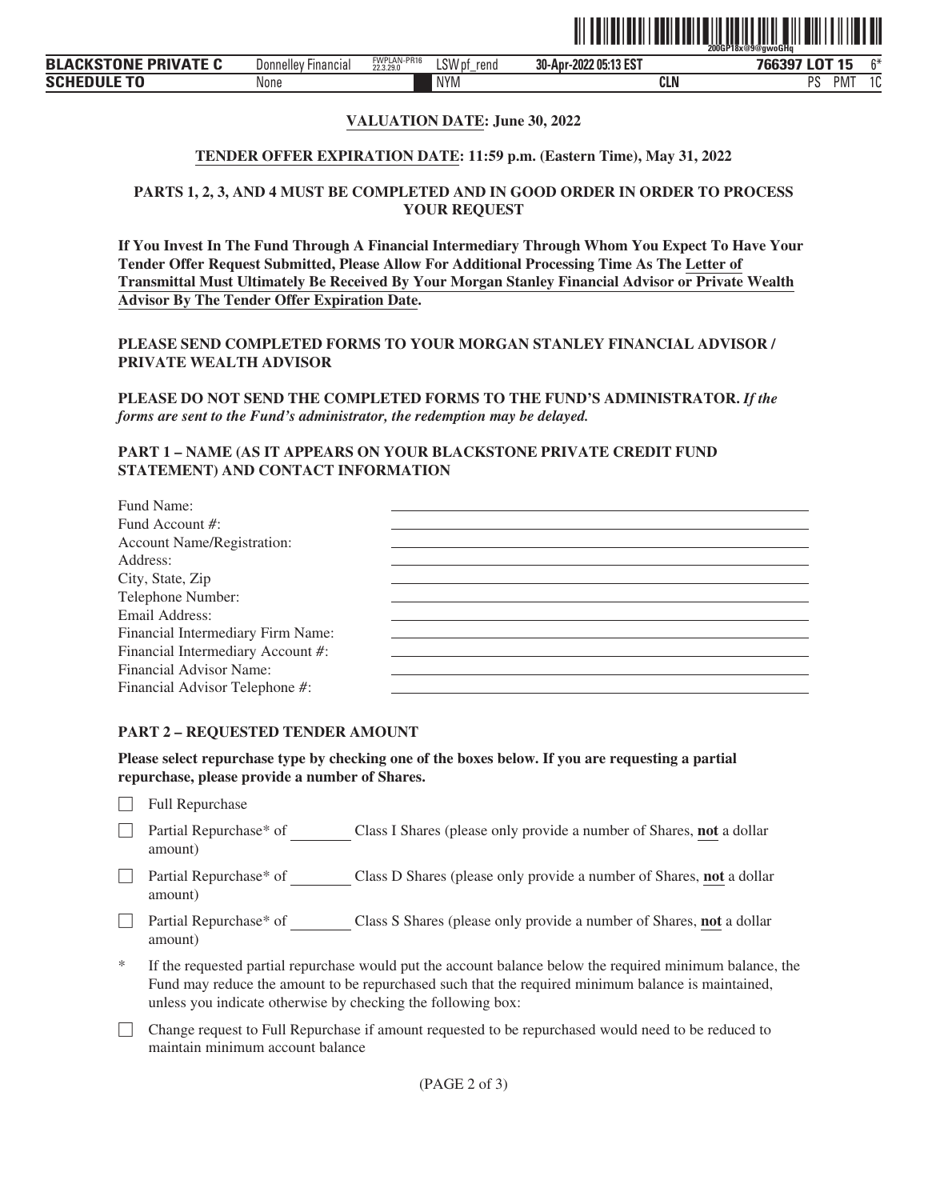**VALUATION DATE: June 30, 2022**

**TENDER OFFER EXPIRATION DATE: 11:59 p.m. (Eastern Time), May 31, 2022**

**PARTS 1, 2, 3, AND 4 MUST BE COMPLETED AND IN GOOD ORDER IN ORDER TO PROCESS YOUR REQUEST**

**If You Invest In The Fund Through A Financial Intermediary Through Whom You Expect To Have Your Tender Offer Request Submitted, Please Allow For Additional Processing Time As The Letter of Transmittal Must Ultimately Be Received By Your Morgan Stanley Financial Advisor or Private Wealth Advisor By The Tender Offer Expiration Date.**

**PLEASE SEND COMPLETED FORMS TO YOUR MORGAN STANLEY FINANCIAL ADVISOR / PRIVATE WEALTH ADVISOR**

**PLEASE DO NOT SEND THE COMPLETED FORMS TO THE FUND'S ADMINISTRATOR.** ***If the forms are sent to the Fund's administrator, the redemption may be delayed.***

**PART 1 – NAME (AS IT APPEARS ON YOUR BLACKSTONE PRIVATE CREDIT FUND STATEMENT) AND CONTACT INFORMATION**

Fund Name: ____________________

Fund Account #: ____________________

Account Name/Registration: ____________________

Address: ____________________

City, State, Zip ____________________

Telephone Number: ____________________

Email Address: ____________________

Financial Intermediary Firm Name: ____________________

Financial Intermediary Account #: ____________________

Financial Advisor Name: ____________________

Financial Advisor Telephone #: ____________________

**PART 2 – REQUESTED TENDER AMOUNT**

**Please select repurchase type by checking one of the boxes below. If you are requesting a partial repurchase, please provide a number of Shares.**

☐ Full Repurchase

☐ Partial Repurchase* of ________ Class I Shares (please only provide a number of Shares, **not** a dollar amount)

☐ Partial Repurchase* of ________ Class D Shares (please only provide a number of Shares, **not** a dollar amount)

☐ Partial Repurchase* of ________ Class S Shares (please only provide a number of Shares, **not** a dollar amount)

\* If the requested partial repurchase would put the account balance below the required minimum balance, the Fund may reduce the amount to be repurchased such that the required minimum balance is maintained, unless you indicate otherwise by checking the following box:

☐ Change request to Full Repurchase if amount requested to be repurchased would need to be reduced to maintain minimum account balance

(PAGE 2 of 3)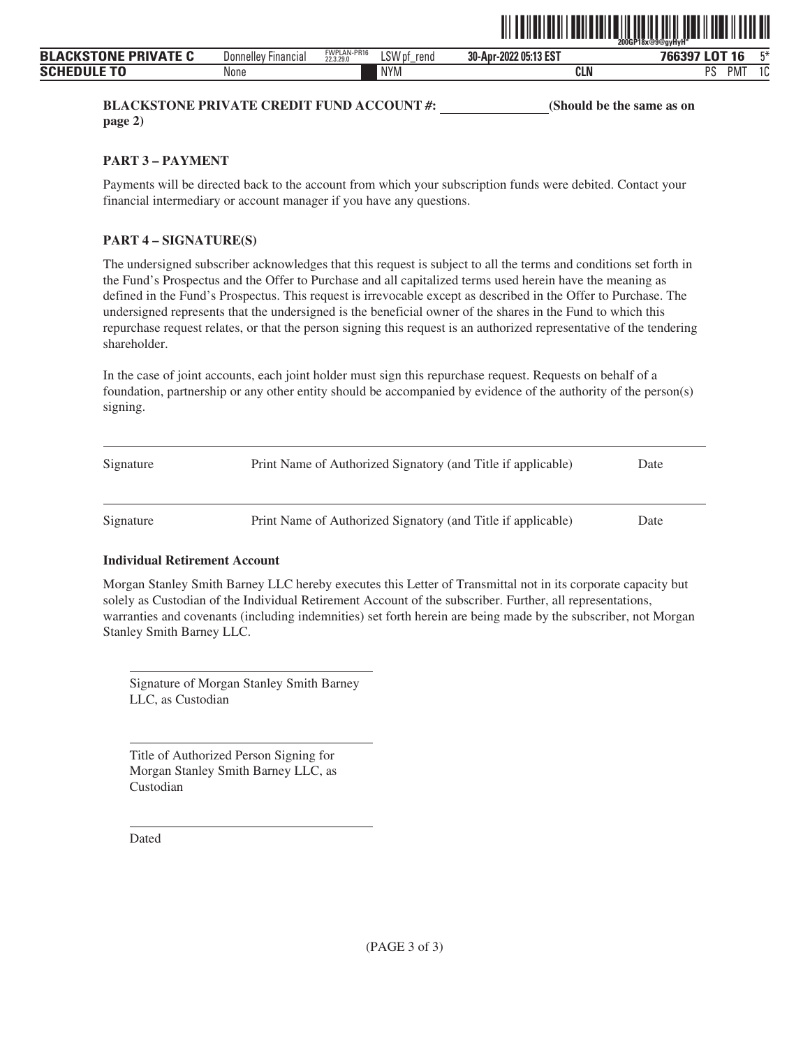**BLACKSTONE PRIVATE CREDIT FUND ACCOUNT #: \_\_\_\_\_\_\_\_\_\_\_\_\_\_\_\_ (Should be the same as on page 2)**

**PART 3 – PAYMENT**

Payments will be directed back to the account from which your subscription funds were debited. Contact your financial intermediary or account manager if you have any questions.

**PART 4 – SIGNATURE(S)**

The undersigned subscriber acknowledges that this request is subject to all the terms and conditions set forth in the Fund's Prospectus and the Offer to Purchase and all capitalized terms used herein have the meaning as defined in the Fund's Prospectus. This request is irrevocable except as described in the Offer to Purchase. The undersigned represents that the undersigned is the beneficial owner of the shares in the Fund to which this repurchase request relates, or that the person signing this request is an authorized representative of the tendering shareholder.

In the case of joint accounts, each joint holder must sign this repurchase request. Requests on behalf of a foundation, partnership or any other entity should be accompanied by evidence of the authority of the person(s) signing.

| Signature | Print Name of Authorized Signatory (and Title if applicable) | Date |
|---|---|---|
| Signature | Print Name of Authorized Signatory (and Title if applicable) | Date |

**Individual Retirement Account**

Morgan Stanley Smith Barney LLC hereby executes this Letter of Transmittal not in its corporate capacity but solely as Custodian of the Individual Retirement Account of the subscriber. Further, all representations, warranties and covenants (including indemnities) set forth herein are being made by the subscriber, not Morgan Stanley Smith Barney LLC.

\_\_\_\_\_\_\_\_\_\_\_\_\_\_\_\_\_\_\_\_\_\_\_\_\_\_\_\_\_\_\_\_

Signature of Morgan Stanley Smith Barney LLC, as Custodian

\_\_\_\_\_\_\_\_\_\_\_\_\_\_\_\_\_\_\_\_\_\_\_\_\_\_\_\_\_\_\_\_

Title of Authorized Person Signing for Morgan Stanley Smith Barney LLC, as Custodian

\_\_\_\_\_\_\_\_\_\_\_\_\_\_\_\_\_\_\_\_\_\_\_\_\_\_\_\_\_\_\_\_

Dated

(PAGE 3 of 3)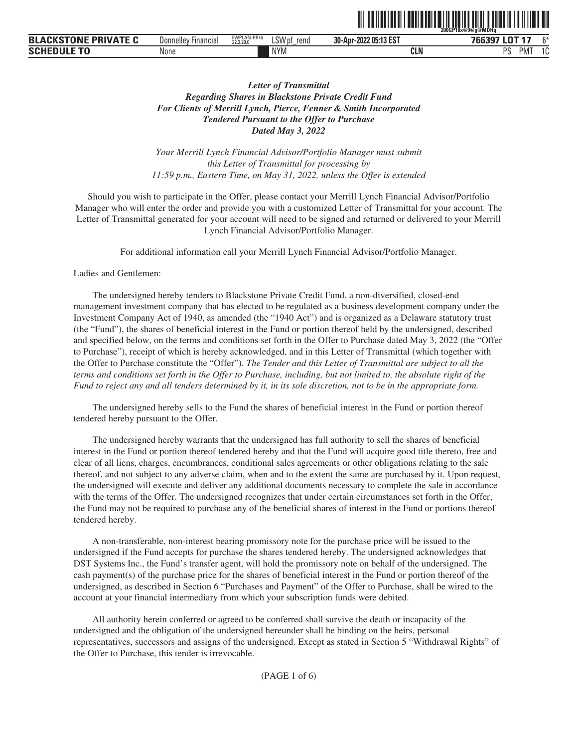*Letter of Transmittal*
*Regarding Shares in Blackstone Private Credit Fund*
*For Clients of Merrill Lynch, Pierce, Fenner & Smith Incorporated*
*Tendered Pursuant to the Offer to Purchase*
*Dated May 3, 2022*

*Your Merrill Lynch Financial Advisor/Portfolio Manager must submit*
*this Letter of Transmittal for processing by*
*11:59 p.m., Eastern Time, on May 31, 2022, unless the Offer is extended*

Should you wish to participate in the Offer, please contact your Merrill Lynch Financial Advisor/Portfolio Manager who will enter the order and provide you with a customized Letter of Transmittal for your account. The Letter of Transmittal generated for your account will need to be signed and returned or delivered to your Merrill Lynch Financial Advisor/Portfolio Manager.

For additional information call your Merrill Lynch Financial Advisor/Portfolio Manager.

Ladies and Gentlemen:

The undersigned hereby tenders to Blackstone Private Credit Fund, a non-diversified, closed-end management investment company that has elected to be regulated as a business development company under the Investment Company Act of 1940, as amended (the "1940 Act") and is organized as a Delaware statutory trust (the "Fund"), the shares of beneficial interest in the Fund or portion thereof held by the undersigned, described and specified below, on the terms and conditions set forth in the Offer to Purchase dated May 3, 2022 (the "Offer to Purchase"), receipt of which is hereby acknowledged, and in this Letter of Transmittal (which together with the Offer to Purchase constitute the "Offer"). *The Tender and this Letter of Transmittal are subject to all the terms and conditions set forth in the Offer to Purchase, including, but not limited to, the absolute right of the Fund to reject any and all tenders determined by it, in its sole discretion, not to be in the appropriate form.*

The undersigned hereby sells to the Fund the shares of beneficial interest in the Fund or portion thereof tendered hereby pursuant to the Offer.

The undersigned hereby warrants that the undersigned has full authority to sell the shares of beneficial interest in the Fund or portion thereof tendered hereby and that the Fund will acquire good title thereto, free and clear of all liens, charges, encumbrances, conditional sales agreements or other obligations relating to the sale thereof, and not subject to any adverse claim, when and to the extent the same are purchased by it. Upon request, the undersigned will execute and deliver any additional documents necessary to complete the sale in accordance with the terms of the Offer. The undersigned recognizes that under certain circumstances set forth in the Offer, the Fund may not be required to purchase any of the beneficial shares of interest in the Fund or portions thereof tendered hereby.

A non-transferable, non-interest bearing promissory note for the purchase price will be issued to the undersigned if the Fund accepts for purchase the shares tendered hereby. The undersigned acknowledges that DST Systems Inc., the Fund's transfer agent, will hold the promissory note on behalf of the undersigned. The cash payment(s) of the purchase price for the shares of beneficial interest in the Fund or portion thereof of the undersigned, as described in Section 6 "Purchases and Payment" of the Offer to Purchase, shall be wired to the account at your financial intermediary from which your subscription funds were debited.

All authority herein conferred or agreed to be conferred shall survive the death or incapacity of the undersigned and the obligation of the undersigned hereunder shall be binding on the heirs, personal representatives, successors and assigns of the undersigned. Except as stated in Section 5 "Withdrawal Rights" of the Offer to Purchase, this tender is irrevocable.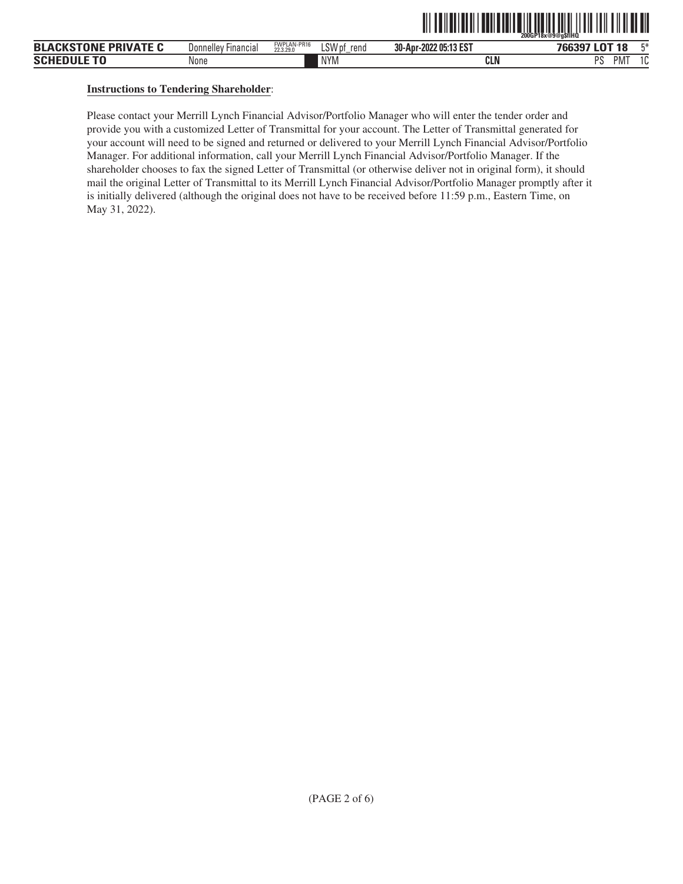**Instructions to Tendering Shareholder**:

Please contact your Merrill Lynch Financial Advisor/Portfolio Manager who will enter the tender order and provide you with a customized Letter of Transmittal for your account. The Letter of Transmittal generated for your account will need to be signed and returned or delivered to your Merrill Lynch Financial Advisor/Portfolio Manager. For additional information, call your Merrill Lynch Financial Advisor/Portfolio Manager. If the shareholder chooses to fax the signed Letter of Transmittal (or otherwise deliver not in original form), it should mail the original Letter of Transmittal to its Merrill Lynch Financial Advisor/Portfolio Manager promptly after it is initially delivered (although the original does not have to be received before 11:59 p.m., Eastern Time, on May 31, 2022).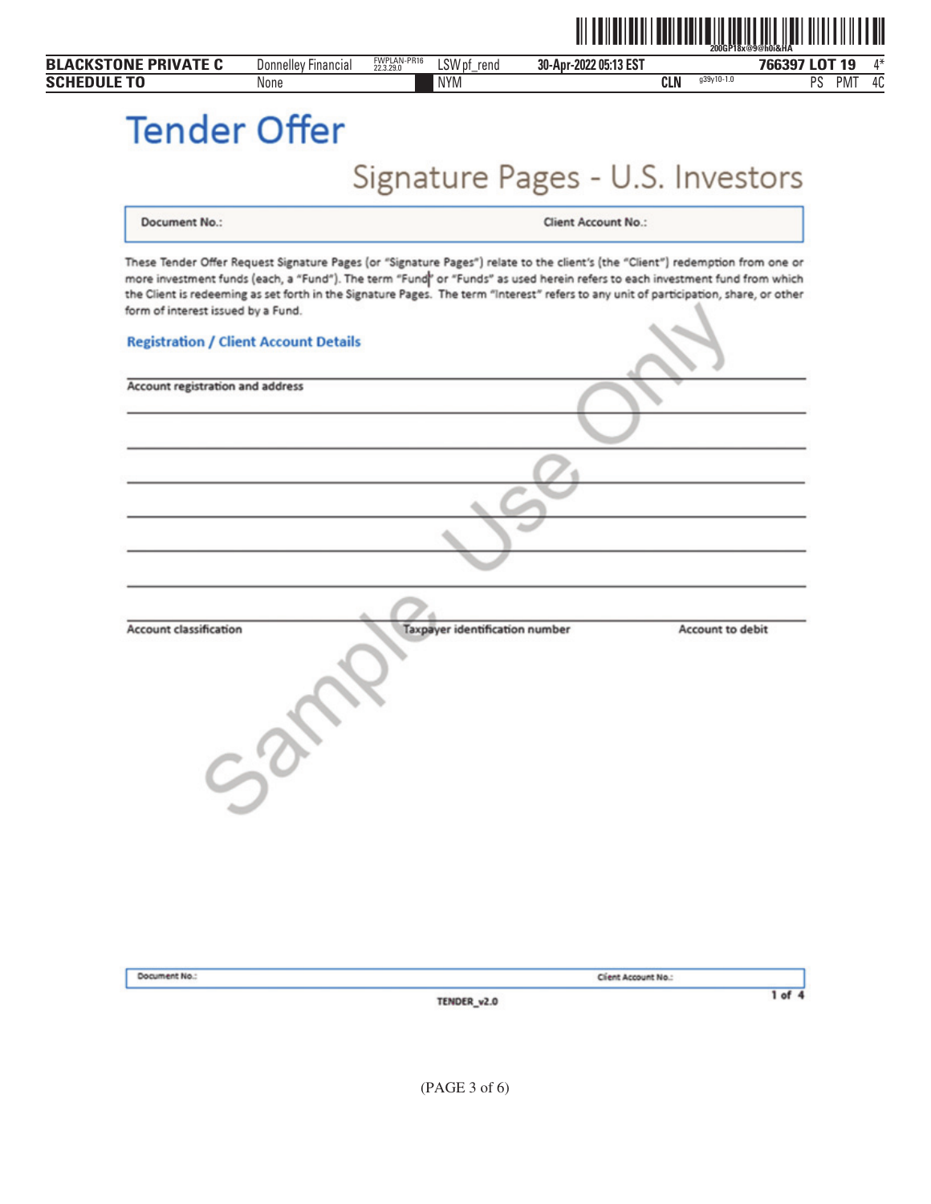# Tender Offer

## Signature Pages - U.S. Investors

| Document No.: | Client Account No.: |
| --- | --- |

These Tender Offer Request Signature Pages (or "Signature Pages") relate to the client's (the "Client") redemption from one or more investment funds (each, a "Fund"). The term "Fund" or "Funds" as used herein refers to each investment fund from which the Client is redeeming as set forth in the Signature Pages. The term "Interest" refers to any unit of participation, share, or other form of interest issued by a Fund.

### Registration / Client Account Details

Account registration and address

______________________________________________

______________________________________________

______________________________________________

______________________________________________

______________________________________________

______________________________________________

| Account classification | Taxpayer identification number | Account to debit |
| --- | --- | --- |

Sample Use Only

| Document No.: | Client Account No.: |
| --- | --- |

TENDER_v2.0

(PAGE 3 of 6)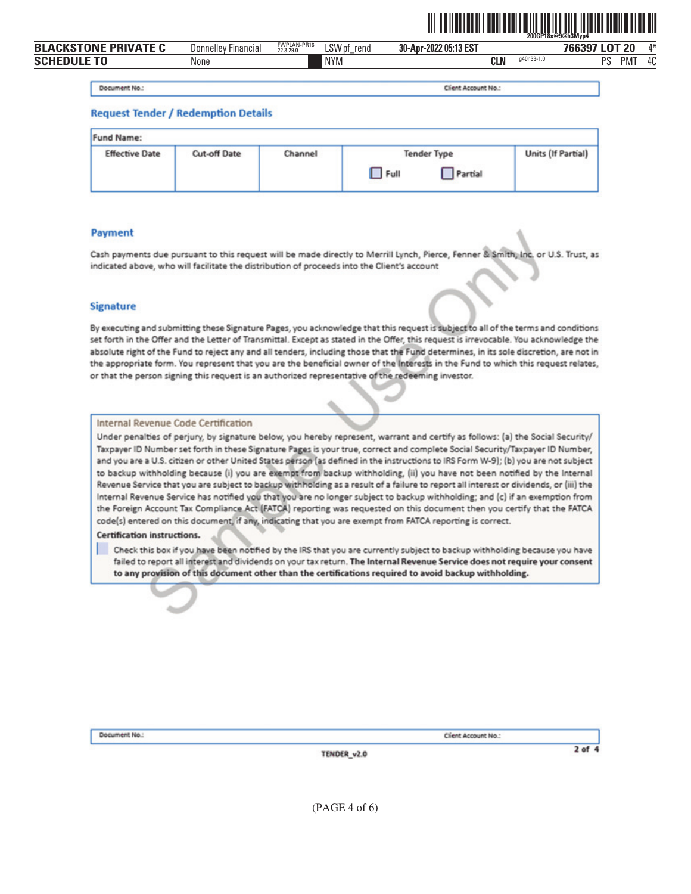| Document No.: | Client Account No.: |
|---|---|

## Request Tender / Redemption Details

| Fund Name: | | | | |
|---|---|---|---|---|
| Effective Date | Cut-off Date | Channel | Tender Type<br>☐ Full ☐ Partial | Units (If Partial) |
| | | | | |

## Payment

Cash payments due pursuant to this request will be made directly to Merrill Lynch, Pierce, Fenner & Smith, Inc. or U.S. Trust, as indicated above, who will facilitate the distribution of proceeds into the Client's account

## Signature

By executing and submitting these Signature Pages, you acknowledge that this request is subject to all of the terms and conditions set forth in the Offer and the Letter of Transmittal. Except as stated in the Offer, this request is irrevocable. You acknowledge the absolute right of the Fund to reject any and all tenders, including those that the Fund determines, in its sole discretion, are not in the appropriate form. You represent that you are the beneficial owner of the Interests in the Fund to which this request relates, or that the person signing this request is an authorized representative of the redeeming investor.

### Internal Revenue Code Certification

Under penalties of perjury, by signature below, you hereby represent, warrant and certify as follows: (a) the Social Security/Taxpayer ID Number set forth in these Signature Pages is your true, correct and complete Social Security/Taxpayer ID Number, and you are a U.S. citizen or other United States person (as defined in the instructions to IRS Form W-9); (b) you are not subject to backup withholding because (i) you are exempt from backup withholding, (ii) you have not been notified by the Internal Revenue Service that you are subject to backup withholding as a result of a failure to report all interest or dividends, or (iii) the Internal Revenue Service has notified you that you are no longer subject to backup withholding; and (c) if an exemption from the Foreign Account Tax Compliance Act (FATCA) reporting was requested on this document then you certify that the FATCA code(s) entered on this document, if any, indicating that you are exempt from FATCA reporting is correct.

**Certification instructions.**

☐ Check this box if you have been notified by the IRS that you are currently subject to backup withholding because you have failed to report all interest and dividends on your tax return. **The Internal Revenue Service does not require your consent to any provision of this document other than the certifications required to avoid backup withholding.**

| Document No.: | Client Account No.: |
|---|---|

TENDER_v2.0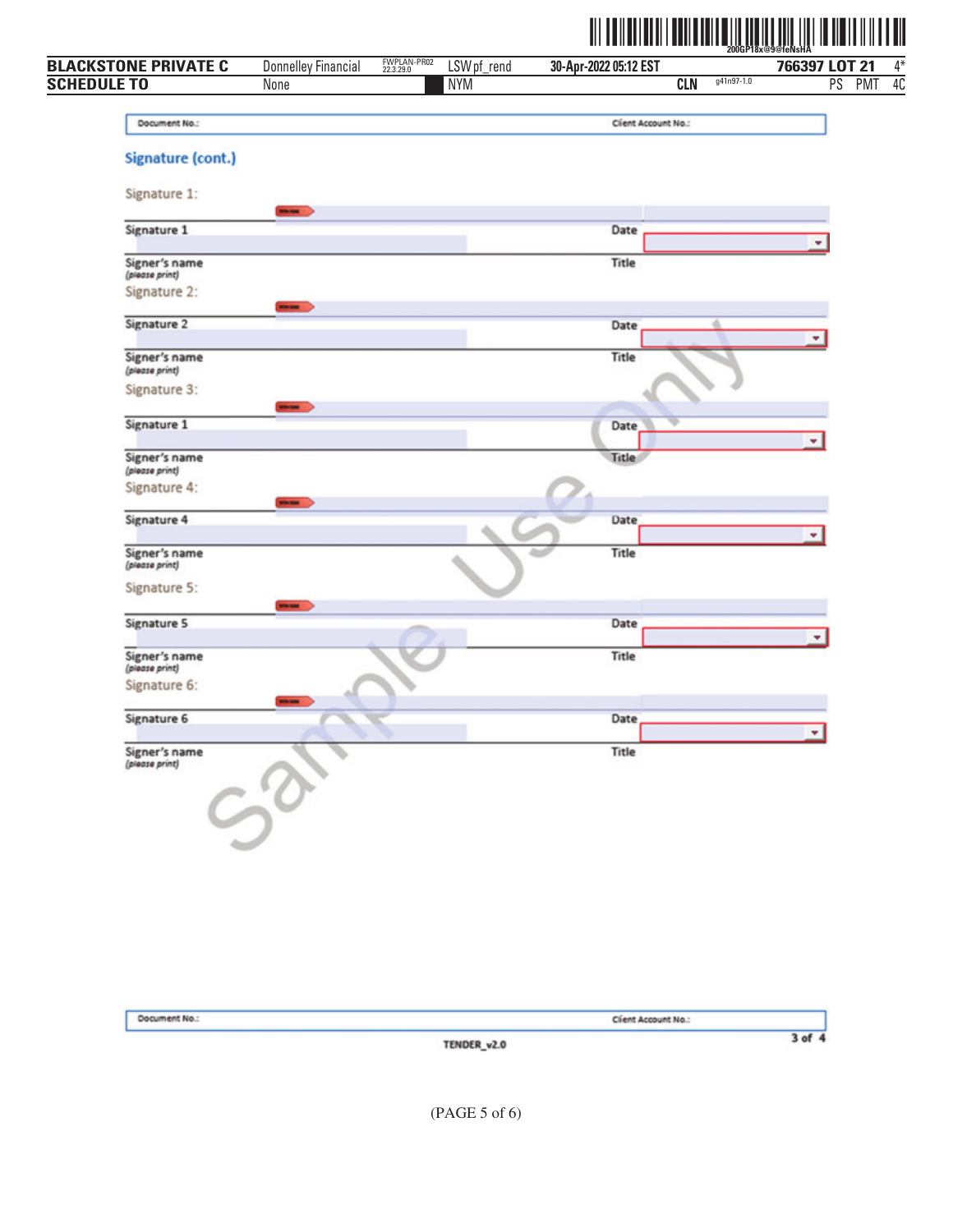| Document No.: | Client Account No.: |
|---|---|

## Signature (cont.)

Signature 1:

| Signature 1 | Date |
|---|---|
| Signer's name *(please print)* | Title |

Signature 2:

| Signature 2 | Date |
|---|---|
| Signer's name *(please print)* | Title |

Signature 3:

| Signature 1 | Date |
|---|---|
| Signer's name *(please print)* | Title |

Signature 4:

| Signature 4 | Date |
|---|---|
| Signer's name *(please print)* | Title |

Signature 5:

| Signature 5 | Date |
|---|---|
| Signer's name *(please print)* | Title |

Signature 6:

| Signature 6 | Date |
|---|---|
| Signer's name *(please print)* | Title |

Sample Use Only

| Document No.: | Client Account No.: |
|---|---|

TENDER_v2.0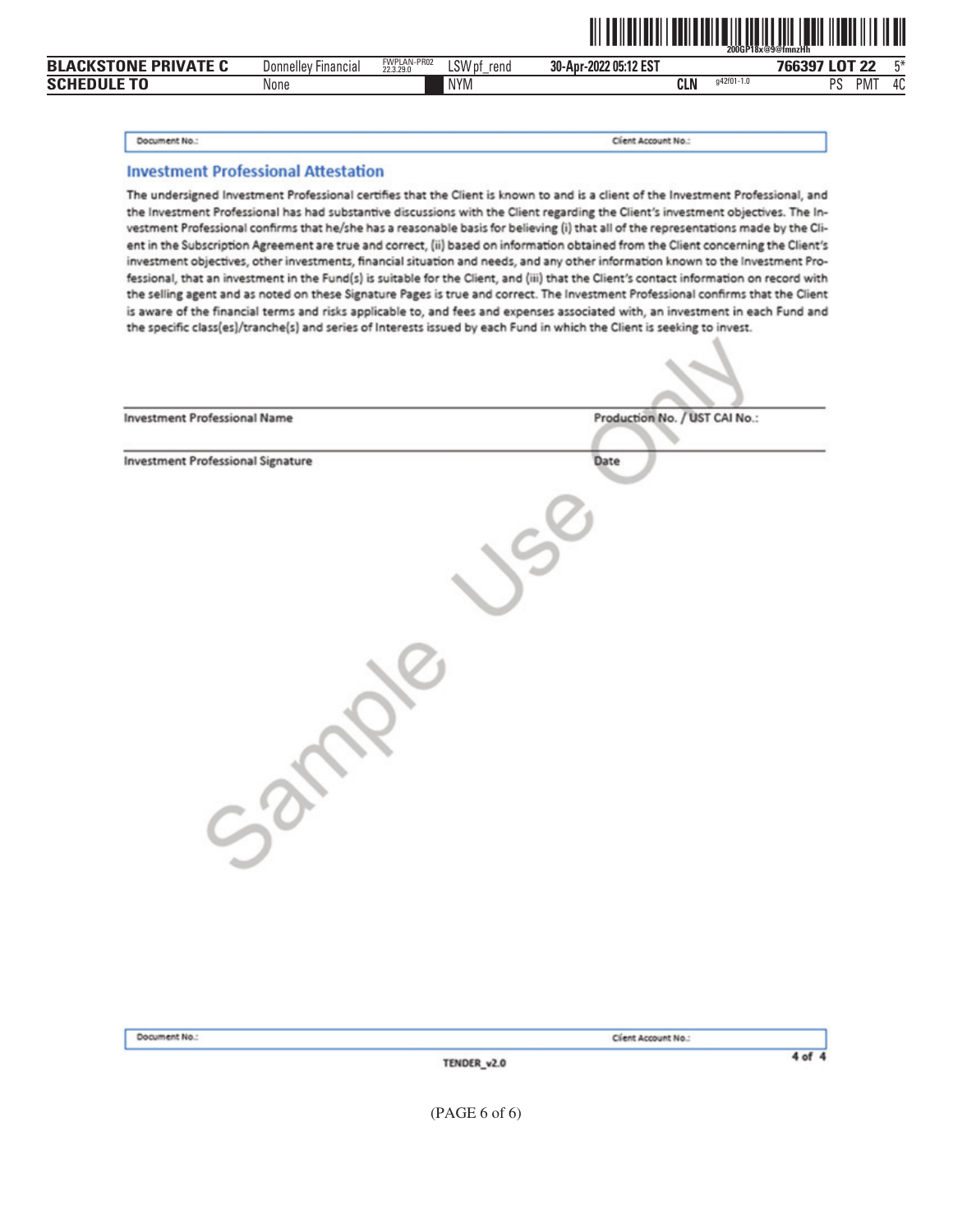Document No.: Client Account No.:

## Investment Professional Attestation

The undersigned Investment Professional certifies that the Client is known to and is a client of the Investment Professional, and the Investment Professional has had substantive discussions with the Client regarding the Client's investment objectives. The Investment Professional confirms that he/she has a reasonable basis for believing (i) that all of the representations made by the Client in the Subscription Agreement are true and correct, (ii) based on information obtained from the Client concerning the Client's investment objectives, other investments, financial situation and needs, and any other information known to the Investment Professional, that an investment in the Fund(s) is suitable for the Client, and (iii) that the Client's contact information on record with the selling agent and as noted on these Signature Pages is true and correct. The Investment Professional confirms that the Client is aware of the financial terms and risks applicable to, and fees and expenses associated with, an investment in each Fund and the specific class(es)/tranche(s) and series of Interests issued by each Fund in which the Client is seeking to invest.

| Investment Professional Name | Production No. / UST CAI No.: |
|---|---|
| Investment Professional Signature | Date |

Sample Use Only

Document No.: Client Account No.:

TENDER_v2.0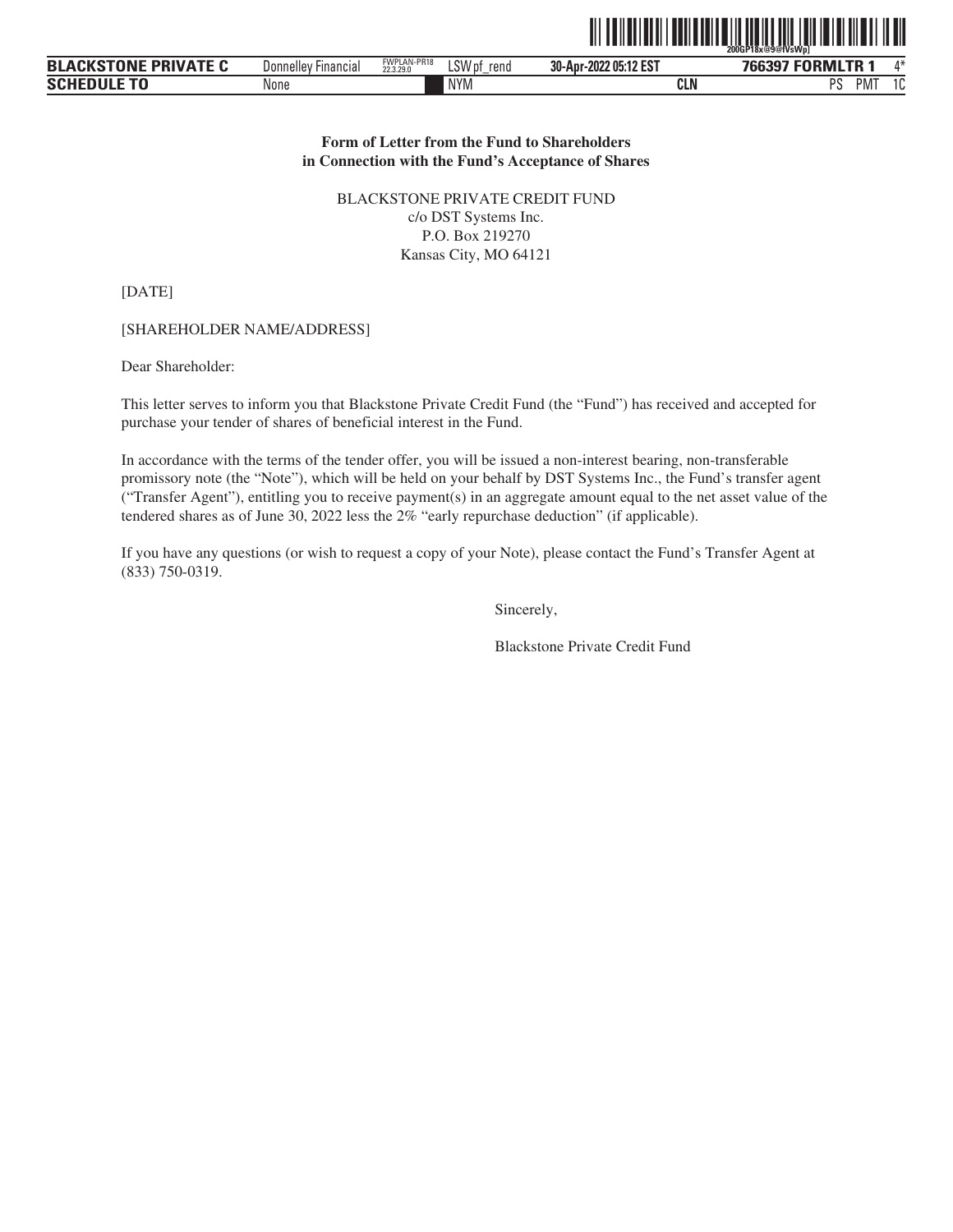**Form of Letter from the Fund to Shareholders**
**in Connection with the Fund's Acceptance of Shares**

BLACKSTONE PRIVATE CREDIT FUND
c/o DST Systems Inc.
P.O. Box 219270
Kansas City, MO 64121

[DATE]

[SHAREHOLDER NAME/ADDRESS]

Dear Shareholder:

This letter serves to inform you that Blackstone Private Credit Fund (the "Fund") has received and accepted for purchase your tender of shares of beneficial interest in the Fund.

In accordance with the terms of the tender offer, you will be issued a non-interest bearing, non-transferable promissory note (the "Note"), which will be held on your behalf by DST Systems Inc., the Fund's transfer agent ("Transfer Agent"), entitling you to receive payment(s) in an aggregate amount equal to the net asset value of the tendered shares as of June 30, 2022 less the 2% "early repurchase deduction" (if applicable).

If you have any questions (or wish to request a copy of your Note), please contact the Fund's Transfer Agent at (833) 750-0319.

Sincerely,

Blackstone Private Credit Fund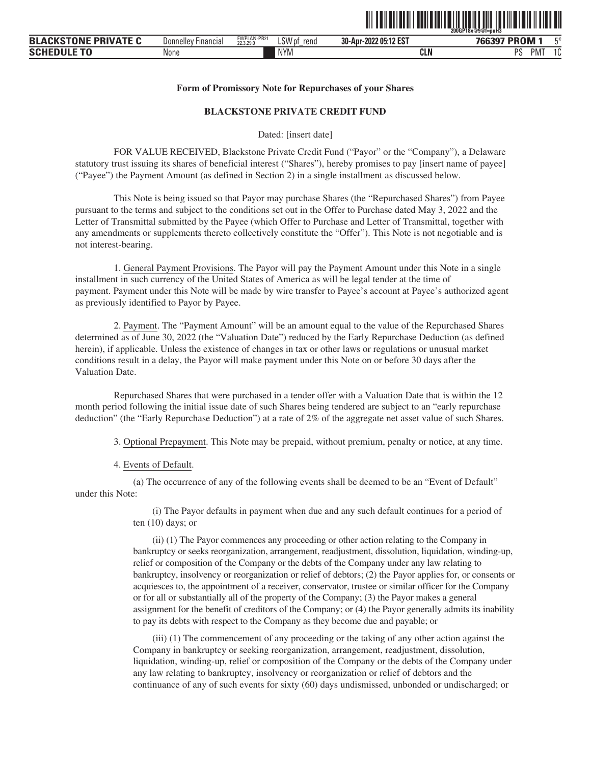**Form of Promissory Note for Repurchases of your Shares**

**BLACKSTONE PRIVATE CREDIT FUND**

Dated: [insert date]

FOR VALUE RECEIVED, Blackstone Private Credit Fund ("Payor" or the "Company"), a Delaware statutory trust issuing its shares of beneficial interest ("Shares"), hereby promises to pay [insert name of payee] ("Payee") the Payment Amount (as defined in Section 2) in a single installment as discussed below.

This Note is being issued so that Payor may purchase Shares (the "Repurchased Shares") from Payee pursuant to the terms and subject to the conditions set out in the Offer to Purchase dated May 3, 2022 and the Letter of Transmittal submitted by the Payee (which Offer to Purchase and Letter of Transmittal, together with any amendments or supplements thereto collectively constitute the "Offer"). This Note is not negotiable and is not interest-bearing.

1. General Payment Provisions. The Payor will pay the Payment Amount under this Note in a single installment in such currency of the United States of America as will be legal tender at the time of payment. Payment under this Note will be made by wire transfer to Payee's account at Payee's authorized agent as previously identified to Payor by Payee.

2. Payment. The "Payment Amount" will be an amount equal to the value of the Repurchased Shares determined as of June 30, 2022 (the "Valuation Date") reduced by the Early Repurchase Deduction (as defined herein), if applicable. Unless the existence of changes in tax or other laws or regulations or unusual market conditions result in a delay, the Payor will make payment under this Note on or before 30 days after the Valuation Date.

Repurchased Shares that were purchased in a tender offer with a Valuation Date that is within the 12 month period following the initial issue date of such Shares being tendered are subject to an "early repurchase deduction" (the "Early Repurchase Deduction") at a rate of 2% of the aggregate net asset value of such Shares.

3. Optional Prepayment. This Note may be prepaid, without premium, penalty or notice, at any time.

4. Events of Default.

(a) The occurrence of any of the following events shall be deemed to be an "Event of Default" under this Note:

(i) The Payor defaults in payment when due and any such default continues for a period of ten (10) days; or

(ii) (1) The Payor commences any proceeding or other action relating to the Company in bankruptcy or seeks reorganization, arrangement, readjustment, dissolution, liquidation, winding-up, relief or composition of the Company or the debts of the Company under any law relating to bankruptcy, insolvency or reorganization or relief of debtors; (2) the Payor applies for, or consents or acquiesces to, the appointment of a receiver, conservator, trustee or similar officer for the Company or for all or substantially all of the property of the Company; (3) the Payor makes a general assignment for the benefit of creditors of the Company; or (4) the Payor generally admits its inability to pay its debts with respect to the Company as they become due and payable; or

(iii) (1) The commencement of any proceeding or the taking of any other action against the Company in bankruptcy or seeking reorganization, arrangement, readjustment, dissolution, liquidation, winding-up, relief or composition of the Company or the debts of the Company under any law relating to bankruptcy, insolvency or reorganization or relief of debtors and the continuance of any of such events for sixty (60) days undismissed, unbonded or undischarged; or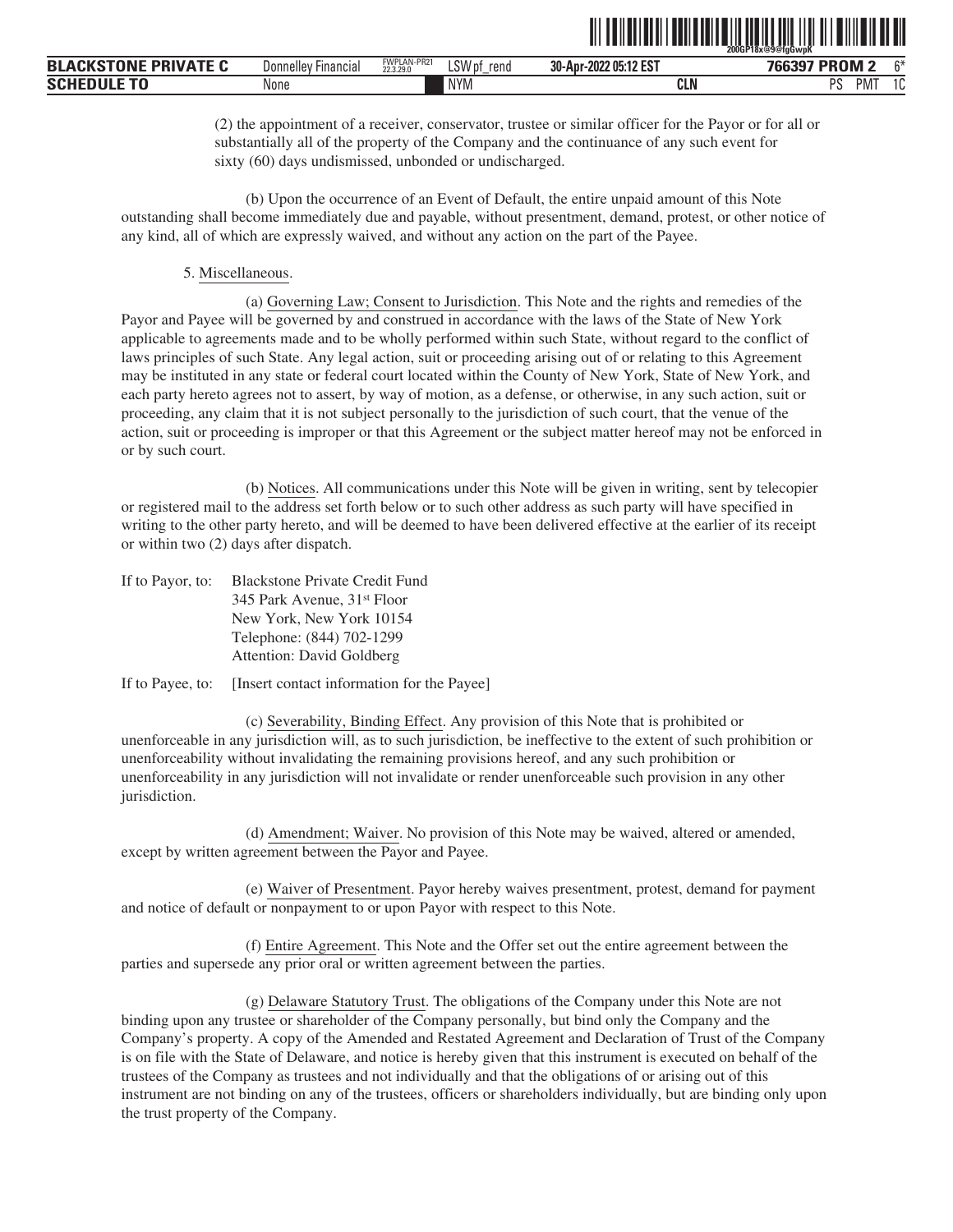(2) the appointment of a receiver, conservator, trustee or similar officer for the Payor or for all or substantially all of the property of the Company and the continuance of any such event for sixty (60) days undismissed, unbonded or undischarged.

(b) Upon the occurrence of an Event of Default, the entire unpaid amount of this Note outstanding shall become immediately due and payable, without presentment, demand, protest, or other notice of any kind, all of which are expressly waived, and without any action on the part of the Payee.

5. Miscellaneous.

(a) Governing Law; Consent to Jurisdiction. This Note and the rights and remedies of the Payor and Payee will be governed by and construed in accordance with the laws of the State of New York applicable to agreements made and to be wholly performed within such State, without regard to the conflict of laws principles of such State. Any legal action, suit or proceeding arising out of or relating to this Agreement may be instituted in any state or federal court located within the County of New York, State of New York, and each party hereto agrees not to assert, by way of motion, as a defense, or otherwise, in any such action, suit or proceeding, any claim that it is not subject personally to the jurisdiction of such court, that the venue of the action, suit or proceeding is improper or that this Agreement or the subject matter hereof may not be enforced in or by such court.

(b) Notices. All communications under this Note will be given in writing, sent by telecopier or registered mail to the address set forth below or to such other address as such party will have specified in writing to the other party hereto, and will be deemed to have been delivered effective at the earlier of its receipt or within two (2) days after dispatch.

If to Payor, to: Blackstone Private Credit Fund
345 Park Avenue, 31st Floor
New York, New York 10154
Telephone: (844) 702-1299
Attention: David Goldberg

If to Payee, to: [Insert contact information for the Payee]

(c) Severability, Binding Effect. Any provision of this Note that is prohibited or unenforceable in any jurisdiction will, as to such jurisdiction, be ineffective to the extent of such prohibition or unenforceability without invalidating the remaining provisions hereof, and any such prohibition or unenforceability in any jurisdiction will not invalidate or render unenforceable such provision in any other jurisdiction.

(d) Amendment; Waiver. No provision of this Note may be waived, altered or amended, except by written agreement between the Payor and Payee.

(e) Waiver of Presentment. Payor hereby waives presentment, protest, demand for payment and notice of default or nonpayment to or upon Payor with respect to this Note.

(f) Entire Agreement. This Note and the Offer set out the entire agreement between the parties and supersede any prior oral or written agreement between the parties.

(g) Delaware Statutory Trust. The obligations of the Company under this Note are not binding upon any trustee or shareholder of the Company personally, but bind only the Company and the Company's property. A copy of the Amended and Restated Agreement and Declaration of Trust of the Company is on file with the State of Delaware, and notice is hereby given that this instrument is executed on behalf of the trustees of the Company as trustees and not individually and that the obligations of or arising out of this instrument are not binding on any of the trustees, officers or shareholders individually, but are binding only upon the trust property of the Company.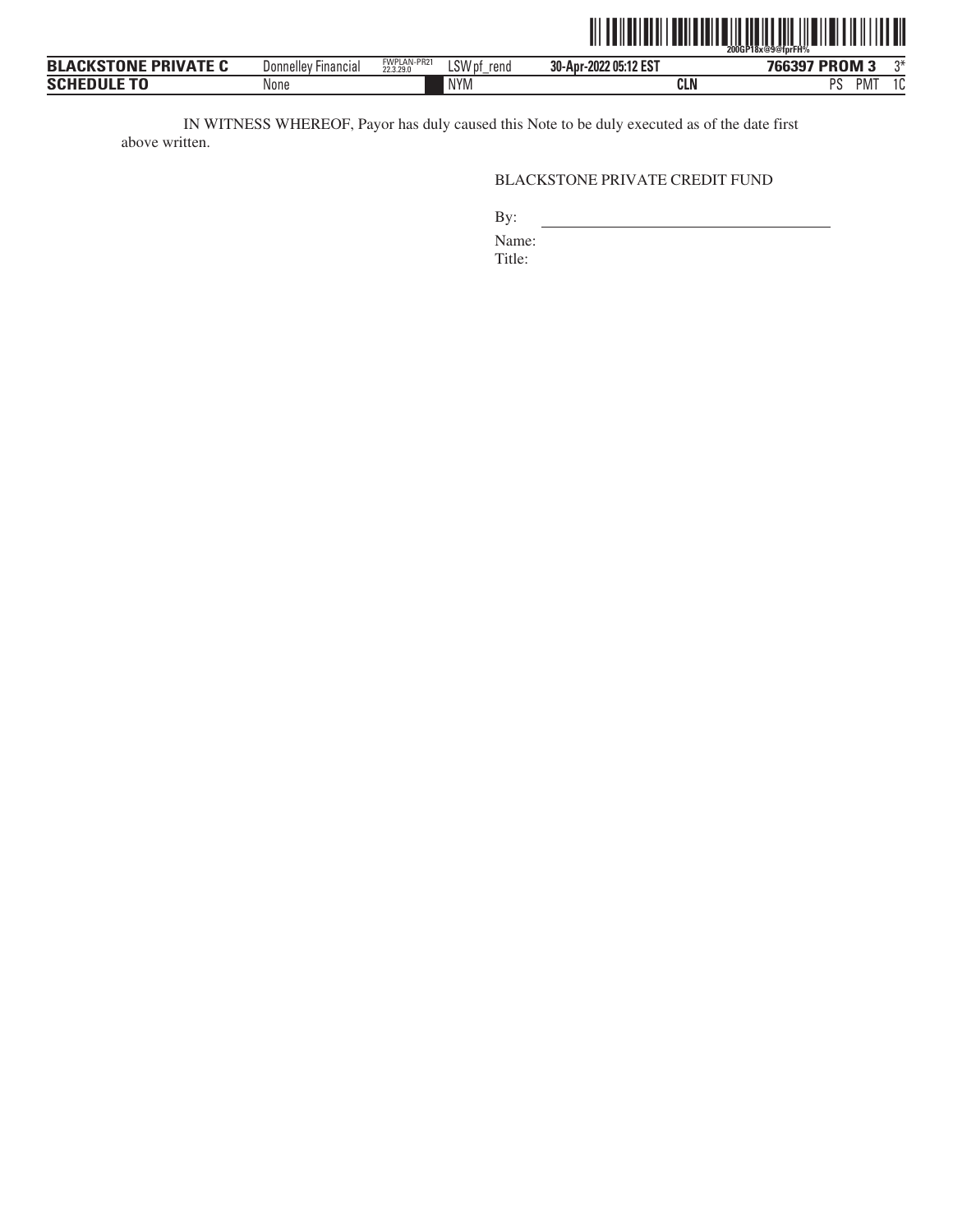IN WITNESS WHEREOF, Payor has duly caused this Note to be duly executed as of the date first above written.

BLACKSTONE PRIVATE CREDIT FUND

By: \_\_\_\_\_\_\_\_\_\_\_\_\_\_\_\_\_\_\_\_\_\_\_\_\_\_\_\_\_\_\_\_

Name:

Title: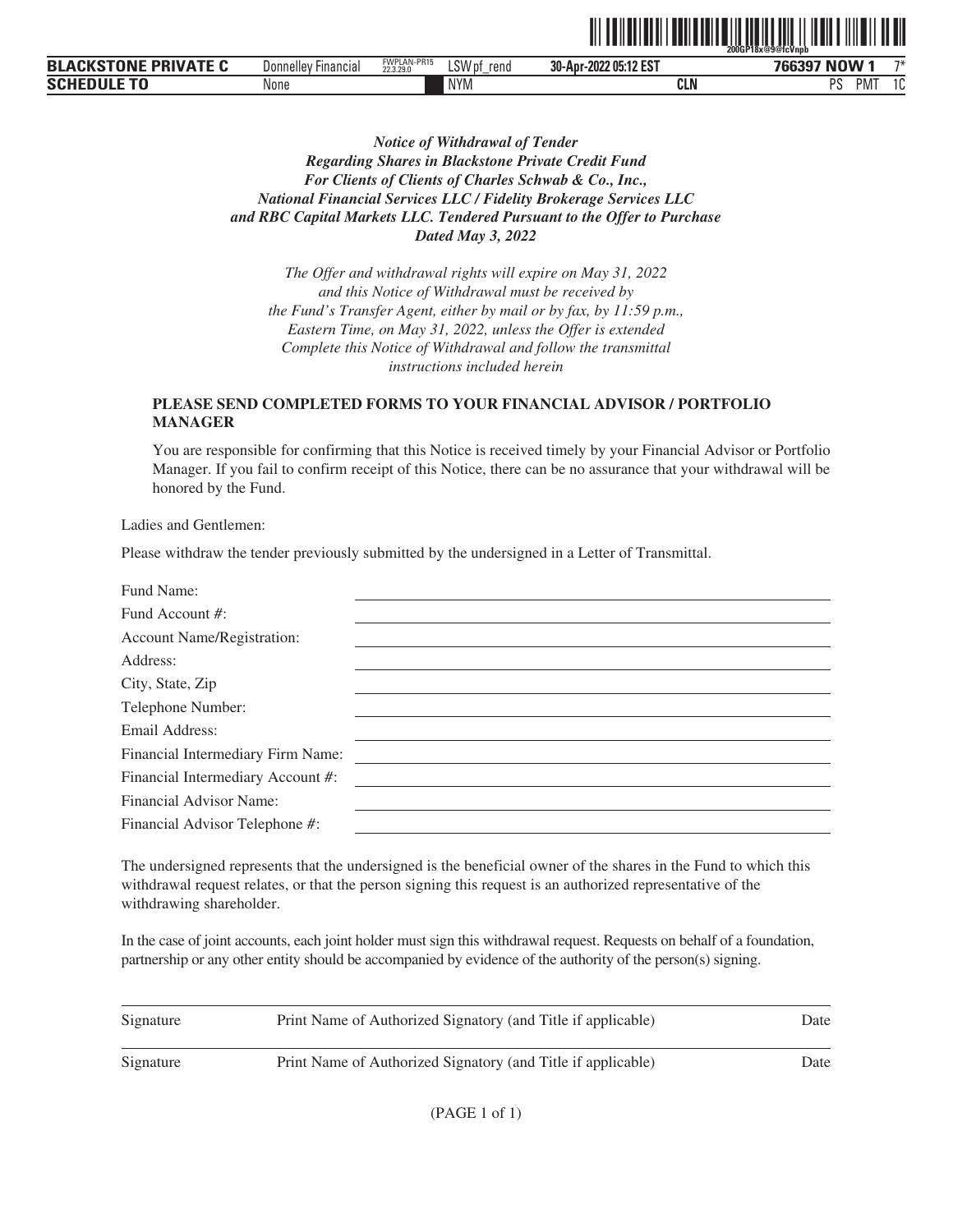***Notice of Withdrawal of Tender***
***Regarding Shares in Blackstone Private Credit Fund***
***For Clients of Clients of Charles Schwab & Co., Inc.,***
***National Financial Services LLC / Fidelity Brokerage Services LLC***
***and RBC Capital Markets LLC. Tendered Pursuant to the Offer to Purchase***
***Dated May 3, 2022***

*The Offer and withdrawal rights will expire on May 31, 2022*
*and this Notice of Withdrawal must be received by*
*the Fund's Transfer Agent, either by mail or by fax, by 11:59 p.m.,*
*Eastern Time, on May 31, 2022, unless the Offer is extended*
*Complete this Notice of Withdrawal and follow the transmittal*
*instructions included herein*

**PLEASE SEND COMPLETED FORMS TO YOUR FINANCIAL ADVISOR / PORTFOLIO MANAGER**

You are responsible for confirming that this Notice is received timely by your Financial Advisor or Portfolio Manager. If you fail to confirm receipt of this Notice, there can be no assurance that your withdrawal will be honored by the Fund.

Ladies and Gentlemen:

Please withdraw the tender previously submitted by the undersigned in a Letter of Transmittal.

Fund Name: \_\_\_\_\_\_\_\_\_\_\_\_\_\_\_\_\_\_\_\_

Fund Account #: \_\_\_\_\_\_\_\_\_\_\_\_\_\_\_\_\_\_\_\_

Account Name/Registration: \_\_\_\_\_\_\_\_\_\_\_\_\_\_\_\_\_\_\_\_

Address: \_\_\_\_\_\_\_\_\_\_\_\_\_\_\_\_\_\_\_\_

City, State, Zip \_\_\_\_\_\_\_\_\_\_\_\_\_\_\_\_\_\_\_\_

Telephone Number: \_\_\_\_\_\_\_\_\_\_\_\_\_\_\_\_\_\_\_\_

Email Address: \_\_\_\_\_\_\_\_\_\_\_\_\_\_\_\_\_\_\_\_

Financial Intermediary Firm Name: \_\_\_\_\_\_\_\_\_\_\_\_\_\_\_\_\_\_\_\_

Financial Intermediary Account #: \_\_\_\_\_\_\_\_\_\_\_\_\_\_\_\_\_\_\_\_

Financial Advisor Name: \_\_\_\_\_\_\_\_\_\_\_\_\_\_\_\_\_\_\_\_

Financial Advisor Telephone #: \_\_\_\_\_\_\_\_\_\_\_\_\_\_\_\_\_\_\_\_

The undersigned represents that the undersigned is the beneficial owner of the shares in the Fund to which this withdrawal request relates, or that the person signing this request is an authorized representative of the withdrawing shareholder.

In the case of joint accounts, each joint holder must sign this withdrawal request. Requests on behalf of a foundation, partnership or any other entity should be accompanied by evidence of the authority of the person(s) signing.

| Signature | Print Name of Authorized Signatory (and Title if applicable) | Date |
|---|---|---|
| Signature | Print Name of Authorized Signatory (and Title if applicable) | Date |

(PAGE 1 of 1)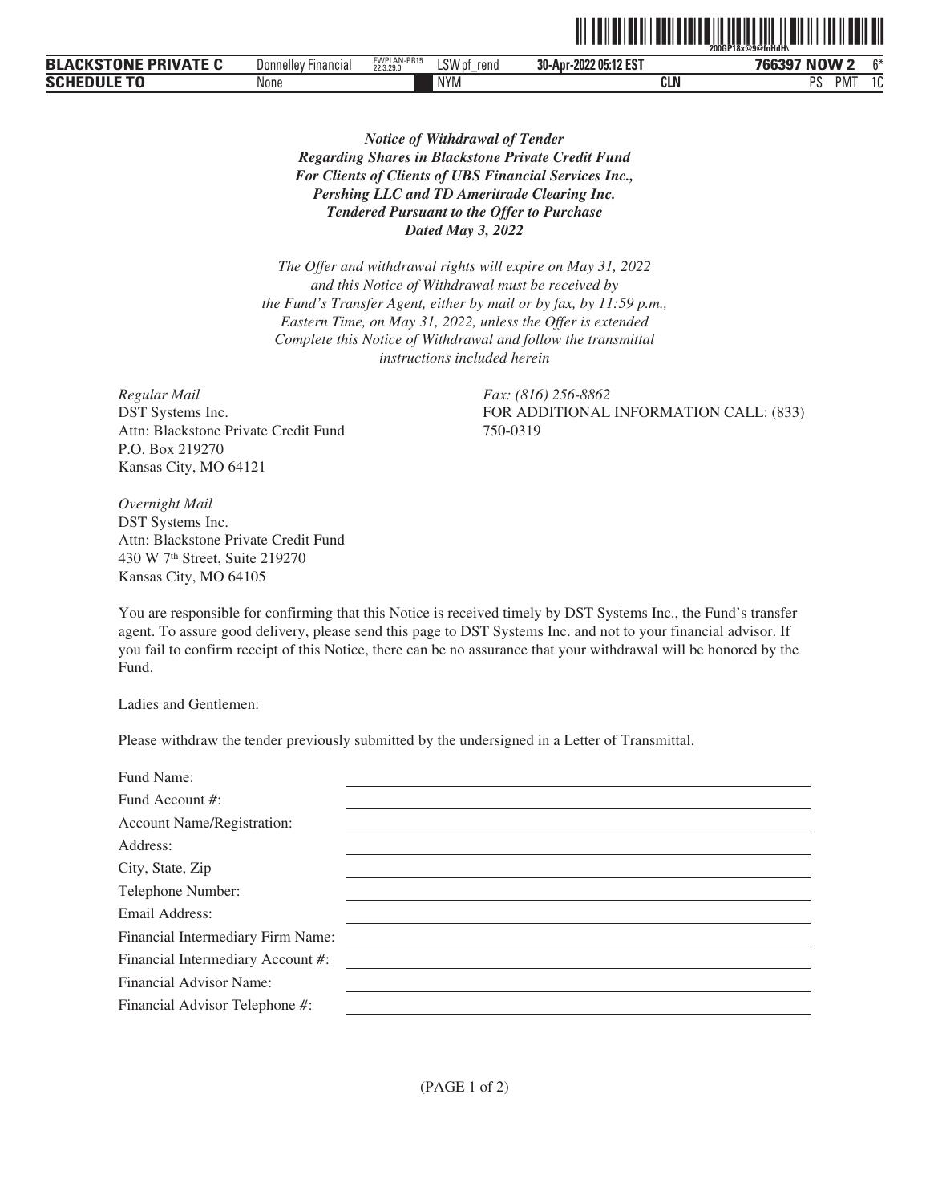***Notice of Withdrawal of Tender***
***Regarding Shares in Blackstone Private Credit Fund***
***For Clients of Clients of UBS Financial Services Inc.,***
***Pershing LLC and TD Ameritrade Clearing Inc.***
***Tendered Pursuant to the Offer to Purchase***
***Dated May 3, 2022***

*The Offer and withdrawal rights will expire on May 31, 2022*
*and this Notice of Withdrawal must be received by*
*the Fund's Transfer Agent, either by mail or by fax, by 11:59 p.m.,*
*Eastern Time, on May 31, 2022, unless the Offer is extended*
*Complete this Notice of Withdrawal and follow the transmittal*
*instructions included herein*

*Regular Mail*
DST Systems Inc.
Attn: Blackstone Private Credit Fund
P.O. Box 219270
Kansas City, MO 64121

*Fax: (816) 256-8862*
FOR ADDITIONAL INFORMATION CALL: (833) 750-0319

*Overnight Mail*
DST Systems Inc.
Attn: Blackstone Private Credit Fund
430 W 7th Street, Suite 219270
Kansas City, MO 64105

You are responsible for confirming that this Notice is received timely by DST Systems Inc., the Fund's transfer agent. To assure good delivery, please send this page to DST Systems Inc. and not to your financial advisor. If you fail to confirm receipt of this Notice, there can be no assurance that your withdrawal will be honored by the Fund.

Ladies and Gentlemen:

Please withdraw the tender previously submitted by the undersigned in a Letter of Transmittal.

Fund Name: ______________________________

Fund Account #: ______________________________

Account Name/Registration: ______________________________

Address: ______________________________

City, State, Zip ______________________________

Telephone Number: ______________________________

Email Address: ______________________________

Financial Intermediary Firm Name: ______________________________

Financial Intermediary Account #: ______________________________

Financial Advisor Name: ______________________________

Financial Advisor Telephone #: ______________________________

(PAGE 1 of 2)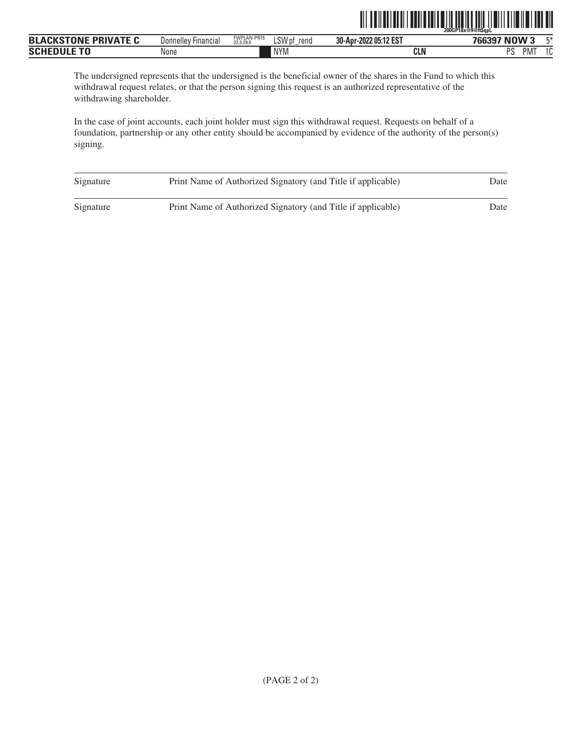The undersigned represents that the undersigned is the beneficial owner of the shares in the Fund to which this withdrawal request relates, or that the person signing this request is an authorized representative of the withdrawing shareholder.

In the case of joint accounts, each joint holder must sign this withdrawal request. Requests on behalf of a foundation, partnership or any other entity should be accompanied by evidence of the authority of the person(s) signing.

| Signature | Print Name of Authorized Signatory (and Title if applicable) | Date |
|---|---|---|
| Signature | Print Name of Authorized Signatory (and Title if applicable) | Date |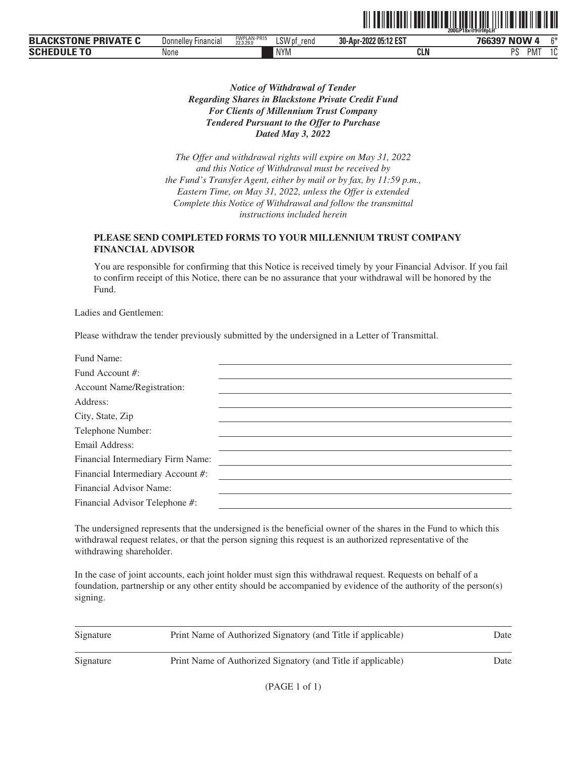***Notice of Withdrawal of Tender***
***Regarding Shares in Blackstone Private Credit Fund***
***For Clients of Millennium Trust Company***
***Tendered Pursuant to the Offer to Purchase***
***Dated May 3, 2022***

*The Offer and withdrawal rights will expire on May 31, 2022 and this Notice of Withdrawal must be received by the Fund's Transfer Agent, either by mail or by fax, by 11:59 p.m., Eastern Time, on May 31, 2022, unless the Offer is extended Complete this Notice of Withdrawal and follow the transmittal instructions included herein*

**PLEASE SEND COMPLETED FORMS TO YOUR MILLENNIUM TRUST COMPANY FINANCIAL ADVISOR**

You are responsible for confirming that this Notice is received timely by your Financial Advisor. If you fail to confirm receipt of this Notice, there can be no assurance that your withdrawal will be honored by the Fund.

Ladies and Gentlemen:

Please withdraw the tender previously submitted by the undersigned in a Letter of Transmittal.

Fund Name: \_\_\_\_\_\_\_\_\_\_\_\_\_\_\_\_\_\_\_\_\_\_\_\_\_\_\_\_\_\_

Fund Account #: \_\_\_\_\_\_\_\_\_\_\_\_\_\_\_\_\_\_\_\_\_\_\_\_\_\_\_\_\_\_

Account Name/Registration: \_\_\_\_\_\_\_\_\_\_\_\_\_\_\_\_\_\_\_\_\_\_\_\_\_\_\_\_\_\_

Address: \_\_\_\_\_\_\_\_\_\_\_\_\_\_\_\_\_\_\_\_\_\_\_\_\_\_\_\_\_\_

City, State, Zip \_\_\_\_\_\_\_\_\_\_\_\_\_\_\_\_\_\_\_\_\_\_\_\_\_\_\_\_\_\_

Telephone Number: \_\_\_\_\_\_\_\_\_\_\_\_\_\_\_\_\_\_\_\_\_\_\_\_\_\_\_\_\_\_

Email Address: \_\_\_\_\_\_\_\_\_\_\_\_\_\_\_\_\_\_\_\_\_\_\_\_\_\_\_\_\_\_

Financial Intermediary Firm Name: \_\_\_\_\_\_\_\_\_\_\_\_\_\_\_\_\_\_\_\_\_\_\_\_\_\_\_\_\_\_

Financial Intermediary Account #: \_\_\_\_\_\_\_\_\_\_\_\_\_\_\_\_\_\_\_\_\_\_\_\_\_\_\_\_\_\_

Financial Advisor Name: \_\_\_\_\_\_\_\_\_\_\_\_\_\_\_\_\_\_\_\_\_\_\_\_\_\_\_\_\_\_

Financial Advisor Telephone #: \_\_\_\_\_\_\_\_\_\_\_\_\_\_\_\_\_\_\_\_\_\_\_\_\_\_\_\_\_\_

The undersigned represents that the undersigned is the beneficial owner of the shares in the Fund to which this withdrawal request relates, or that the person signing this request is an authorized representative of the withdrawing shareholder.

In the case of joint accounts, each joint holder must sign this withdrawal request. Requests on behalf of a foundation, partnership or any other entity should be accompanied by evidence of the authority of the person(s) signing.

\_\_\_\_\_\_\_\_\_\_\_\_\_\_\_\_\_\_\_\_\_\_\_\_\_\_\_\_\_\_\_\_\_\_\_\_\_\_\_\_\_\_\_\_\_\_\_\_\_\_\_\_\_\_\_\_\_\_\_\_

Signature Print Name of Authorized Signatory (and Title if applicable) Date

\_\_\_\_\_\_\_\_\_\_\_\_\_\_\_\_\_\_\_\_\_\_\_\_\_\_\_\_\_\_\_\_\_\_\_\_\_\_\_\_\_\_\_\_\_\_\_\_\_\_\_\_\_\_\_\_\_\_\_\_

Signature Print Name of Authorized Signatory (and Title if applicable) Date

(PAGE 1 of 1)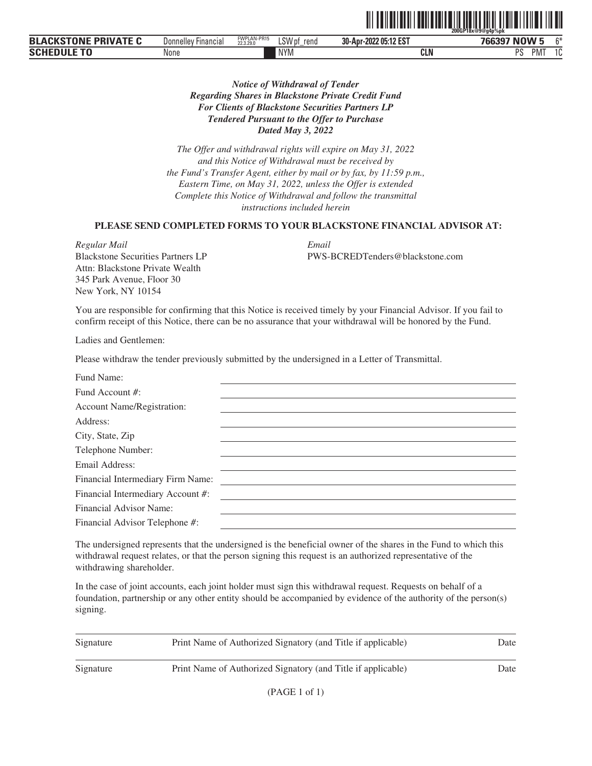***Notice of Withdrawal of Tender***
***Regarding Shares in Blackstone Private Credit Fund***
***For Clients of Blackstone Securities Partners LP***
***Tendered Pursuant to the Offer to Purchase***
***Dated May 3, 2022***

*The Offer and withdrawal rights will expire on May 31, 2022 and this Notice of Withdrawal must be received by the Fund's Transfer Agent, either by mail or by fax, by 11:59 p.m., Eastern Time, on May 31, 2022, unless the Offer is extended Complete this Notice of Withdrawal and follow the transmittal instructions included herein*

**PLEASE SEND COMPLETED FORMS TO YOUR BLACKSTONE FINANCIAL ADVISOR AT:**

*Regular Mail*
Blackstone Securities Partners LP
Attn: Blackstone Private Wealth
345 Park Avenue, Floor 30
New York, NY 10154

*Email*
PWS-BCREDTenders@blackstone.com

You are responsible for confirming that this Notice is received timely by your Financial Advisor. If you fail to confirm receipt of this Notice, there can be no assurance that your withdrawal will be honored by the Fund.

Ladies and Gentlemen:

Please withdraw the tender previously submitted by the undersigned in a Letter of Transmittal.

Fund Name: ______________________

Fund Account #: ______________________

Account Name/Registration: ______________________

Address: ______________________

City, State, Zip ______________________

Telephone Number: ______________________

Email Address: ______________________

Financial Intermediary Firm Name: ______________________

Financial Intermediary Account #: ______________________

Financial Advisor Name: ______________________

Financial Advisor Telephone #: ______________________

The undersigned represents that the undersigned is the beneficial owner of the shares in the Fund to which this withdrawal request relates, or that the person signing this request is an authorized representative of the withdrawing shareholder.

In the case of joint accounts, each joint holder must sign this withdrawal request. Requests on behalf of a foundation, partnership or any other entity should be accompanied by evidence of the authority of the person(s) signing.

______________________________________________________________________

Signature — Print Name of Authorized Signatory (and Title if applicable) — Date

______________________________________________________________________

Signature — Print Name of Authorized Signatory (and Title if applicable) — Date

(PAGE 1 of 1)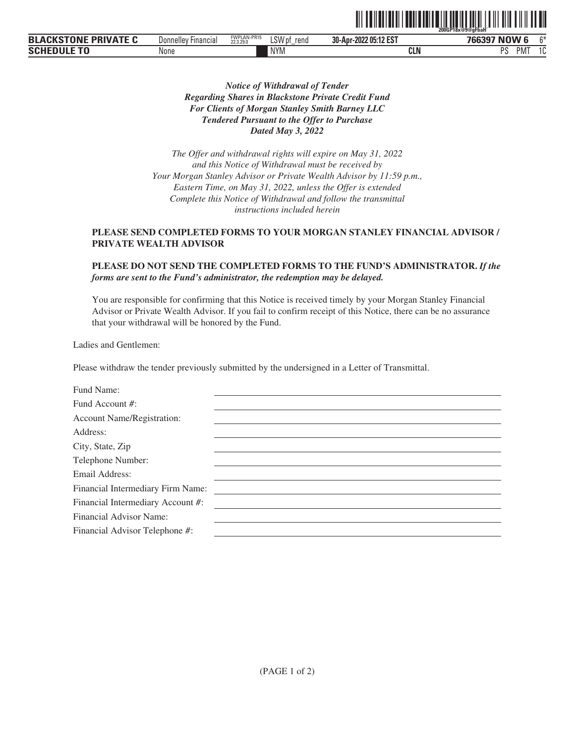***Notice of Withdrawal of Tender***
***Regarding Shares in Blackstone Private Credit Fund***
***For Clients of Morgan Stanley Smith Barney LLC***
***Tendered Pursuant to the Offer to Purchase***
***Dated May 3, 2022***

*The Offer and withdrawal rights will expire on May 31, 2022*
*and this Notice of Withdrawal must be received by*
*Your Morgan Stanley Advisor or Private Wealth Advisor by 11:59 p.m.,*
*Eastern Time, on May 31, 2022, unless the Offer is extended*
*Complete this Notice of Withdrawal and follow the transmittal*
*instructions included herein*

**PLEASE SEND COMPLETED FORMS TO YOUR MORGAN STANLEY FINANCIAL ADVISOR / PRIVATE WEALTH ADVISOR**

**PLEASE DO NOT SEND THE COMPLETED FORMS TO THE FUND'S ADMINISTRATOR.** ***If the forms are sent to the Fund's administrator, the redemption may be delayed.***

You are responsible for confirming that this Notice is received timely by your Morgan Stanley Financial Advisor or Private Wealth Advisor. If you fail to confirm receipt of this Notice, there can be no assurance that your withdrawal will be honored by the Fund.

Ladies and Gentlemen:

Please withdraw the tender previously submitted by the undersigned in a Letter of Transmittal.

Fund Name: \_\_\_\_\_\_\_\_\_\_\_\_\_\_\_\_\_\_\_\_

Fund Account #: \_\_\_\_\_\_\_\_\_\_\_\_\_\_\_\_\_\_\_\_

Account Name/Registration: \_\_\_\_\_\_\_\_\_\_\_\_\_\_\_\_\_\_\_\_

Address: \_\_\_\_\_\_\_\_\_\_\_\_\_\_\_\_\_\_\_\_

City, State, Zip \_\_\_\_\_\_\_\_\_\_\_\_\_\_\_\_\_\_\_\_

Telephone Number: \_\_\_\_\_\_\_\_\_\_\_\_\_\_\_\_\_\_\_\_

Email Address: \_\_\_\_\_\_\_\_\_\_\_\_\_\_\_\_\_\_\_\_

Financial Intermediary Firm Name: \_\_\_\_\_\_\_\_\_\_\_\_\_\_\_\_\_\_\_\_

Financial Intermediary Account #: \_\_\_\_\_\_\_\_\_\_\_\_\_\_\_\_\_\_\_\_

Financial Advisor Name: \_\_\_\_\_\_\_\_\_\_\_\_\_\_\_\_\_\_\_\_

Financial Advisor Telephone #: \_\_\_\_\_\_\_\_\_\_\_\_\_\_\_\_\_\_\_\_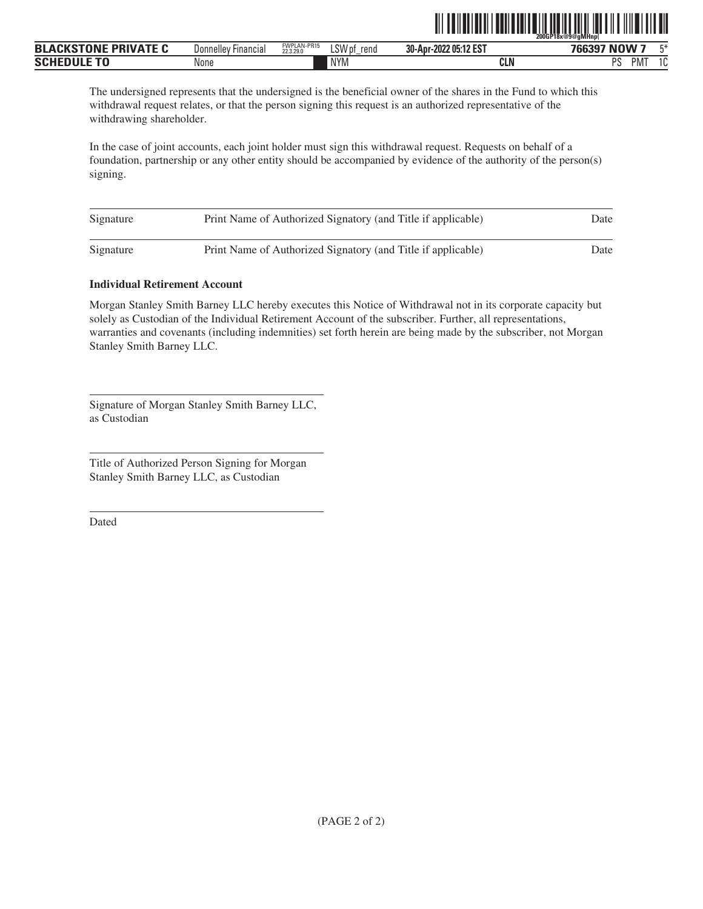The undersigned represents that the undersigned is the beneficial owner of the shares in the Fund to which this withdrawal request relates, or that the person signing this request is an authorized representative of the withdrawing shareholder.

In the case of joint accounts, each joint holder must sign this withdrawal request. Requests on behalf of a foundation, partnership or any other entity should be accompanied by evidence of the authority of the person(s) signing.

| Signature | Print Name of Authorized Signatory (and Title if applicable) | Date |
|---|---|---|
| Signature | Print Name of Authorized Signatory (and Title if applicable) | Date |

**Individual Retirement Account**

Morgan Stanley Smith Barney LLC hereby executes this Notice of Withdrawal not in its corporate capacity but solely as Custodian of the Individual Retirement Account of the subscriber. Further, all representations, warranties and covenants (including indemnities) set forth herein are being made by the subscriber, not Morgan Stanley Smith Barney LLC.

\_\_\_\_\_\_\_\_\_\_\_\_\_\_\_\_\_\_\_\_\_\_\_\_\_\_\_\_\_\_\_\_\_\_\_\_\_\_\_\_

Signature of Morgan Stanley Smith Barney LLC, as Custodian

\_\_\_\_\_\_\_\_\_\_\_\_\_\_\_\_\_\_\_\_\_\_\_\_\_\_\_\_\_\_\_\_\_\_\_\_\_\_\_\_

Title of Authorized Person Signing for Morgan Stanley Smith Barney LLC, as Custodian

\_\_\_\_\_\_\_\_\_\_\_\_\_\_\_\_\_\_\_\_\_\_\_\_\_\_\_\_\_\_\_\_\_\_\_\_\_\_\_\_

Dated

(PAGE 2 of 2)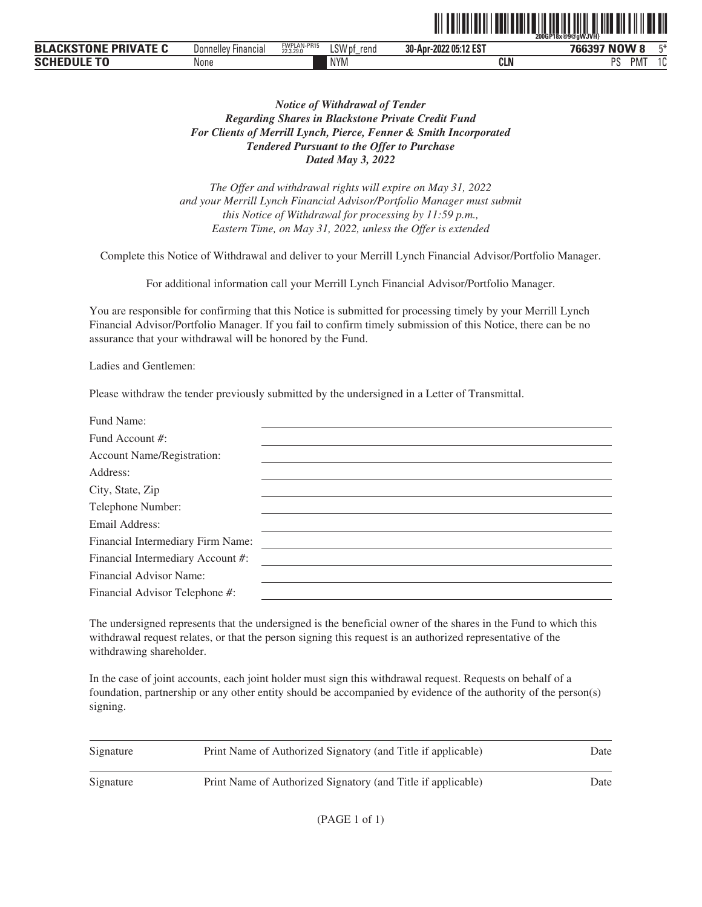***Notice of Withdrawal of Tender***
***Regarding Shares in Blackstone Private Credit Fund***
***For Clients of Merrill Lynch, Pierce, Fenner & Smith Incorporated***
***Tendered Pursuant to the Offer to Purchase***
***Dated May 3, 2022***

*The Offer and withdrawal rights will expire on May 31, 2022*
*and your Merrill Lynch Financial Advisor/Portfolio Manager must submit*
*this Notice of Withdrawal for processing by 11:59 p.m.,*
*Eastern Time, on May 31, 2022, unless the Offer is extended*

Complete this Notice of Withdrawal and deliver to your Merrill Lynch Financial Advisor/Portfolio Manager.

For additional information call your Merrill Lynch Financial Advisor/Portfolio Manager.

You are responsible for confirming that this Notice is submitted for processing timely by your Merrill Lynch Financial Advisor/Portfolio Manager. If you fail to confirm timely submission of this Notice, there can be no assurance that your withdrawal will be honored by the Fund.

Ladies and Gentlemen:

Please withdraw the tender previously submitted by the undersigned in a Letter of Transmittal.

Fund Name: \_\_\_\_\_\_\_\_\_\_\_\_\_\_\_\_\_\_\_\_

Fund Account #: \_\_\_\_\_\_\_\_\_\_\_\_\_\_\_\_\_\_\_\_

Account Name/Registration: \_\_\_\_\_\_\_\_\_\_\_\_\_\_\_\_\_\_\_\_

Address: \_\_\_\_\_\_\_\_\_\_\_\_\_\_\_\_\_\_\_\_

City, State, Zip \_\_\_\_\_\_\_\_\_\_\_\_\_\_\_\_\_\_\_\_

Telephone Number: \_\_\_\_\_\_\_\_\_\_\_\_\_\_\_\_\_\_\_\_

Email Address: \_\_\_\_\_\_\_\_\_\_\_\_\_\_\_\_\_\_\_\_

Financial Intermediary Firm Name: \_\_\_\_\_\_\_\_\_\_\_\_\_\_\_\_\_\_\_\_

Financial Intermediary Account #: \_\_\_\_\_\_\_\_\_\_\_\_\_\_\_\_\_\_\_\_

Financial Advisor Name: \_\_\_\_\_\_\_\_\_\_\_\_\_\_\_\_\_\_\_\_

Financial Advisor Telephone #: \_\_\_\_\_\_\_\_\_\_\_\_\_\_\_\_\_\_\_\_

The undersigned represents that the undersigned is the beneficial owner of the shares in the Fund to which this withdrawal request relates, or that the person signing this request is an authorized representative of the withdrawing shareholder.

In the case of joint accounts, each joint holder must sign this withdrawal request. Requests on behalf of a foundation, partnership or any other entity should be accompanied by evidence of the authority of the person(s) signing.

\_\_\_\_\_\_\_\_\_\_\_\_\_\_\_\_\_\_\_\_\_\_\_\_\_\_\_\_\_\_\_\_\_\_\_\_\_\_\_\_

Signature    Print Name of Authorized Signatory (and Title if applicable)    Date

\_\_\_\_\_\_\_\_\_\_\_\_\_\_\_\_\_\_\_\_\_\_\_\_\_\_\_\_\_\_\_\_\_\_\_\_\_\_\_\_

Signature    Print Name of Authorized Signatory (and Title if applicable)    Date

(PAGE 1 of 1)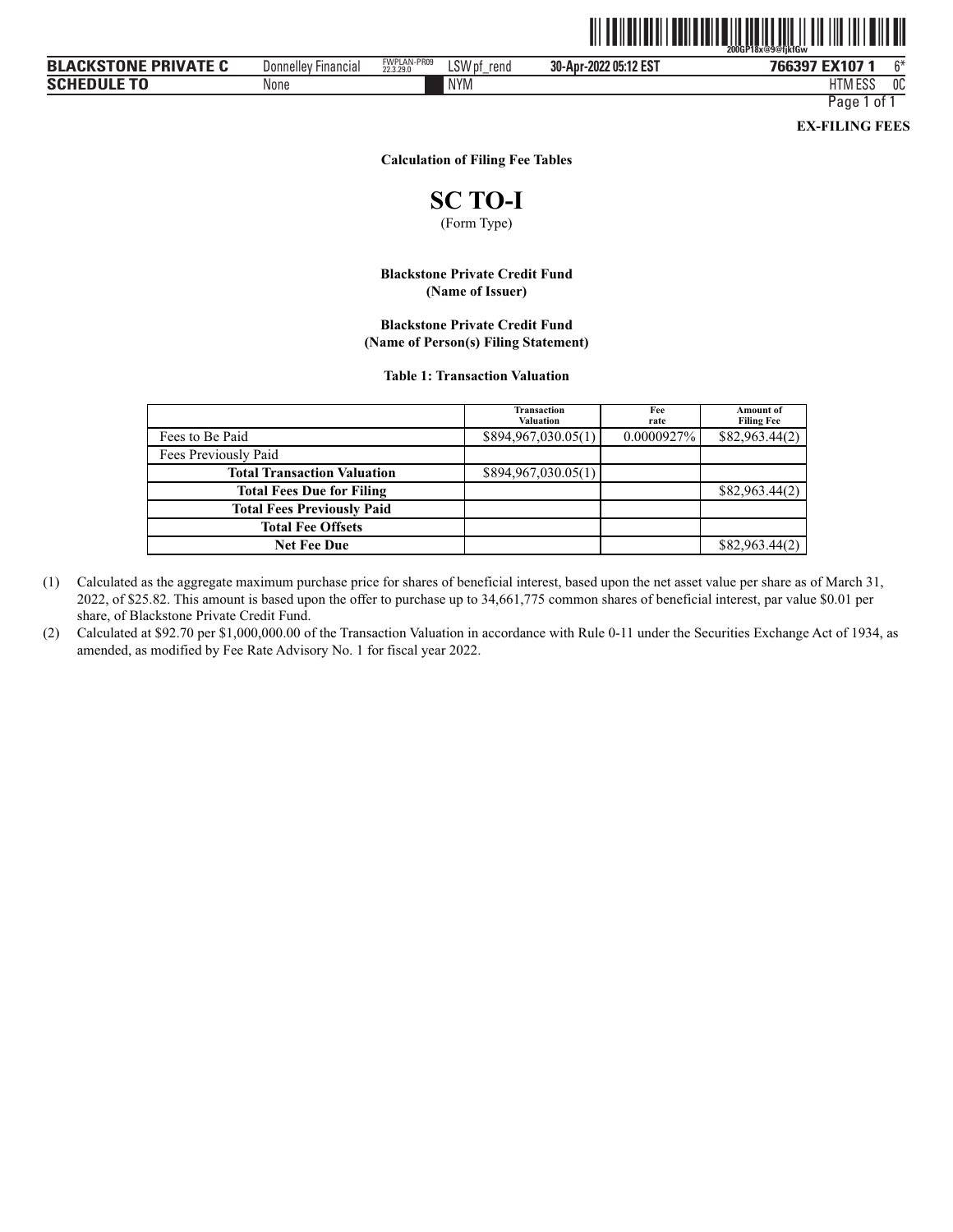**EX-FILING FEES**

**Calculation of Filing Fee Tables**

# SC TO-I

(Form Type)

**Blackstone Private Credit Fund**
**(Name of Issuer)**

**Blackstone Private Credit Fund**
**(Name of Person(s) Filing Statement)**

**Table 1: Transaction Valuation**

| | Transaction Valuation | Fee rate | Amount of Filing Fee |
|---|---|---|---|
| Fees to Be Paid | $894,967,030.05(1) | 0.0000927% | $82,963.44(2) |
| Fees Previously Paid | | | |
| **Total Transaction Valuation** | $894,967,030.05(1) | | |
| **Total Fees Due for Filing** | | | $82,963.44(2) |
| **Total Fees Previously Paid** | | | |
| **Total Fee Offsets** | | | |
| **Net Fee Due** | | | $82,963.44(2) |

(1) Calculated as the aggregate maximum purchase price for shares of beneficial interest, based upon the net asset value per share as of March 31, 2022, of $25.82. This amount is based upon the offer to purchase up to 34,661,775 common shares of beneficial interest, par value $0.01 per share, of Blackstone Private Credit Fund.

(2) Calculated at $92.70 per $1,000,000.00 of the Transaction Valuation in accordance with Rule 0-11 under the Securities Exchange Act of 1934, as amended, as modified by Fee Rate Advisory No. 1 for fiscal year 2022.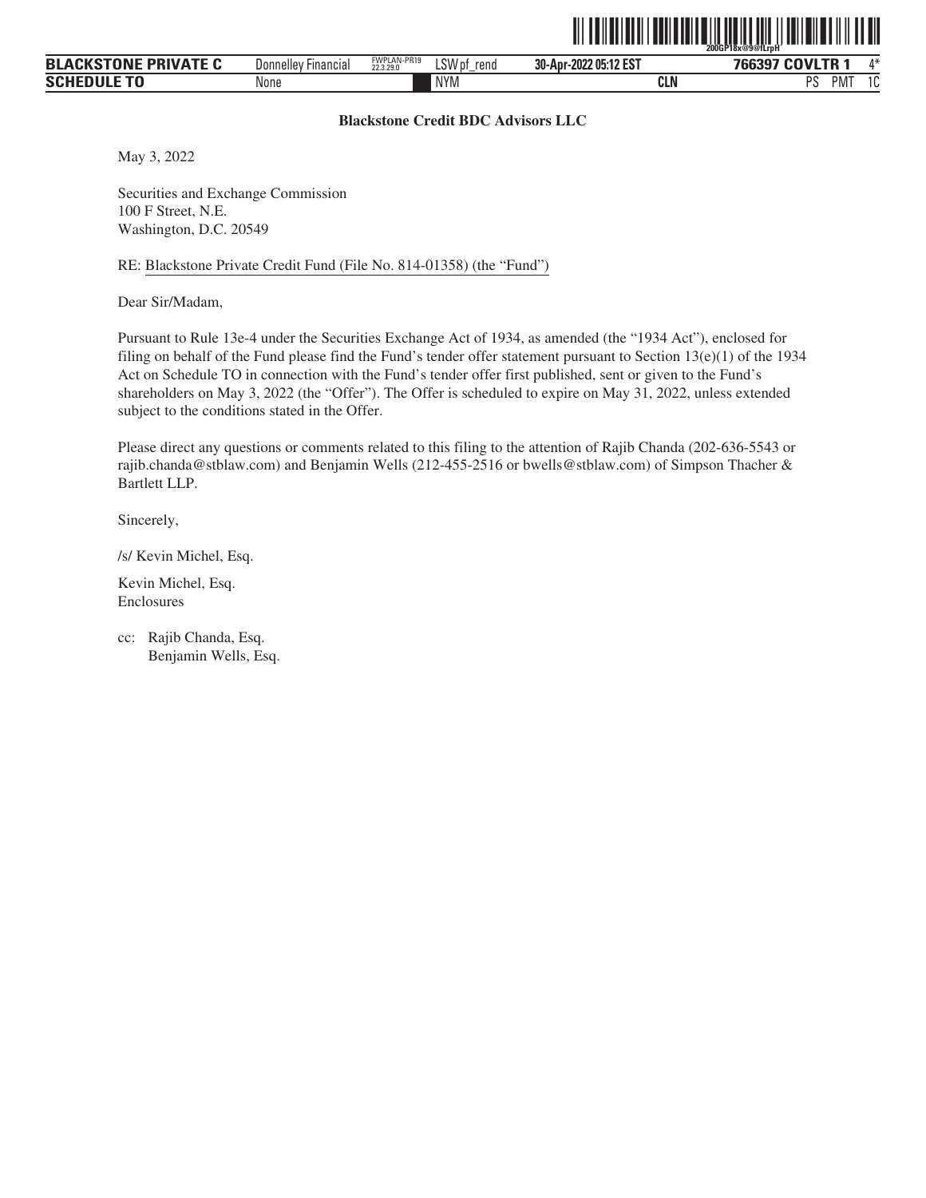**Blackstone Credit BDC Advisors LLC**

May 3, 2022

Securities and Exchange Commission
100 F Street, N.E.
Washington, D.C. 20549

RE: Blackstone Private Credit Fund (File No. 814-01358) (the "Fund")

Dear Sir/Madam,

Pursuant to Rule 13e-4 under the Securities Exchange Act of 1934, as amended (the "1934 Act"), enclosed for filing on behalf of the Fund please find the Fund's tender offer statement pursuant to Section 13(e)(1) of the 1934 Act on Schedule TO in connection with the Fund's tender offer first published, sent or given to the Fund's shareholders on May 3, 2022 (the "Offer"). The Offer is scheduled to expire on May 31, 2022, unless extended subject to the conditions stated in the Offer.

Please direct any questions or comments related to this filing to the attention of Rajib Chanda (202-636-5543 or rajib.chanda@stblaw.com) and Benjamin Wells (212-455-2516 or bwells@stblaw.com) of Simpson Thacher & Bartlett LLP.

Sincerely,

/s/ Kevin Michel, Esq.

Kevin Michel, Esq.
Enclosures

cc: Rajib Chanda, Esq.
Benjamin Wells, Esq.